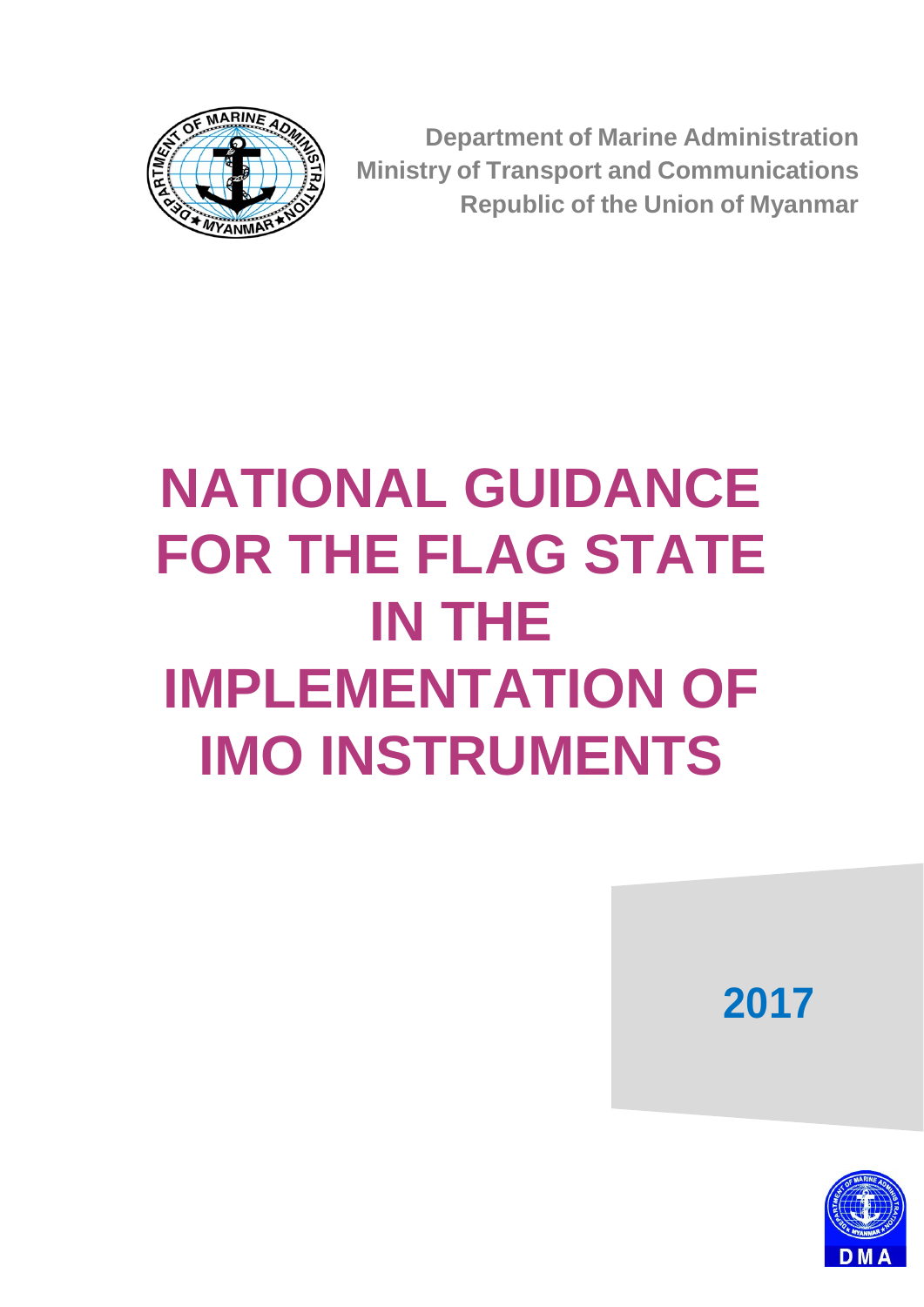**Department of Marine Administration**
**Ministry of Transport and Communications**
**Republic of the Union of Myanmar**

# NATIONAL GUIDANCE FOR THE FLAG STATE IN THE IMPLEMENTATION OF IMO INSTRUMENTS

**2017**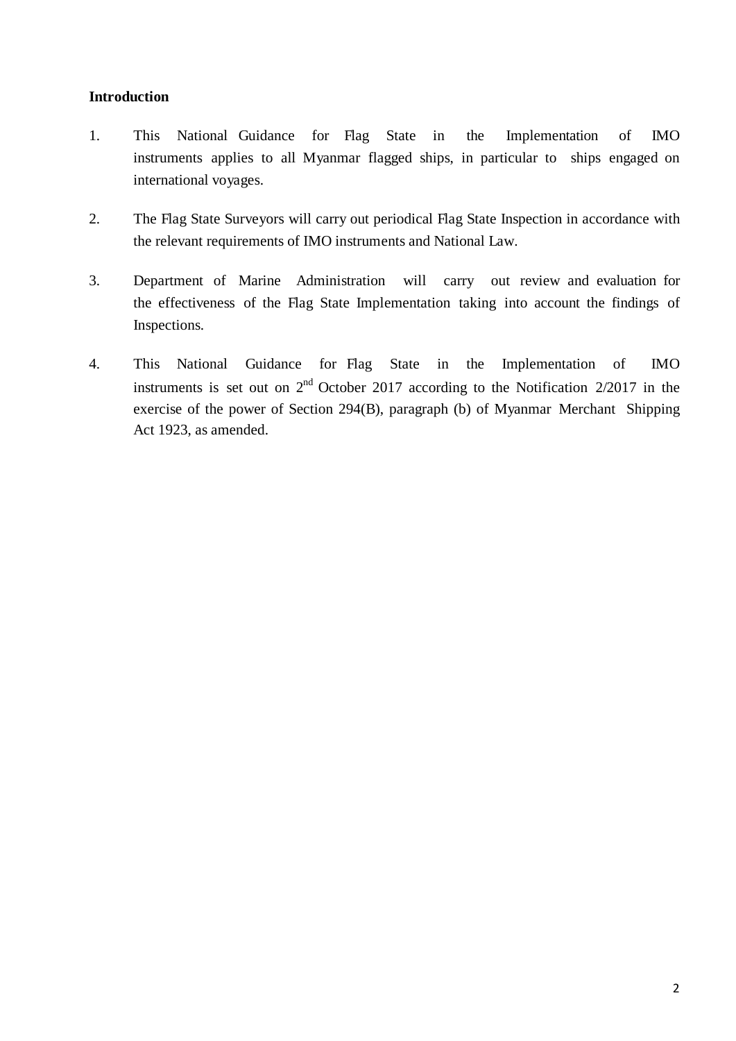**Introduction**

1. This National Guidance for Flag State in the Implementation of IMO instruments applies to all Myanmar flagged ships, in particular to ships engaged on international voyages.

2. The Flag State Surveyors will carry out periodical Flag State Inspection in accordance with the relevant requirements of IMO instruments and National Law.

3. Department of Marine Administration will carry out review and evaluation for the effectiveness of the Flag State Implementation taking into account the findings of Inspections.

4. This National Guidance for Flag State in the Implementation of IMO instruments is set out on 2nd October 2017 according to the Notification 2/2017 in the exercise of the power of Section 294(B), paragraph (b) of Myanmar Merchant Shipping Act 1923, as amended.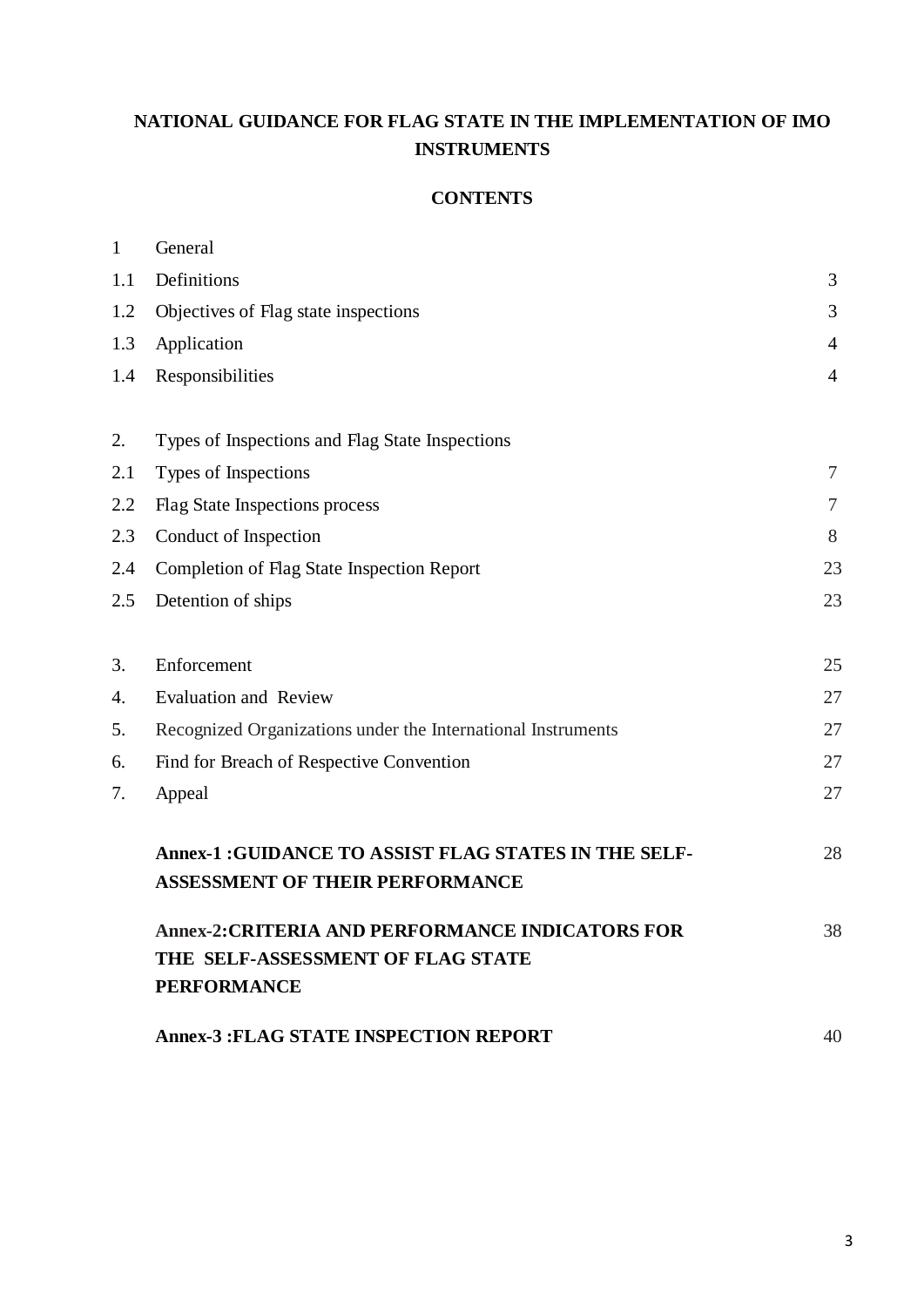**NATIONAL GUIDANCE FOR FLAG STATE IN THE IMPLEMENTATION OF IMO INSTRUMENTS**

**CONTENTS**

| | | |
|---|---|---|
| 1 | General | |
| 1.1 | Definitions | 3 |
| 1.2 | Objectives of Flag state inspections | 3 |
| 1.3 | Application | 4 |
| 1.4 | Responsibilities | 4 |
| | | |
| 2. | Types of Inspections and Flag State Inspections | |
| 2.1 | Types of Inspections | 7 |
| 2.2 | Flag State Inspections process | 7 |
| 2.3 | Conduct of Inspection | 8 |
| 2.4 | Completion of Flag State Inspection Report | 23 |
| 2.5 | Detention of ships | 23 |
| | | |
| 3. | Enforcement | 25 |
| 4. | Evaluation and Review | 27 |
| 5. | Recognized Organizations under the International Instruments | 27 |
| 6. | Find for Breach of Respective Convention | 27 |
| 7. | Appeal | 27 |
| | | |
| | **Annex-1 :GUIDANCE TO ASSIST FLAG STATES IN THE SELF-ASSESSMENT OF THEIR PERFORMANCE** | 28 |
| | **Annex-2:CRITERIA AND PERFORMANCE INDICATORS FOR THE SELF-ASSESSMENT OF FLAG STATE PERFORMANCE** | 38 |
| | **Annex-3 :FLAG STATE INSPECTION REPORT** | 40 |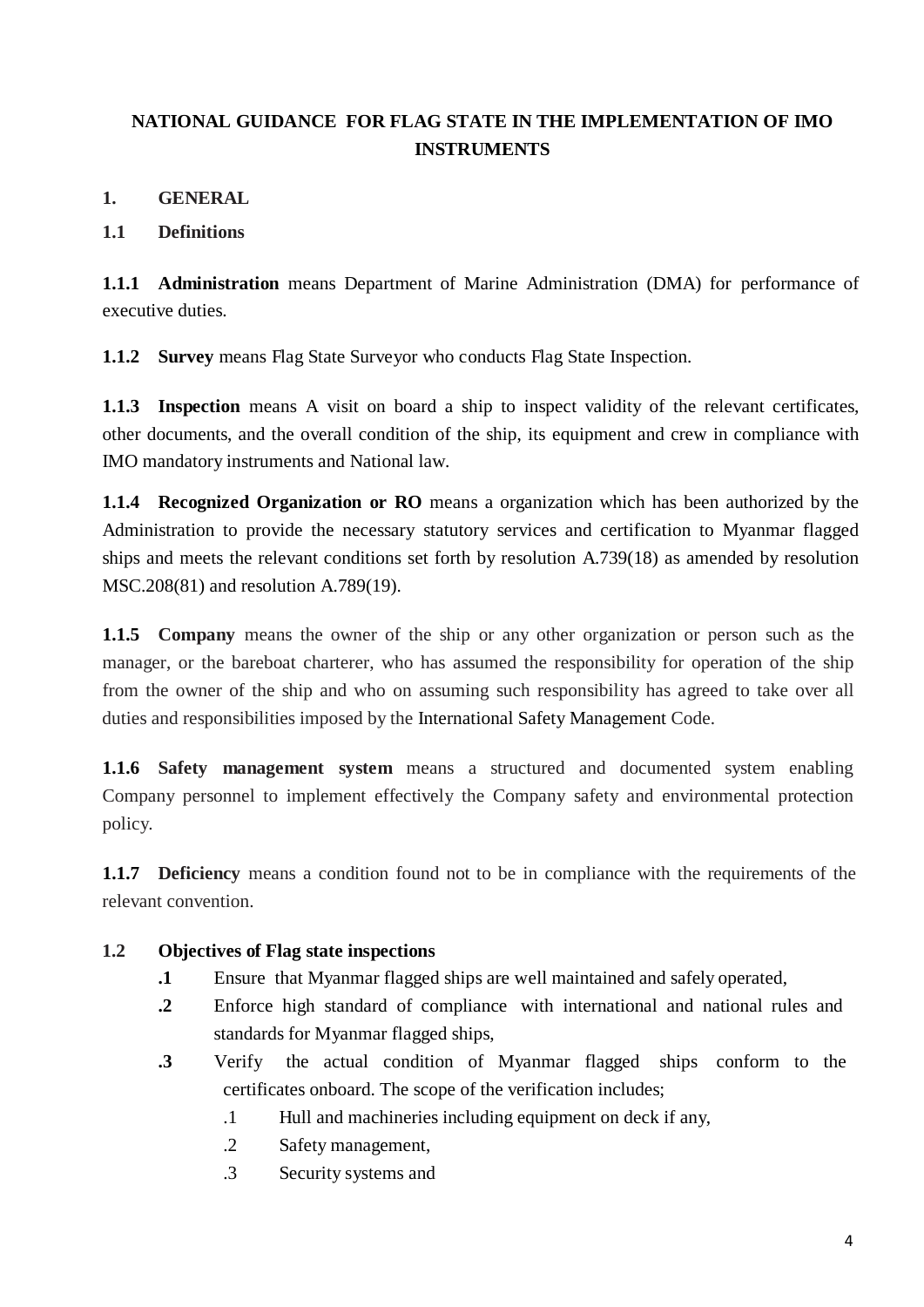**NATIONAL GUIDANCE FOR FLAG STATE IN THE IMPLEMENTATION OF IMO INSTRUMENTS**

## 1. GENERAL

### 1.1 Definitions

**1.1.1 Administration** means Department of Marine Administration (DMA) for performance of executive duties.

**1.1.2 Survey** means Flag State Surveyor who conducts Flag State Inspection.

**1.1.3 Inspection** means A visit on board a ship to inspect validity of the relevant certificates, other documents, and the overall condition of the ship, its equipment and crew in compliance with IMO mandatory instruments and National law.

**1.1.4 Recognized Organization or RO** means a organization which has been authorized by the Administration to provide the necessary statutory services and certification to Myanmar flagged ships and meets the relevant conditions set forth by resolution A.739(18) as amended by resolution MSC.208(81) and resolution A.789(19).

**1.1.5 Company** means the owner of the ship or any other organization or person such as the manager, or the bareboat charterer, who has assumed the responsibility for operation of the ship from the owner of the ship and who on assuming such responsibility has agreed to take over all duties and responsibilities imposed by the International Safety Management Code.

**1.1.6 Safety management system** means a structured and documented system enabling Company personnel to implement effectively the Company safety and environmental protection policy.

**1.1.7 Deficiency** means a condition found not to be in compliance with the requirements of the relevant convention.

### 1.2 Objectives of Flag state inspections

- **.1** Ensure that Myanmar flagged ships are well maintained and safely operated,
- **.2** Enforce high standard of compliance with international and national rules and standards for Myanmar flagged ships,
- **.3** Verify the actual condition of Myanmar flagged ships conform to the certificates onboard. The scope of the verification includes;
  - .1 Hull and machineries including equipment on deck if any,
  - .2 Safety management,
  - .3 Security systems and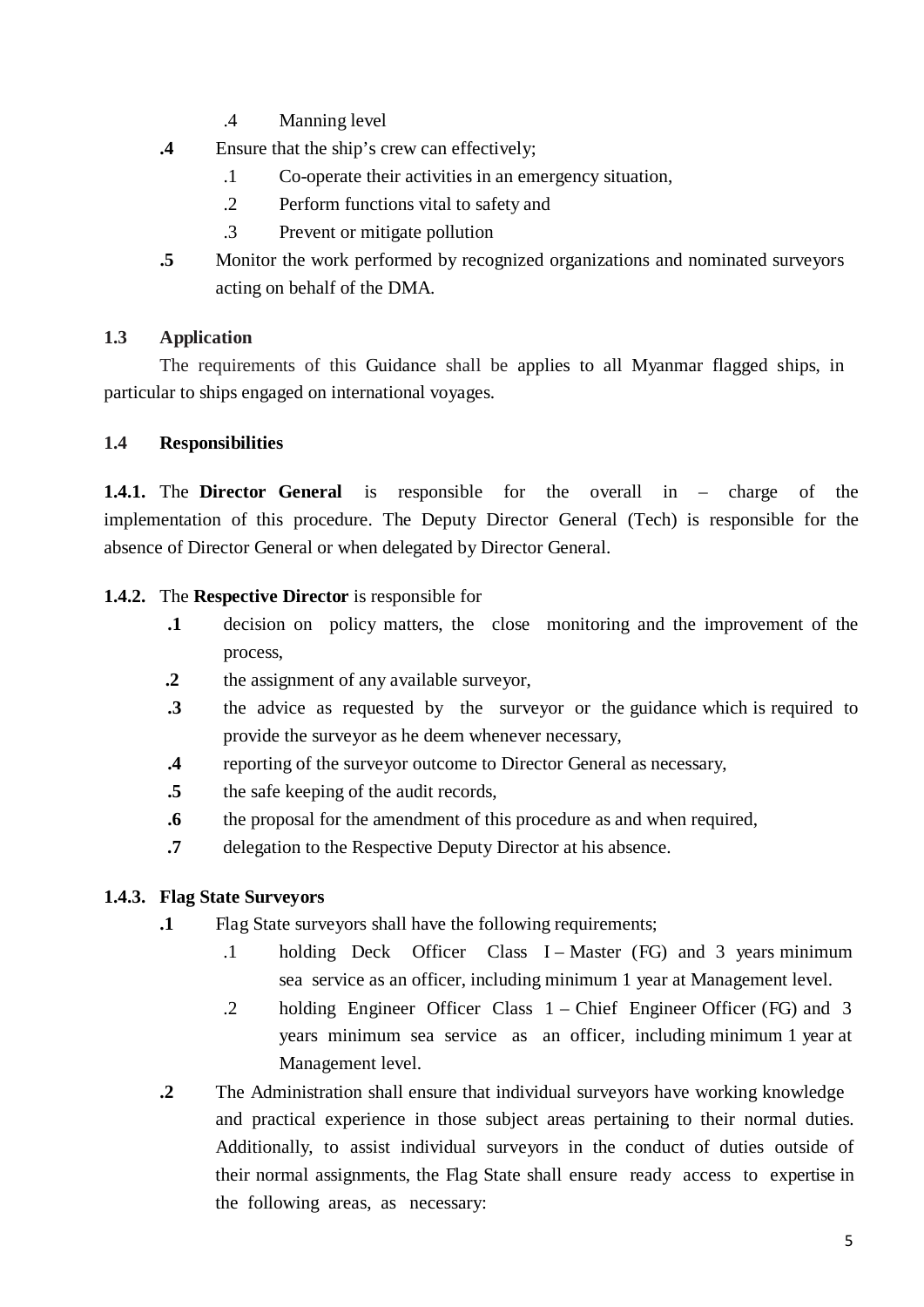.4 Manning level

**.4** Ensure that the ship's crew can effectively;

.1 Co-operate their activities in an emergency situation,

.2 Perform functions vital to safety and

.3 Prevent or mitigate pollution

**.5** Monitor the work performed by recognized organizations and nominated surveyors acting on behalf of the DMA.

### 1.3 Application

The requirements of this Guidance shall be applies to all Myanmar flagged ships, in particular to ships engaged on international voyages.

### 1.4 Responsibilities

**1.4.1.** The **Director General** is responsible for the overall in – charge of the implementation of this procedure. The Deputy Director General (Tech) is responsible for the absence of Director General or when delegated by Director General.

**1.4.2.** The **Respective Director** is responsible for

**.1** decision on policy matters, the close monitoring and the improvement of the process,

**.2** the assignment of any available surveyor,

**.3** the advice as requested by the surveyor or the guidance which is required to provide the surveyor as he deem whenever necessary,

**.4** reporting of the surveyor outcome to Director General as necessary,

**.5** the safe keeping of the audit records,

**.6** the proposal for the amendment of this procedure as and when required,

**.7** delegation to the Respective Deputy Director at his absence.

**1.4.3. Flag State Surveyors**

**.1** Flag State surveyors shall have the following requirements;

.1 holding Deck Officer Class I – Master (FG) and 3 years minimum sea service as an officer, including minimum 1 year at Management level.

.2 holding Engineer Officer Class 1 – Chief Engineer Officer (FG) and 3 years minimum sea service as an officer, including minimum 1 year at Management level.

**.2** The Administration shall ensure that individual surveyors have working knowledge and practical experience in those subject areas pertaining to their normal duties. Additionally, to assist individual surveyors in the conduct of duties outside of their normal assignments, the Flag State shall ensure ready access to expertise in the following areas, as necessary: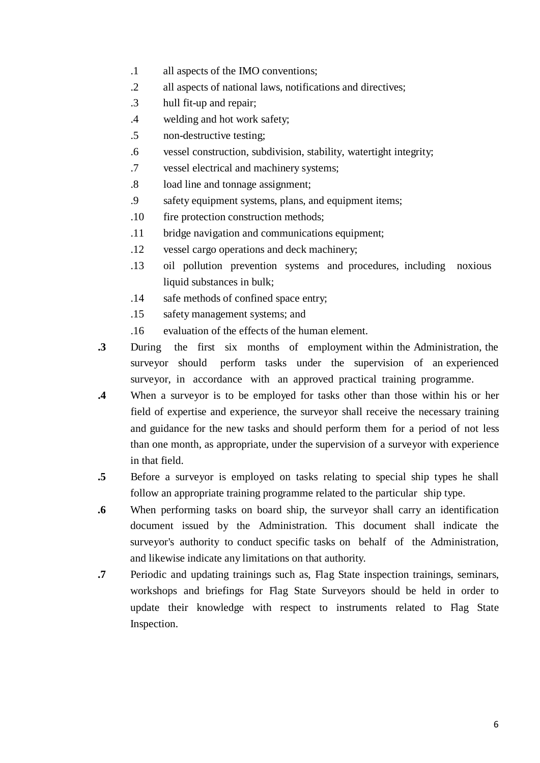.1 all aspects of the IMO conventions;

.2 all aspects of national laws, notifications and directives;

.3 hull fit-up and repair;

.4 welding and hot work safety;

.5 non-destructive testing;

.6 vessel construction, subdivision, stability, watertight integrity;

.7 vessel electrical and machinery systems;

.8 load line and tonnage assignment;

.9 safety equipment systems, plans, and equipment items;

.10 fire protection construction methods;

.11 bridge navigation and communications equipment;

.12 vessel cargo operations and deck machinery;

.13 oil pollution prevention systems and procedures, including noxious liquid substances in bulk;

.14 safe methods of confined space entry;

.15 safety management systems; and

.16 evaluation of the effects of the human element.

**.3** During the first six months of employment within the Administration, the surveyor should perform tasks under the supervision of an experienced surveyor, in accordance with an approved practical training programme.

**.4** When a surveyor is to be employed for tasks other than those within his or her field of expertise and experience, the surveyor shall receive the necessary training and guidance for the new tasks and should perform them for a period of not less than one month, as appropriate, under the supervision of a surveyor with experience in that field.

**.5** Before a surveyor is employed on tasks relating to special ship types he shall follow an appropriate training programme related to the particular ship type.

**.6** When performing tasks on board ship, the surveyor shall carry an identification document issued by the Administration. This document shall indicate the surveyor's authority to conduct specific tasks on behalf of the Administration, and likewise indicate any limitations on that authority.

**.7** Periodic and updating trainings such as, Flag State inspection trainings, seminars, workshops and briefings for Flag State Surveyors should be held in order to update their knowledge with respect to instruments related to Flag State Inspection.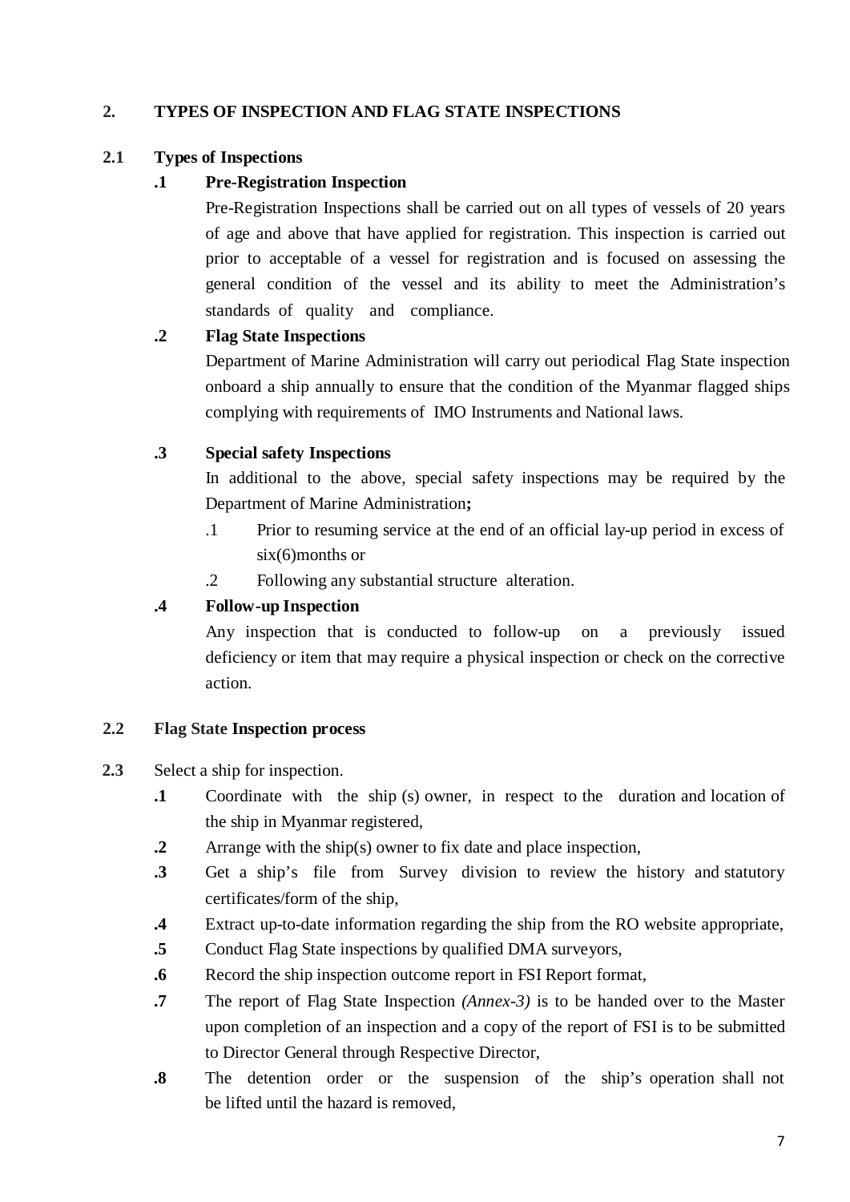## 2. TYPES OF INSPECTION AND FLAG STATE INSPECTIONS

### 2.1 Types of Inspections

**.1 Pre-Registration Inspection**

Pre-Registration Inspections shall be carried out on all types of vessels of 20 years of age and above that have applied for registration. This inspection is carried out prior to acceptable of a vessel for registration and is focused on assessing the general condition of the vessel and its ability to meet the Administration's standards of quality and compliance.

**.2 Flag State Inspections**

Department of Marine Administration will carry out periodical Flag State inspection onboard a ship annually to ensure that the condition of the Myanmar flagged ships complying with requirements of IMO Instruments and National laws.

**.3 Special safety Inspections**

In additional to the above, special safety inspections may be required by the Department of Marine Administration**;**

.1 Prior to resuming service at the end of an official lay-up period in excess of six(6)months or

.2 Following any substantial structure alteration.

**.4 Follow-up Inspection**

Any inspection that is conducted to follow-up on a previously issued deficiency or item that may require a physical inspection or check on the corrective action.

### 2.2 Flag State Inspection process

**2.3** Select a ship for inspection.

**.1** Coordinate with the ship (s) owner, in respect to the duration and location of the ship in Myanmar registered,

**.2** Arrange with the ship(s) owner to fix date and place inspection,

**.3** Get a ship's file from Survey division to review the history and statutory certificates/form of the ship,

**.4** Extract up-to-date information regarding the ship from the RO website appropriate,

**.5** Conduct Flag State inspections by qualified DMA surveyors,

**.6** Record the ship inspection outcome report in FSI Report format,

**.7** The report of Flag State Inspection *(Annex-3)* is to be handed over to the Master upon completion of an inspection and a copy of the report of FSI is to be submitted to Director General through Respective Director,

**.8** The detention order or the suspension of the ship's operation shall not be lifted until the hazard is removed,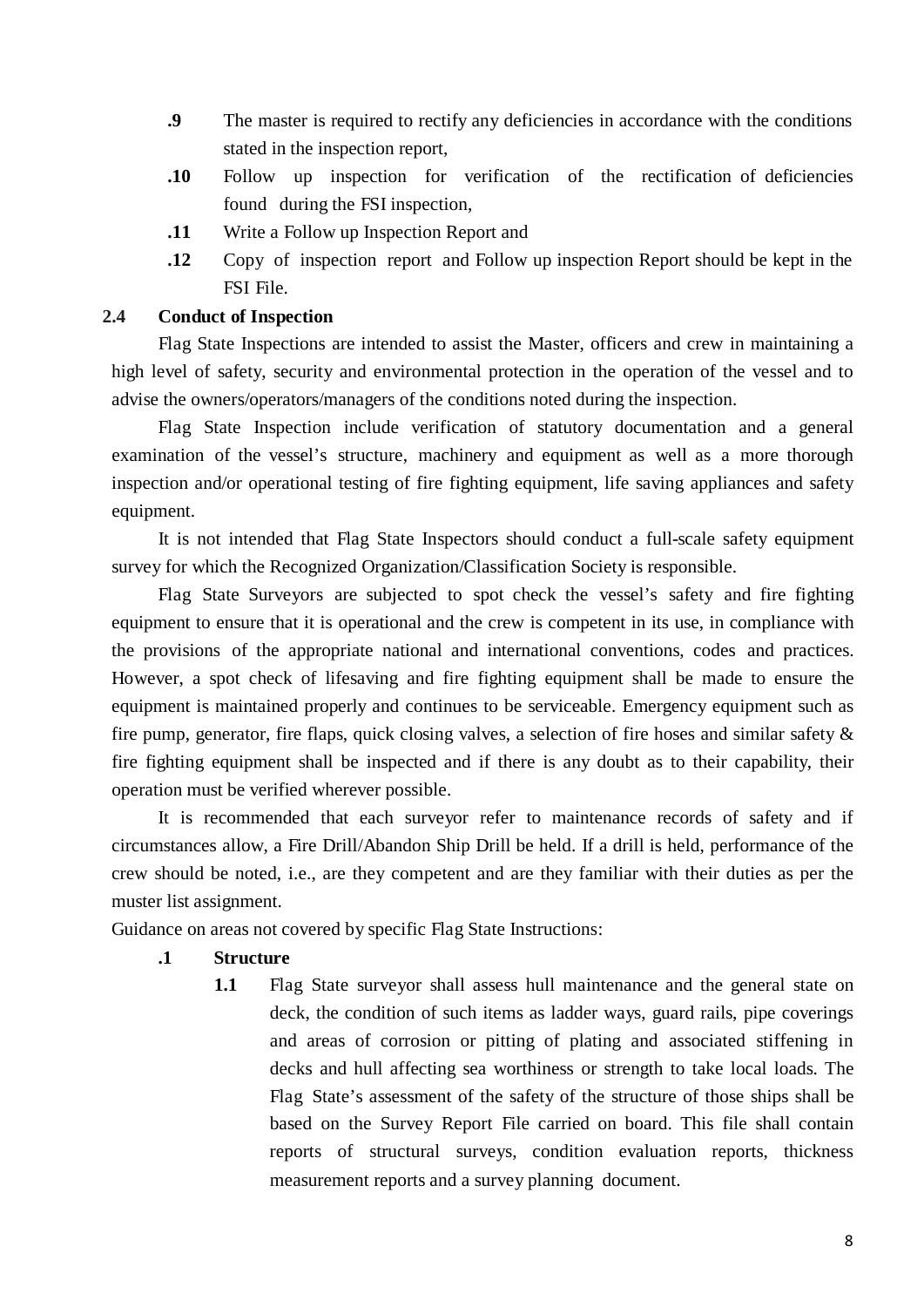**.9** The master is required to rectify any deficiencies in accordance with the conditions stated in the inspection report,

**.10** Follow up inspection for verification of the rectification of deficiencies found during the FSI inspection,

**.11** Write a Follow up Inspection Report and

**.12** Copy of inspection report and Follow up inspection Report should be kept in the FSI File.

**2.4 Conduct of Inspection**

Flag State Inspections are intended to assist the Master, officers and crew in maintaining a high level of safety, security and environmental protection in the operation of the vessel and to advise the owners/operators/managers of the conditions noted during the inspection.

Flag State Inspection include verification of statutory documentation and a general examination of the vessel's structure, machinery and equipment as well as a more thorough inspection and/or operational testing of fire fighting equipment, life saving appliances and safety equipment.

It is not intended that Flag State Inspectors should conduct a full-scale safety equipment survey for which the Recognized Organization/Classification Society is responsible.

Flag State Surveyors are subjected to spot check the vessel's safety and fire fighting equipment to ensure that it is operational and the crew is competent in its use, in compliance with the provisions of the appropriate national and international conventions, codes and practices. However, a spot check of lifesaving and fire fighting equipment shall be made to ensure the equipment is maintained properly and continues to be serviceable. Emergency equipment such as fire pump, generator, fire flaps, quick closing valves, a selection of fire hoses and similar safety & fire fighting equipment shall be inspected and if there is any doubt as to their capability, their operation must be verified wherever possible.

It is recommended that each surveyor refer to maintenance records of safety and if circumstances allow, a Fire Drill/Abandon Ship Drill be held. If a drill is held, performance of the crew should be noted, i.e., are they competent and are they familiar with their duties as per the muster list assignment.

Guidance on areas not covered by specific Flag State Instructions:

**.1 Structure**

**1.1** Flag State surveyor shall assess hull maintenance and the general state on deck, the condition of such items as ladder ways, guard rails, pipe coverings and areas of corrosion or pitting of plating and associated stiffening in decks and hull affecting sea worthiness or strength to take local loads. The Flag State's assessment of the safety of the structure of those ships shall be based on the Survey Report File carried on board. This file shall contain reports of structural surveys, condition evaluation reports, thickness measurement reports and a survey planning document.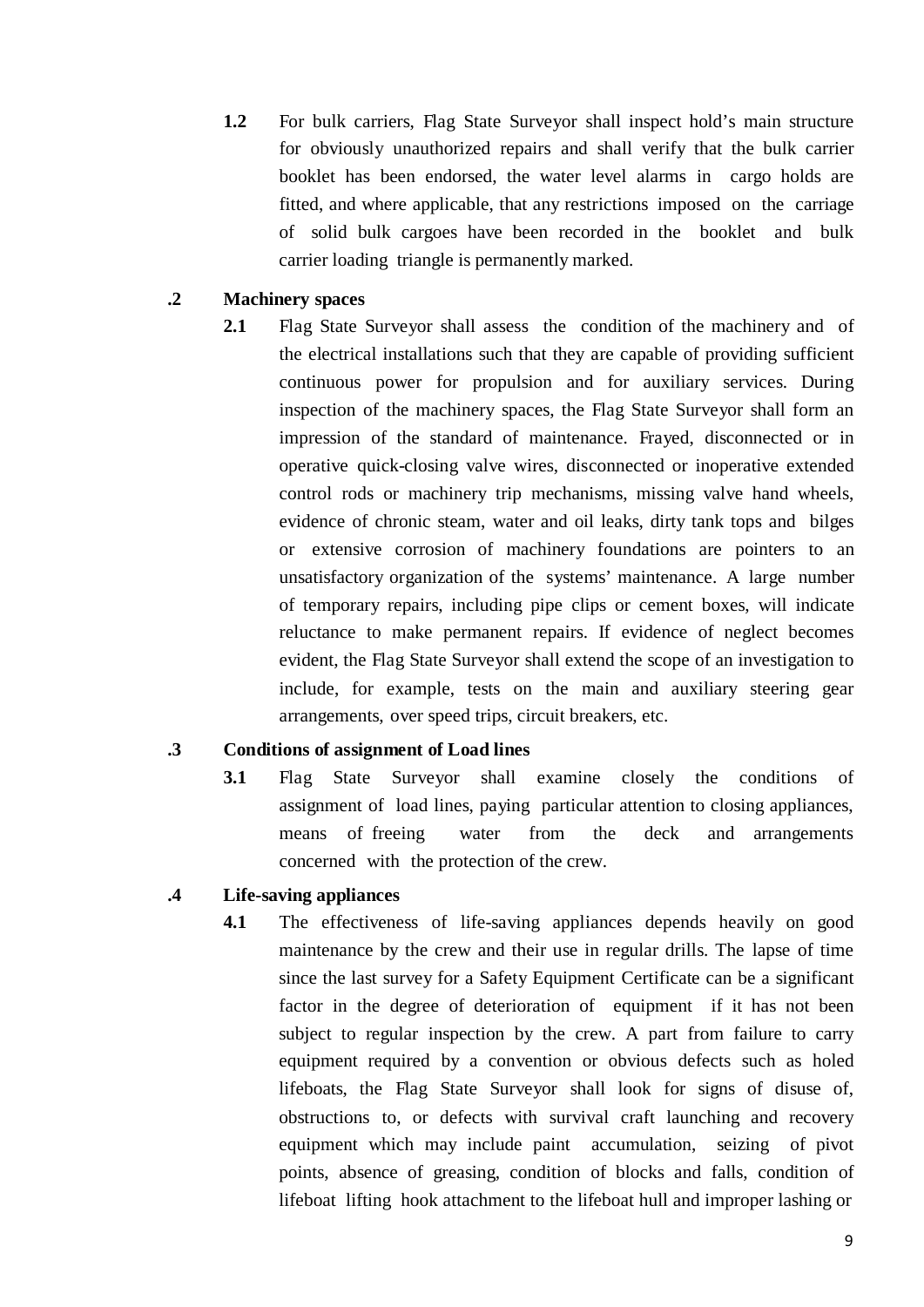**1.2** For bulk carriers, Flag State Surveyor shall inspect hold's main structure for obviously unauthorized repairs and shall verify that the bulk carrier booklet has been endorsed, the water level alarms in cargo holds are fitted, and where applicable, that any restrictions imposed on the carriage of solid bulk cargoes have been recorded in the booklet and bulk carrier loading triangle is permanently marked.

**.2 Machinery spaces**

**2.1** Flag State Surveyor shall assess the condition of the machinery and of the electrical installations such that they are capable of providing sufficient continuous power for propulsion and for auxiliary services. During inspection of the machinery spaces, the Flag State Surveyor shall form an impression of the standard of maintenance. Frayed, disconnected or in operative quick-closing valve wires, disconnected or inoperative extended control rods or machinery trip mechanisms, missing valve hand wheels, evidence of chronic steam, water and oil leaks, dirty tank tops and bilges or extensive corrosion of machinery foundations are pointers to an unsatisfactory organization of the systems' maintenance. A large number of temporary repairs, including pipe clips or cement boxes, will indicate reluctance to make permanent repairs. If evidence of neglect becomes evident, the Flag State Surveyor shall extend the scope of an investigation to include, for example, tests on the main and auxiliary steering gear arrangements, over speed trips, circuit breakers, etc.

**.3 Conditions of assignment of Load lines**

**3.1** Flag State Surveyor shall examine closely the conditions of assignment of load lines, paying particular attention to closing appliances, means of freeing water from the deck and arrangements concerned with the protection of the crew.

**.4 Life-saving appliances**

**4.1** The effectiveness of life-saving appliances depends heavily on good maintenance by the crew and their use in regular drills. The lapse of time since the last survey for a Safety Equipment Certificate can be a significant factor in the degree of deterioration of equipment if it has not been subject to regular inspection by the crew. A part from failure to carry equipment required by a convention or obvious defects such as holed lifeboats, the Flag State Surveyor shall look for signs of disuse of, obstructions to, or defects with survival craft launching and recovery equipment which may include paint accumulation, seizing of pivot points, absence of greasing, condition of blocks and falls, condition of lifeboat lifting hook attachment to the lifeboat hull and improper lashing or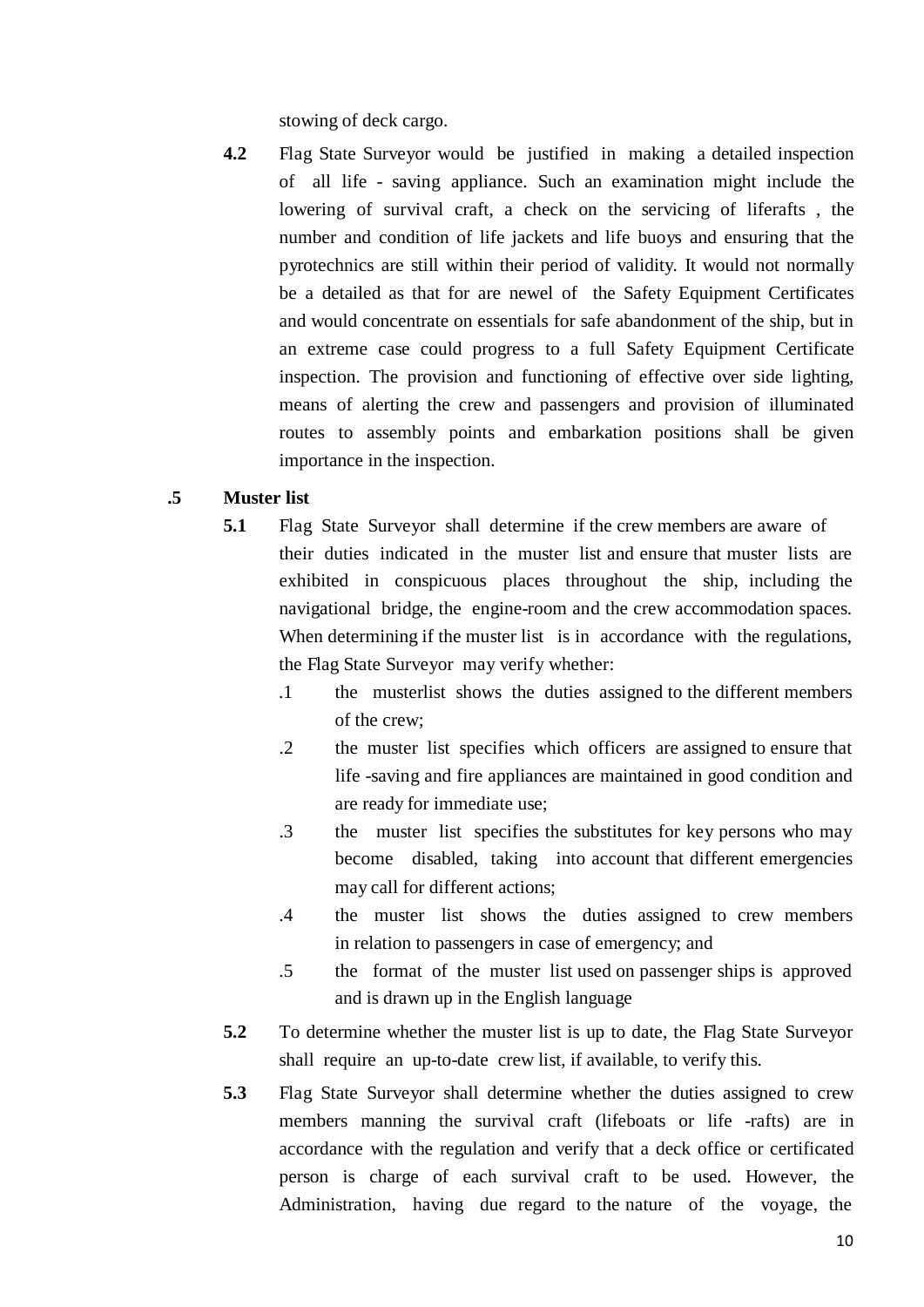stowing of deck cargo.

**4.2** Flag State Surveyor would be justified in making a detailed inspection of all life - saving appliance. Such an examination might include the lowering of survival craft, a check on the servicing of liferafts , the number and condition of life jackets and life buoys and ensuring that the pyrotechnics are still within their period of validity. It would not normally be a detailed as that for are newel of the Safety Equipment Certificates and would concentrate on essentials for safe abandonment of the ship, but in an extreme case could progress to a full Safety Equipment Certificate inspection. The provision and functioning of effective over side lighting, means of alerting the crew and passengers and provision of illuminated routes to assembly points and embarkation positions shall be given importance in the inspection.

**.5 Muster list**

**5.1** Flag State Surveyor shall determine if the crew members are aware of their duties indicated in the muster list and ensure that muster lists are exhibited in conspicuous places throughout the ship, including the navigational bridge, the engine-room and the crew accommodation spaces. When determining if the muster list is in accordance with the regulations, the Flag State Surveyor may verify whether:

.1 the musterlist shows the duties assigned to the different members of the crew;

.2 the muster list specifies which officers are assigned to ensure that life -saving and fire appliances are maintained in good condition and are ready for immediate use;

.3 the muster list specifies the substitutes for key persons who may become disabled, taking into account that different emergencies may call for different actions;

.4 the muster list shows the duties assigned to crew members in relation to passengers in case of emergency; and

.5 the format of the muster list used on passenger ships is approved and is drawn up in the English language

**5.2** To determine whether the muster list is up to date, the Flag State Surveyor shall require an up-to-date crew list, if available, to verify this.

**5.3** Flag State Surveyor shall determine whether the duties assigned to crew members manning the survival craft (lifeboats or life -rafts) are in accordance with the regulation and verify that a deck office or certificated person is charge of each survival craft to be used. However, the Administration, having due regard to the nature of the voyage, the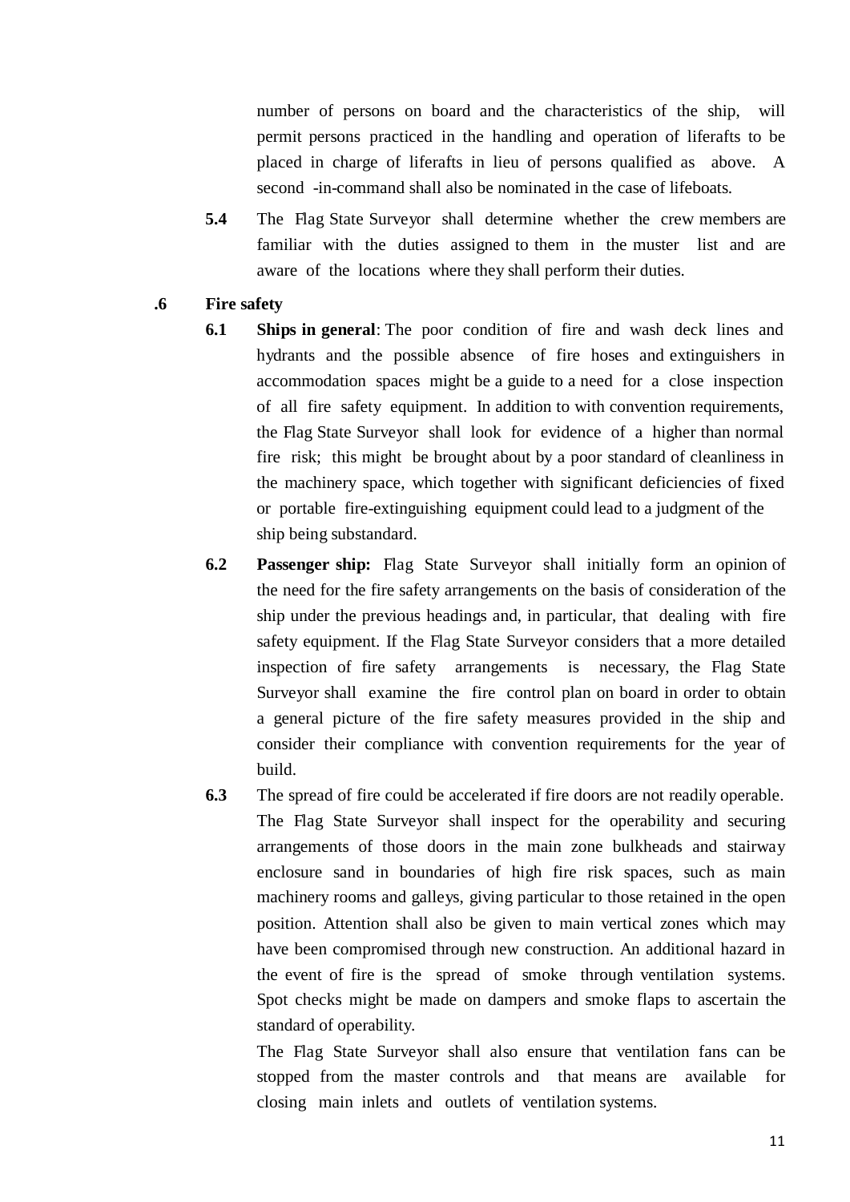number of persons on board and the characteristics of the ship, will permit persons practiced in the handling and operation of liferafts to be placed in charge of liferafts in lieu of persons qualified as above. A second -in-command shall also be nominated in the case of lifeboats.

**5.4** The Flag State Surveyor shall determine whether the crew members are familiar with the duties assigned to them in the muster list and are aware of the locations where they shall perform their duties.

**.6 Fire safety**

**6.1** **Ships in general**: The poor condition of fire and wash deck lines and hydrants and the possible absence of fire hoses and extinguishers in accommodation spaces might be a guide to a need for a close inspection of all fire safety equipment. In addition to with convention requirements, the Flag State Surveyor shall look for evidence of a higher than normal fire risk; this might be brought about by a poor standard of cleanliness in the machinery space, which together with significant deficiencies of fixed or portable fire-extinguishing equipment could lead to a judgment of the ship being substandard.

**6.2** **Passenger ship:** Flag State Surveyor shall initially form an opinion of the need for the fire safety arrangements on the basis of consideration of the ship under the previous headings and, in particular, that dealing with fire safety equipment. If the Flag State Surveyor considers that a more detailed inspection of fire safety arrangements is necessary, the Flag State Surveyor shall examine the fire control plan on board in order to obtain a general picture of the fire safety measures provided in the ship and consider their compliance with convention requirements for the year of build.

**6.3** The spread of fire could be accelerated if fire doors are not readily operable. The Flag State Surveyor shall inspect for the operability and securing arrangements of those doors in the main zone bulkheads and stairway enclosure sand in boundaries of high fire risk spaces, such as main machinery rooms and galleys, giving particular to those retained in the open position. Attention shall also be given to main vertical zones which may have been compromised through new construction. An additional hazard in the event of fire is the spread of smoke through ventilation systems. Spot checks might be made on dampers and smoke flaps to ascertain the standard of operability.

The Flag State Surveyor shall also ensure that ventilation fans can be stopped from the master controls and that means are available for closing main inlets and outlets of ventilation systems.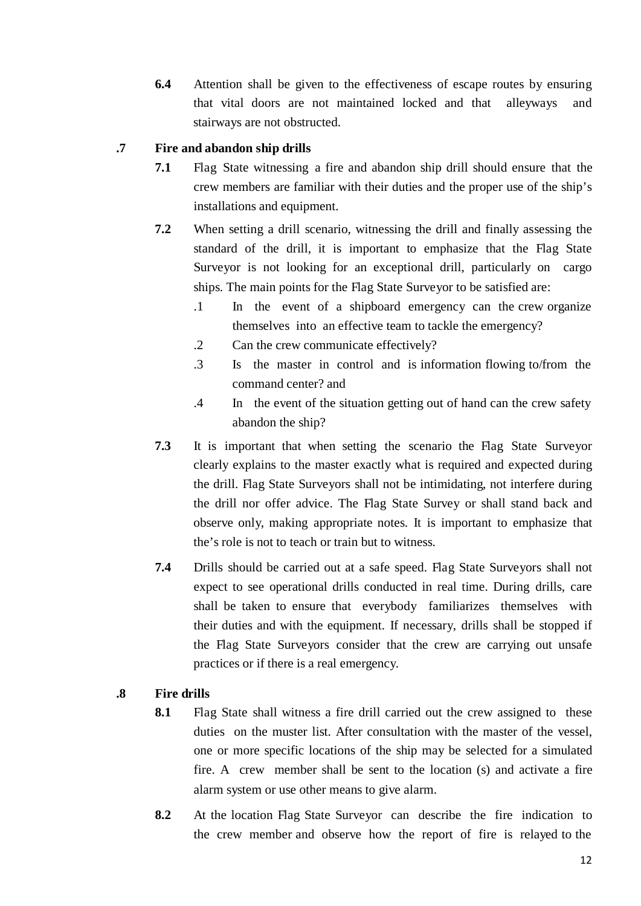**6.4** Attention shall be given to the effectiveness of escape routes by ensuring that vital doors are not maintained locked and that alleyways and stairways are not obstructed.

**.7 Fire and abandon ship drills**

**7.1** Flag State witnessing a fire and abandon ship drill should ensure that the crew members are familiar with their duties and the proper use of the ship's installations and equipment.

**7.2** When setting a drill scenario, witnessing the drill and finally assessing the standard of the drill, it is important to emphasize that the Flag State Surveyor is not looking for an exceptional drill, particularly on cargo ships. The main points for the Flag State Surveyor to be satisfied are:

.1 In the event of a shipboard emergency can the crew organize themselves into an effective team to tackle the emergency?

.2 Can the crew communicate effectively?

.3 Is the master in control and is information flowing to/from the command center? and

.4 In the event of the situation getting out of hand can the crew safety abandon the ship?

**7.3** It is important that when setting the scenario the Flag State Surveyor clearly explains to the master exactly what is required and expected during the drill. Flag State Surveyors shall not be intimidating, not interfere during the drill nor offer advice. The Flag State Survey or shall stand back and observe only, making appropriate notes. It is important to emphasize that the's role is not to teach or train but to witness.

**7.4** Drills should be carried out at a safe speed. Flag State Surveyors shall not expect to see operational drills conducted in real time. During drills, care shall be taken to ensure that everybody familiarizes themselves with their duties and with the equipment. If necessary, drills shall be stopped if the Flag State Surveyors consider that the crew are carrying out unsafe practices or if there is a real emergency.

**.8 Fire drills**

**8.1** Flag State shall witness a fire drill carried out the crew assigned to these duties on the muster list. After consultation with the master of the vessel, one or more specific locations of the ship may be selected for a simulated fire. A crew member shall be sent to the location (s) and activate a fire alarm system or use other means to give alarm.

**8.2** At the location Flag State Surveyor can describe the fire indication to the crew member and observe how the report of fire is relayed to the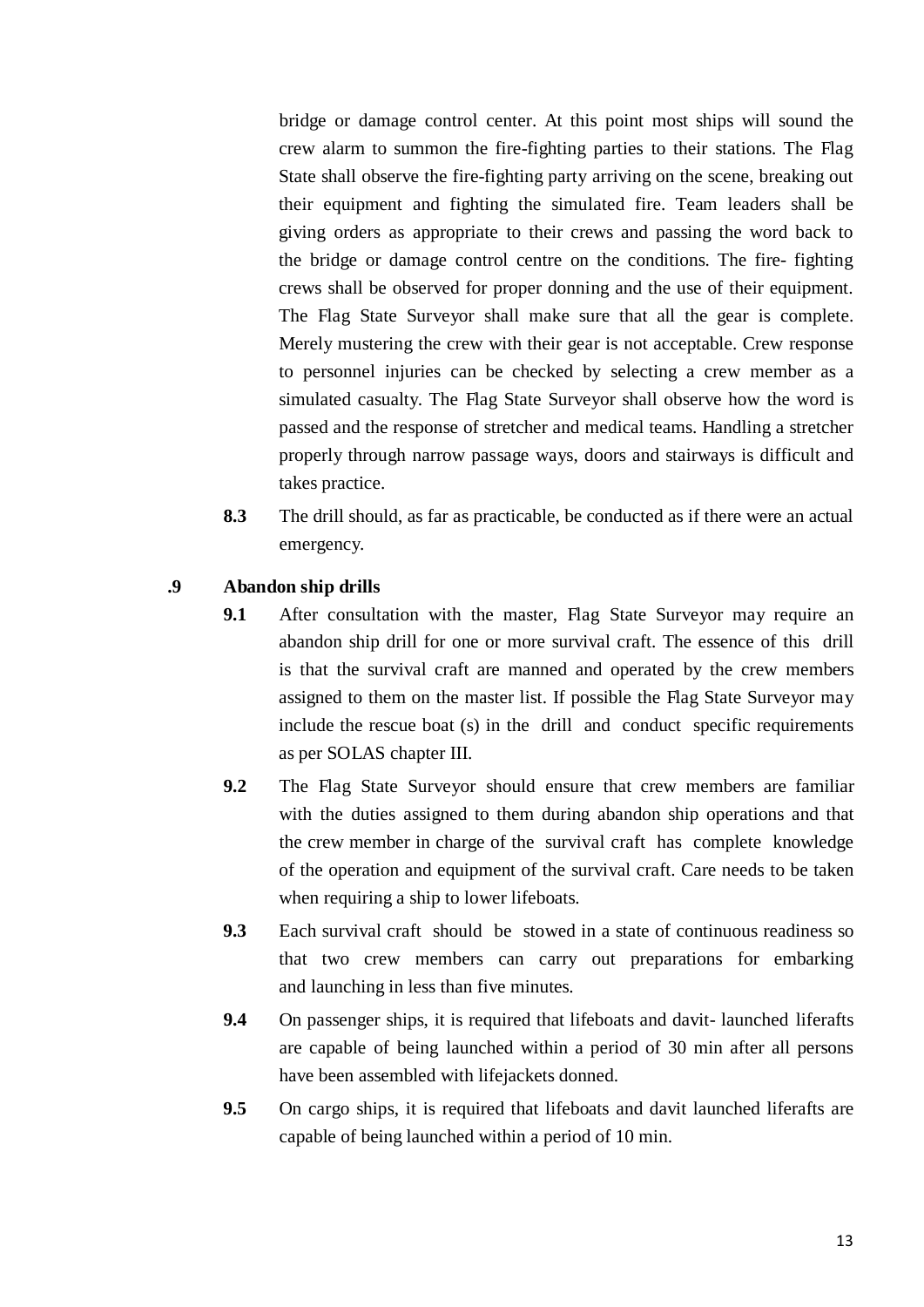bridge or damage control center. At this point most ships will sound the crew alarm to summon the fire-fighting parties to their stations. The Flag State shall observe the fire-fighting party arriving on the scene, breaking out their equipment and fighting the simulated fire. Team leaders shall be giving orders as appropriate to their crews and passing the word back to the bridge or damage control centre on the conditions. The fire- fighting crews shall be observed for proper donning and the use of their equipment. The Flag State Surveyor shall make sure that all the gear is complete. Merely mustering the crew with their gear is not acceptable. Crew response to personnel injuries can be checked by selecting a crew member as a simulated casualty. The Flag State Surveyor shall observe how the word is passed and the response of stretcher and medical teams. Handling a stretcher properly through narrow passage ways, doors and stairways is difficult and takes practice.

**8.3** The drill should, as far as practicable, be conducted as if there were an actual emergency.

**.9 Abandon ship drills**

**9.1** After consultation with the master, Flag State Surveyor may require an abandon ship drill for one or more survival craft. The essence of this drill is that the survival craft are manned and operated by the crew members assigned to them on the master list. If possible the Flag State Surveyor may include the rescue boat (s) in the drill and conduct specific requirements as per SOLAS chapter III.

**9.2** The Flag State Surveyor should ensure that crew members are familiar with the duties assigned to them during abandon ship operations and that the crew member in charge of the survival craft has complete knowledge of the operation and equipment of the survival craft. Care needs to be taken when requiring a ship to lower lifeboats.

**9.3** Each survival craft should be stowed in a state of continuous readiness so that two crew members can carry out preparations for embarking and launching in less than five minutes.

**9.4** On passenger ships, it is required that lifeboats and davit- launched liferafts are capable of being launched within a period of 30 min after all persons have been assembled with lifejackets donned.

**9.5** On cargo ships, it is required that lifeboats and davit launched liferafts are capable of being launched within a period of 10 min.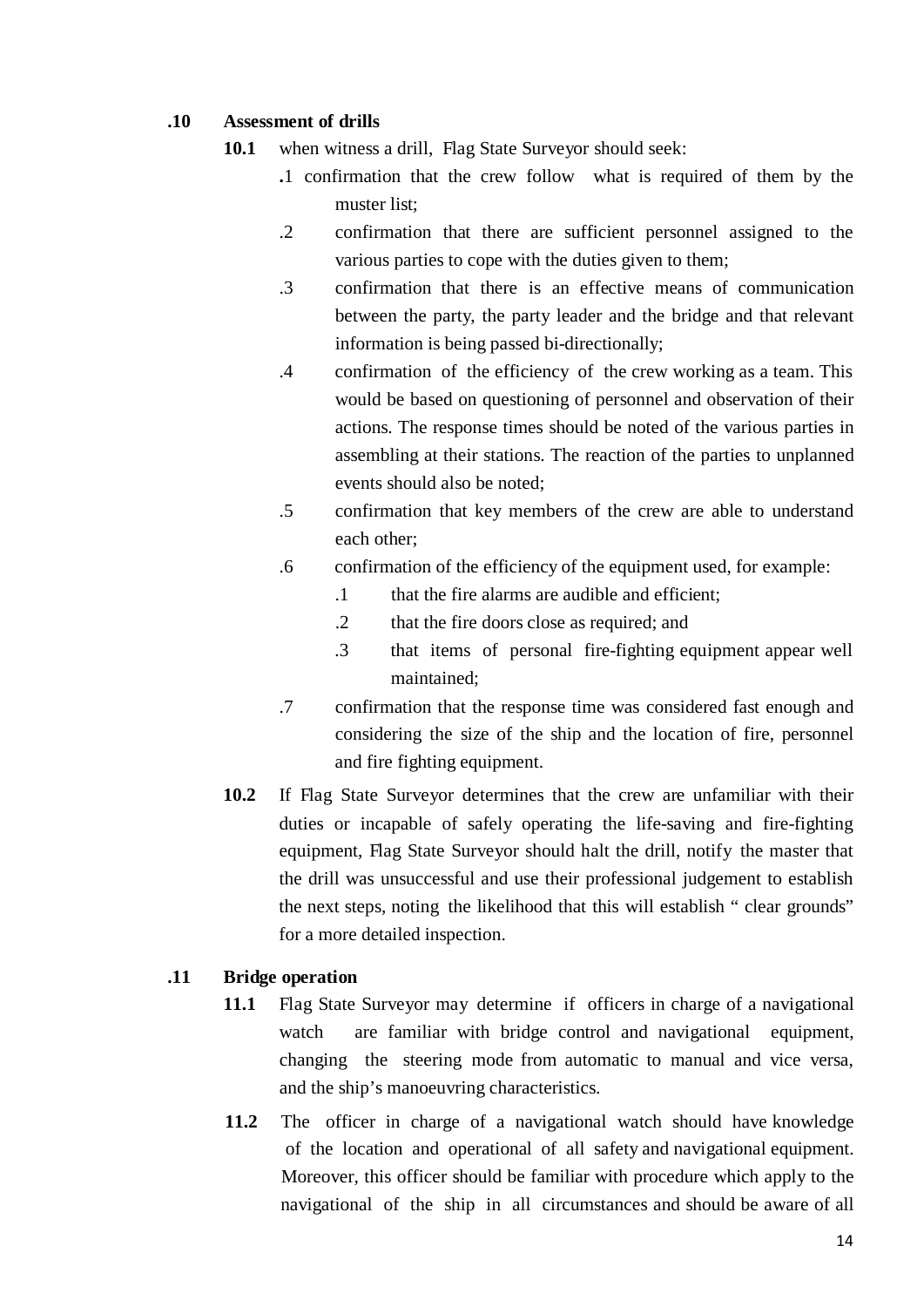**.10 Assessment of drills**

**10.1** when witness a drill, Flag State Surveyor should seek:

.1 confirmation that the crew follow what is required of them by the muster list;

.2 confirmation that there are sufficient personnel assigned to the various parties to cope with the duties given to them;

.3 confirmation that there is an effective means of communication between the party, the party leader and the bridge and that relevant information is being passed bi-directionally;

.4 confirmation of the efficiency of the crew working as a team. This would be based on questioning of personnel and observation of their actions. The response times should be noted of the various parties in assembling at their stations. The reaction of the parties to unplanned events should also be noted;

.5 confirmation that key members of the crew are able to understand each other;

.6 confirmation of the efficiency of the equipment used, for example:

  .1 that the fire alarms are audible and efficient;

  .2 that the fire doors close as required; and

  .3 that items of personal fire-fighting equipment appear well maintained;

.7 confirmation that the response time was considered fast enough and considering the size of the ship and the location of fire, personnel and fire fighting equipment.

**10.2** If Flag State Surveyor determines that the crew are unfamiliar with their duties or incapable of safely operating the life-saving and fire-fighting equipment, Flag State Surveyor should halt the drill, notify the master that the drill was unsuccessful and use their professional judgement to establish the next steps, noting the likelihood that this will establish " clear grounds" for a more detailed inspection.

**.11 Bridge operation**

**11.1** Flag State Surveyor may determine if officers in charge of a navigational watch are familiar with bridge control and navigational equipment, changing the steering mode from automatic to manual and vice versa, and the ship's manoeuvring characteristics.

**11.2** The officer in charge of a navigational watch should have knowledge of the location and operational of all safety and navigational equipment. Moreover, this officer should be familiar with procedure which apply to the navigational of the ship in all circumstances and should be aware of all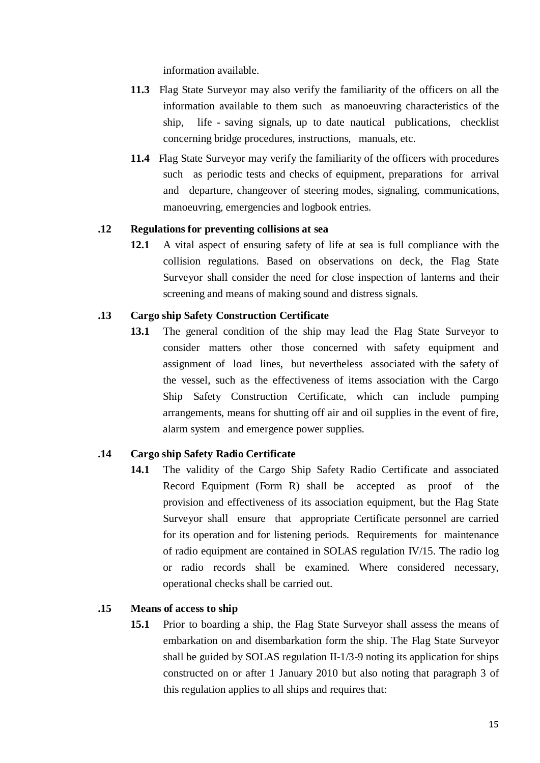information available.

**11.3** Flag State Surveyor may also verify the familiarity of the officers on all the information available to them such as manoeuvring characteristics of the ship, life - saving signals, up to date nautical publications, checklist concerning bridge procedures, instructions, manuals, etc.

**11.4** Flag State Surveyor may verify the familiarity of the officers with procedures such as periodic tests and checks of equipment, preparations for arrival and departure, changeover of steering modes, signaling, communications, manoeuvring, emergencies and logbook entries.

**.12 Regulations for preventing collisions at sea**

**12.1** A vital aspect of ensuring safety of life at sea is full compliance with the collision regulations. Based on observations on deck, the Flag State Surveyor shall consider the need for close inspection of lanterns and their screening and means of making sound and distress signals.

**.13 Cargo ship Safety Construction Certificate**

**13.1** The general condition of the ship may lead the Flag State Surveyor to consider matters other those concerned with safety equipment and assignment of load lines, but nevertheless associated with the safety of the vessel, such as the effectiveness of items association with the Cargo Ship Safety Construction Certificate, which can include pumping arrangements, means for shutting off air and oil supplies in the event of fire, alarm system and emergence power supplies.

**.14 Cargo ship Safety Radio Certificate**

**14.1** The validity of the Cargo Ship Safety Radio Certificate and associated Record Equipment (Form R) shall be accepted as proof of the provision and effectiveness of its association equipment, but the Flag State Surveyor shall ensure that appropriate Certificate personnel are carried for its operation and for listening periods. Requirements for maintenance of radio equipment are contained in SOLAS regulation IV/15. The radio log or radio records shall be examined. Where considered necessary, operational checks shall be carried out.

**.15 Means of access to ship**

**15.1** Prior to boarding a ship, the Flag State Surveyor shall assess the means of embarkation on and disembarkation form the ship. The Flag State Surveyor shall be guided by SOLAS regulation II-1/3-9 noting its application for ships constructed on or after 1 January 2010 but also noting that paragraph 3 of this regulation applies to all ships and requires that: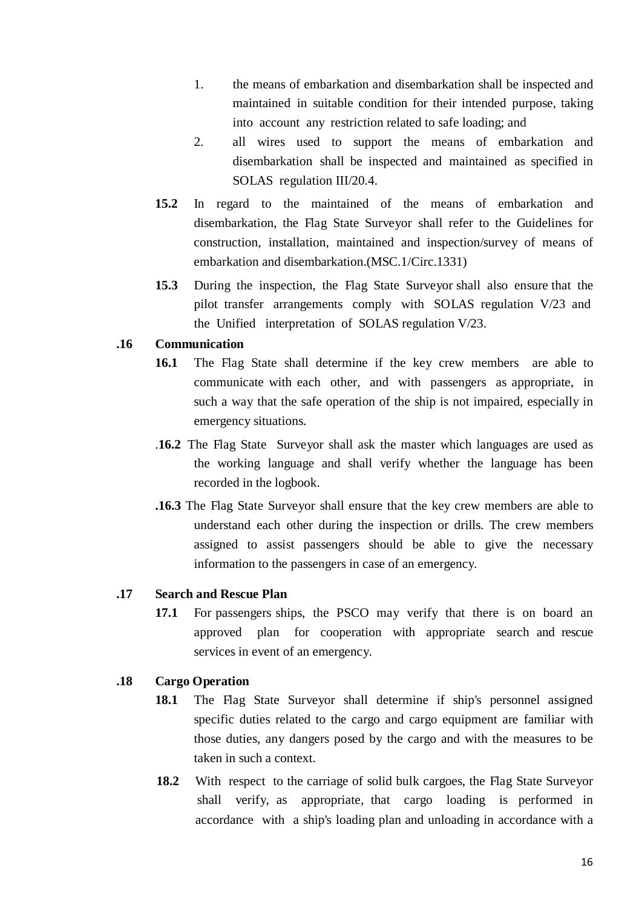1. the means of embarkation and disembarkation shall be inspected and maintained in suitable condition for their intended purpose, taking into account any restriction related to safe loading; and
2. all wires used to support the means of embarkation and disembarkation shall be inspected and maintained as specified in SOLAS regulation III/20.4.

**15.2** In regard to the maintained of the means of embarkation and disembarkation, the Flag State Surveyor shall refer to the Guidelines for construction, installation, maintained and inspection/survey of means of embarkation and disembarkation.(MSC.1/Circ.1331)

**15.3** During the inspection, the Flag State Surveyor shall also ensure that the pilot transfer arrangements comply with SOLAS regulation V/23 and the Unified interpretation of SOLAS regulation V/23.

**.16 Communication**

**16.1** The Flag State shall determine if the key crew members are able to communicate with each other, and with passengers as appropriate, in such a way that the safe operation of the ship is not impaired, especially in emergency situations.

.**16.2** The Flag State Surveyor shall ask the master which languages are used as the working language and shall verify whether the language has been recorded in the logbook.

**.16.3** The Flag State Surveyor shall ensure that the key crew members are able to understand each other during the inspection or drills. The crew members assigned to assist passengers should be able to give the necessary information to the passengers in case of an emergency.

**.17 Search and Rescue Plan**

**17.1** For passengers ships, the PSCO may verify that there is on board an approved plan for cooperation with appropriate search and rescue services in event of an emergency.

**.18 Cargo Operation**

**18.1** The Flag State Surveyor shall determine if ship's personnel assigned specific duties related to the cargo and cargo equipment are familiar with those duties, any dangers posed by the cargo and with the measures to be taken in such a context.

**18.2** With respect to the carriage of solid bulk cargoes, the Flag State Surveyor shall verify, as appropriate, that cargo loading is performed in accordance with a ship's loading plan and unloading in accordance with a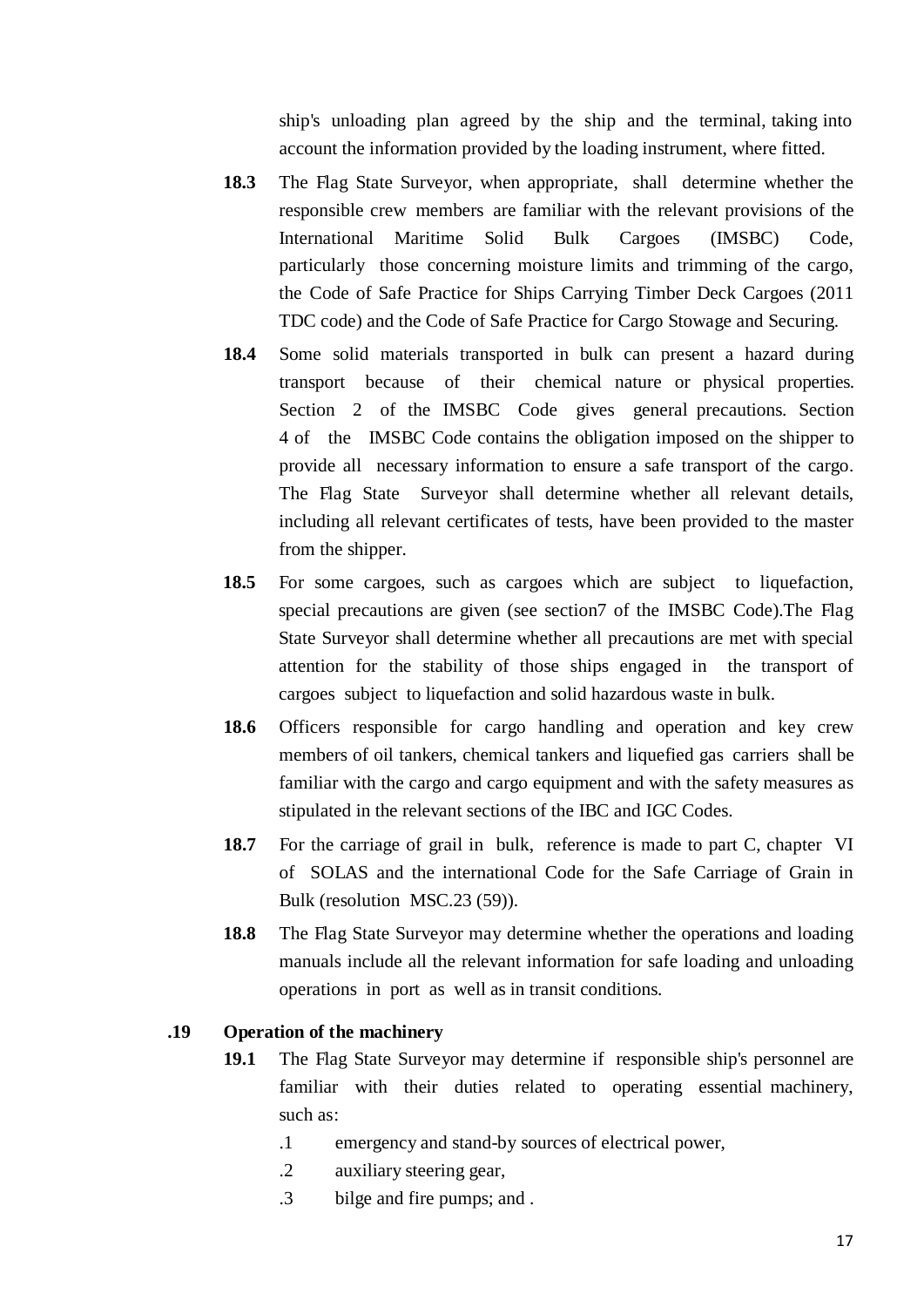ship's unloading plan agreed by the ship and the terminal, taking into account the information provided by the loading instrument, where fitted.

**18.3** The Flag State Surveyor, when appropriate, shall determine whether the responsible crew members are familiar with the relevant provisions of the International Maritime Solid Bulk Cargoes (IMSBC) Code, particularly those concerning moisture limits and trimming of the cargo, the Code of Safe Practice for Ships Carrying Timber Deck Cargoes (2011 TDC code) and the Code of Safe Practice for Cargo Stowage and Securing.

**18.4** Some solid materials transported in bulk can present a hazard during transport because of their chemical nature or physical properties. Section 2 of the IMSBC Code gives general precautions. Section 4 of the IMSBC Code contains the obligation imposed on the shipper to provide all necessary information to ensure a safe transport of the cargo. The Flag State Surveyor shall determine whether all relevant details, including all relevant certificates of tests, have been provided to the master from the shipper.

**18.5** For some cargoes, such as cargoes which are subject to liquefaction, special precautions are given (see section7 of the IMSBC Code).The Flag State Surveyor shall determine whether all precautions are met with special attention for the stability of those ships engaged in the transport of cargoes subject to liquefaction and solid hazardous waste in bulk.

**18.6** Officers responsible for cargo handling and operation and key crew members of oil tankers, chemical tankers and liquefied gas carriers shall be familiar with the cargo and cargo equipment and with the safety measures as stipulated in the relevant sections of the IBC and IGC Codes.

**18.7** For the carriage of grail in bulk, reference is made to part C, chapter VI of SOLAS and the international Code for the Safe Carriage of Grain in Bulk (resolution MSC.23 (59)).

**18.8** The Flag State Surveyor may determine whether the operations and loading manuals include all the relevant information for safe loading and unloading operations in port as well as in transit conditions.

**.19 Operation of the machinery**

**19.1** The Flag State Surveyor may determine if responsible ship's personnel are familiar with their duties related to operating essential machinery, such as:

.1 emergency and stand-by sources of electrical power,

.2 auxiliary steering gear,

.3 bilge and fire pumps; and .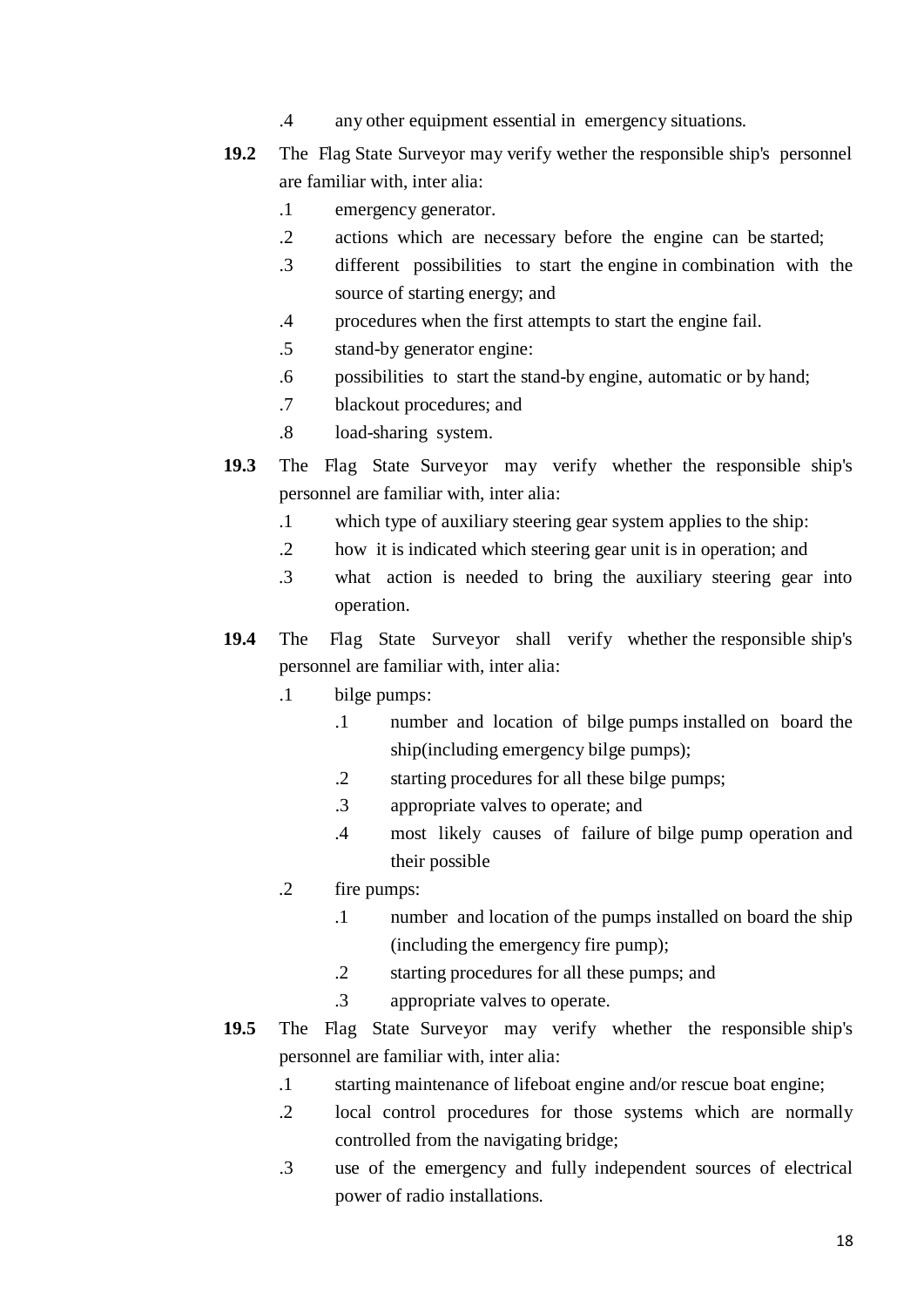.4 any other equipment essential in emergency situations.

**19.2** The Flag State Surveyor may verify wether the responsible ship's personnel are familiar with, inter alia:

- .1 emergency generator.
- .2 actions which are necessary before the engine can be started;
- .3 different possibilities to start the engine in combination with the source of starting energy; and
- .4 procedures when the first attempts to start the engine fail.
- .5 stand-by generator engine:
- .6 possibilities to start the stand-by engine, automatic or by hand;
- .7 blackout procedures; and
- .8 load-sharing system.

**19.3** The Flag State Surveyor may verify whether the responsible ship's personnel are familiar with, inter alia:

- .1 which type of auxiliary steering gear system applies to the ship:
- .2 how it is indicated which steering gear unit is in operation; and
- .3 what action is needed to bring the auxiliary steering gear into operation.

**19.4** The Flag State Surveyor shall verify whether the responsible ship's personnel are familiar with, inter alia:

- .1 bilge pumps:
  - .1 number and location of bilge pumps installed on board the ship(including emergency bilge pumps);
  - .2 starting procedures for all these bilge pumps;
  - .3 appropriate valves to operate; and
  - .4 most likely causes of failure of bilge pump operation and their possible
- .2 fire pumps:
  - .1 number and location of the pumps installed on board the ship (including the emergency fire pump);
  - .2 starting procedures for all these pumps; and
  - .3 appropriate valves to operate.

**19.5** The Flag State Surveyor may verify whether the responsible ship's personnel are familiar with, inter alia:

- .1 starting maintenance of lifeboat engine and/or rescue boat engine;
- .2 local control procedures for those systems which are normally controlled from the navigating bridge;
- .3 use of the emergency and fully independent sources of electrical power of radio installations.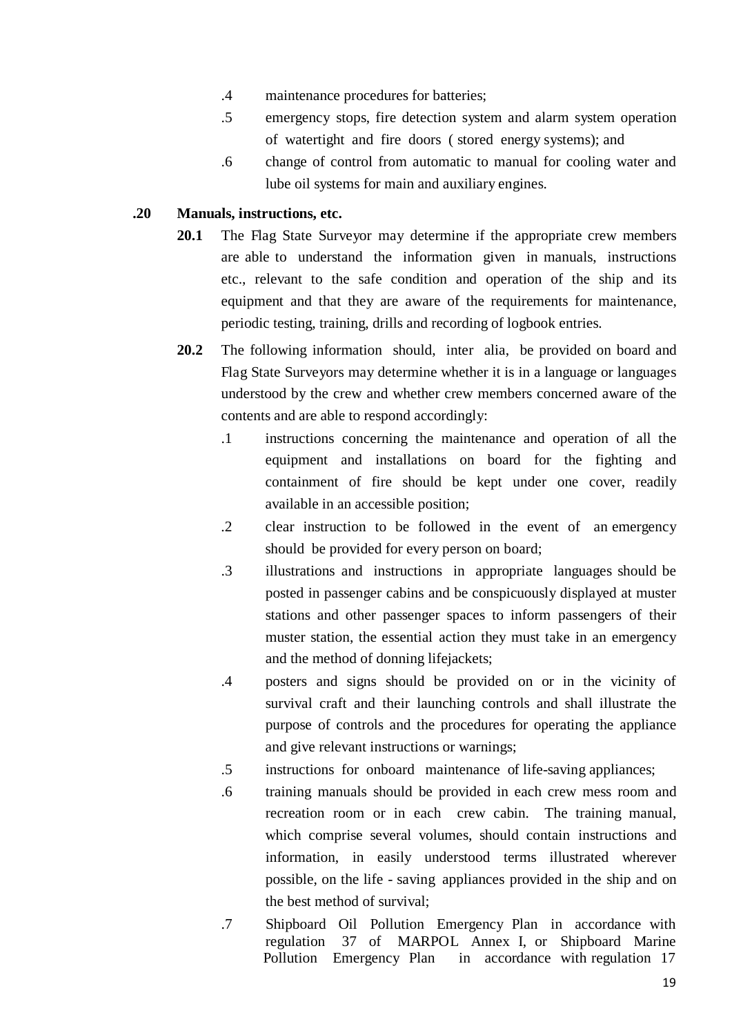.4 maintenance procedures for batteries;

.5 emergency stops, fire detection system and alarm system operation of watertight and fire doors ( stored energy systems); and

.6 change of control from automatic to manual for cooling water and lube oil systems for main and auxiliary engines.

**.20 Manuals, instructions, etc.**

**20.1** The Flag State Surveyor may determine if the appropriate crew members are able to understand the information given in manuals, instructions etc., relevant to the safe condition and operation of the ship and its equipment and that they are aware of the requirements for maintenance, periodic testing, training, drills and recording of logbook entries.

**20.2** The following information should, inter alia, be provided on board and Flag State Surveyors may determine whether it is in a language or languages understood by the crew and whether crew members concerned aware of the contents and are able to respond accordingly:

.1 instructions concerning the maintenance and operation of all the equipment and installations on board for the fighting and containment of fire should be kept under one cover, readily available in an accessible position;

.2 clear instruction to be followed in the event of an emergency should be provided for every person on board;

.3 illustrations and instructions in appropriate languages should be posted in passenger cabins and be conspicuously displayed at muster stations and other passenger spaces to inform passengers of their muster station, the essential action they must take in an emergency and the method of donning lifejackets;

.4 posters and signs should be provided on or in the vicinity of survival craft and their launching controls and shall illustrate the purpose of controls and the procedures for operating the appliance and give relevant instructions or warnings;

.5 instructions for onboard maintenance of life-saving appliances;

.6 training manuals should be provided in each crew mess room and recreation room or in each crew cabin. The training manual, which comprise several volumes, should contain instructions and information, in easily understood terms illustrated wherever possible, on the life - saving appliances provided in the ship and on the best method of survival;

.7 Shipboard Oil Pollution Emergency Plan in accordance with regulation 37 of MARPOL Annex I, or Shipboard Marine Pollution Emergency Plan in accordance with regulation 17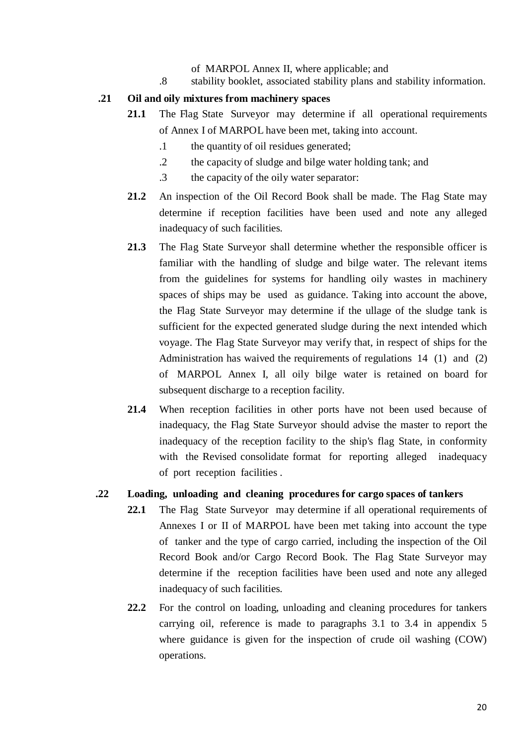of MARPOL Annex II, where applicable; and

.8 stability booklet, associated stability plans and stability information.

**.21 Oil and oily mixtures from machinery spaces**

**21.1** The Flag State Surveyor may determine if all operational requirements of Annex I of MARPOL have been met, taking into account.

.1 the quantity of oil residues generated;

.2 the capacity of sludge and bilge water holding tank; and

.3 the capacity of the oily water separator:

**21.2** An inspection of the Oil Record Book shall be made. The Flag State may determine if reception facilities have been used and note any alleged inadequacy of such facilities.

**21.3** The Flag State Surveyor shall determine whether the responsible officer is familiar with the handling of sludge and bilge water. The relevant items from the guidelines for systems for handling oily wastes in machinery spaces of ships may be used as guidance. Taking into account the above, the Flag State Surveyor may determine if the ullage of the sludge tank is sufficient for the expected generated sludge during the next intended which voyage. The Flag State Surveyor may verify that, in respect of ships for the Administration has waived the requirements of regulations 14 (1) and (2) of MARPOL Annex I, all oily bilge water is retained on board for subsequent discharge to a reception facility.

**21.4** When reception facilities in other ports have not been used because of inadequacy, the Flag State Surveyor should advise the master to report the inadequacy of the reception facility to the ship's flag State, in conformity with the Revised consolidate format for reporting alleged inadequacy of port reception facilities .

**.22 Loading, unloading and cleaning procedures for cargo spaces of tankers**

**22.1** The Flag State Surveyor may determine if all operational requirements of Annexes I or II of MARPOL have been met taking into account the type of tanker and the type of cargo carried, including the inspection of the Oil Record Book and/or Cargo Record Book. The Flag State Surveyor may determine if the reception facilities have been used and note any alleged inadequacy of such facilities.

**22.2** For the control on loading, unloading and cleaning procedures for tankers carrying oil, reference is made to paragraphs 3.1 to 3.4 in appendix 5 where guidance is given for the inspection of crude oil washing (COW) operations.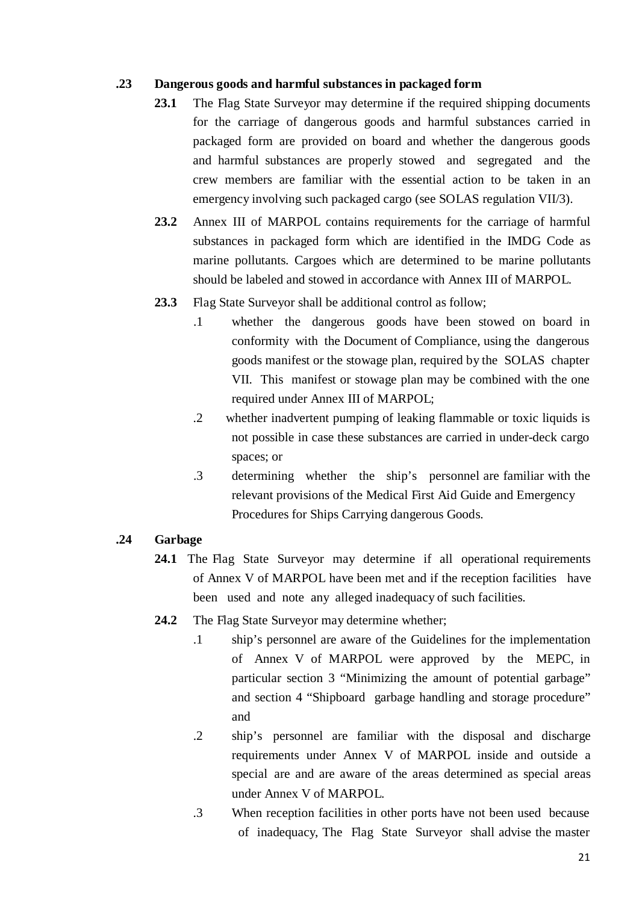**.23 Dangerous goods and harmful substances in packaged form**

**23.1** The Flag State Surveyor may determine if the required shipping documents for the carriage of dangerous goods and harmful substances carried in packaged form are provided on board and whether the dangerous goods and harmful substances are properly stowed and segregated and the crew members are familiar with the essential action to be taken in an emergency involving such packaged cargo (see SOLAS regulation VII/3).

**23.2** Annex III of MARPOL contains requirements for the carriage of harmful substances in packaged form which are identified in the IMDG Code as marine pollutants. Cargoes which are determined to be marine pollutants should be labeled and stowed in accordance with Annex III of MARPOL.

**23.3** Flag State Surveyor shall be additional control as follow;

- .1 whether the dangerous goods have been stowed on board in conformity with the Document of Compliance, using the dangerous goods manifest or the stowage plan, required by the SOLAS chapter VII. This manifest or stowage plan may be combined with the one required under Annex III of MARPOL;
- .2 whether inadvertent pumping of leaking flammable or toxic liquids is not possible in case these substances are carried in under-deck cargo spaces; or
- .3 determining whether the ship's personnel are familiar with the relevant provisions of the Medical First Aid Guide and Emergency Procedures for Ships Carrying dangerous Goods.

**.24 Garbage**

**24.1** The Flag State Surveyor may determine if all operational requirements of Annex V of MARPOL have been met and if the reception facilities have been used and note any alleged inadequacy of such facilities.

**24.2** The Flag State Surveyor may determine whether;

- .1 ship's personnel are aware of the Guidelines for the implementation of Annex V of MARPOL were approved by the MEPC, in particular section 3 "Minimizing the amount of potential garbage" and section 4 "Shipboard garbage handling and storage procedure" and
- .2 ship's personnel are familiar with the disposal and discharge requirements under Annex V of MARPOL inside and outside a special are and are aware of the areas determined as special areas under Annex V of MARPOL.
- .3 When reception facilities in other ports have not been used because of inadequacy, The Flag State Surveyor shall advise the master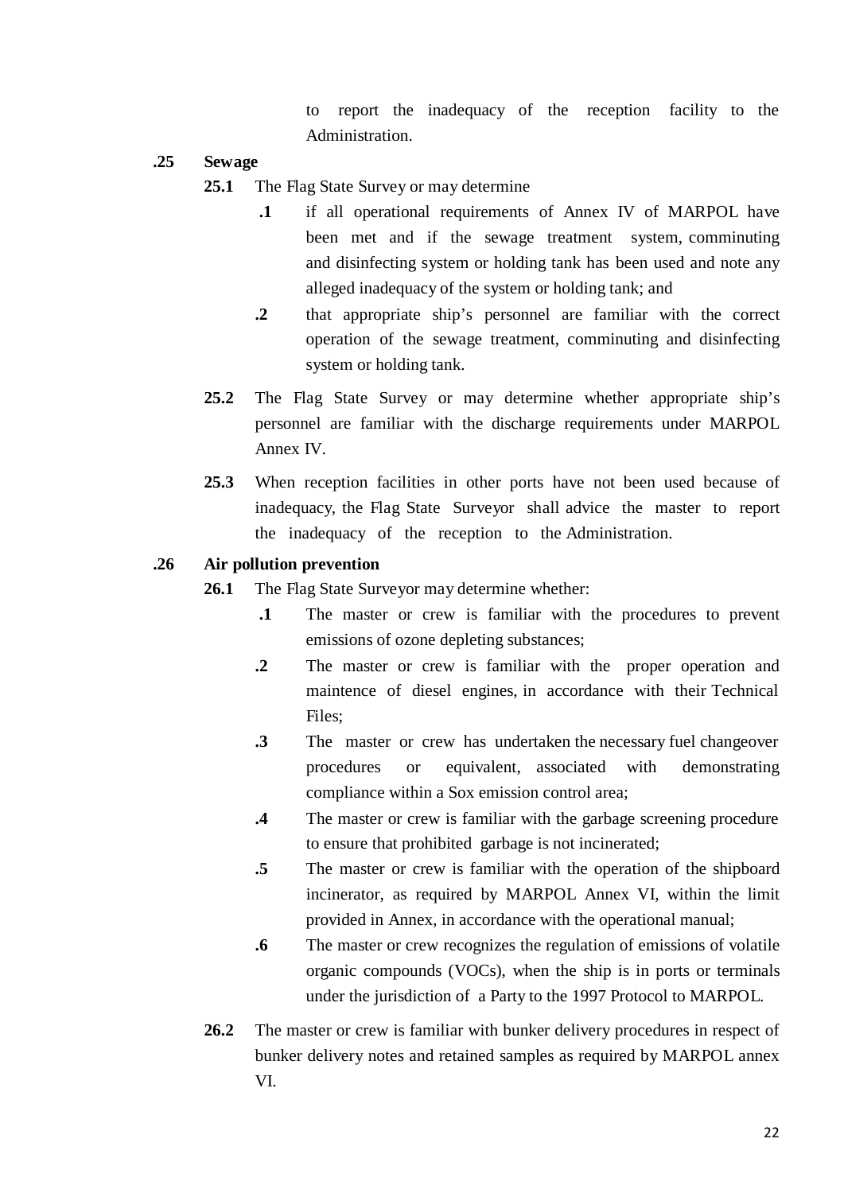to report the inadequacy of the reception facility to the Administration.

**.25 Sewage**

**25.1** The Flag State Survey or may determine

- **.1** if all operational requirements of Annex IV of MARPOL have been met and if the sewage treatment system, comminuting and disinfecting system or holding tank has been used and note any alleged inadequacy of the system or holding tank; and
- **.2** that appropriate ship's personnel are familiar with the correct operation of the sewage treatment, comminuting and disinfecting system or holding tank.

**25.2** The Flag State Survey or may determine whether appropriate ship's personnel are familiar with the discharge requirements under MARPOL Annex IV.

**25.3** When reception facilities in other ports have not been used because of inadequacy, the Flag State Surveyor shall advice the master to report the inadequacy of the reception to the Administration.

**.26 Air pollution prevention**

**26.1** The Flag State Surveyor may determine whether:

- **.1** The master or crew is familiar with the procedures to prevent emissions of ozone depleting substances;
- **.2** The master or crew is familiar with the proper operation and maintence of diesel engines, in accordance with their Technical Files;
- **.3** The master or crew has undertaken the necessary fuel changeover procedures or equivalent, associated with demonstrating compliance within a Sox emission control area;
- **.4** The master or crew is familiar with the garbage screening procedure to ensure that prohibited garbage is not incinerated;
- **.5** The master or crew is familiar with the operation of the shipboard incinerator, as required by MARPOL Annex VI, within the limit provided in Annex, in accordance with the operational manual;
- **.6** The master or crew recognizes the regulation of emissions of volatile organic compounds (VOCs), when the ship is in ports or terminals under the jurisdiction of a Party to the 1997 Protocol to MARPOL.

**26.2** The master or crew is familiar with bunker delivery procedures in respect of bunker delivery notes and retained samples as required by MARPOL annex VI.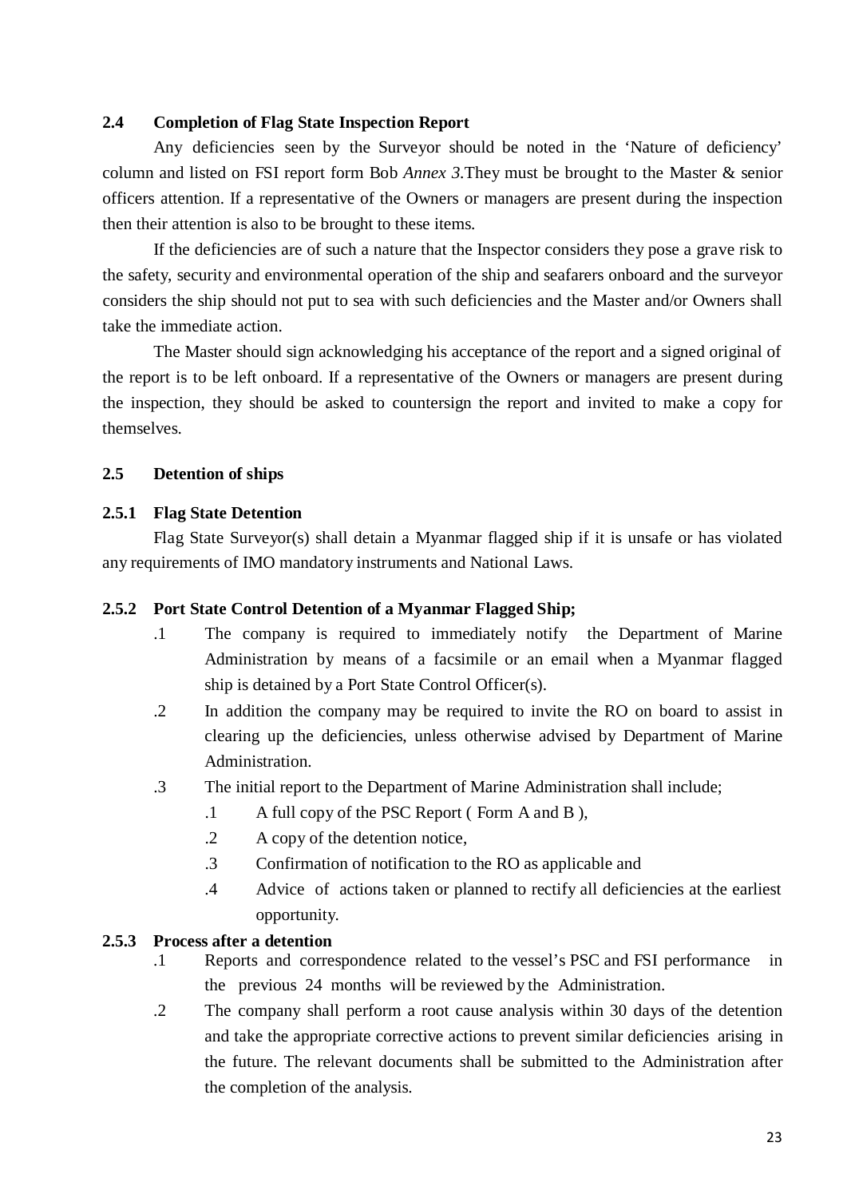### 2.4 Completion of Flag State Inspection Report

Any deficiencies seen by the Surveyor should be noted in the 'Nature of deficiency' column and listed on FSI report form Bob *Annex 3*.They must be brought to the Master & senior officers attention. If a representative of the Owners or managers are present during the inspection then their attention is also to be brought to these items.

If the deficiencies are of such a nature that the Inspector considers they pose a grave risk to the safety, security and environmental operation of the ship and seafarers onboard and the surveyor considers the ship should not put to sea with such deficiencies and the Master and/or Owners shall take the immediate action.

The Master should sign acknowledging his acceptance of the report and a signed original of the report is to be left onboard. If a representative of the Owners or managers are present during the inspection, they should be asked to countersign the report and invited to make a copy for themselves.

### 2.5 Detention of ships

#### 2.5.1 Flag State Detention

Flag State Surveyor(s) shall detain a Myanmar flagged ship if it is unsafe or has violated any requirements of IMO mandatory instruments and National Laws.

#### 2.5.2 Port State Control Detention of a Myanmar Flagged Ship;

.1 The company is required to immediately notify the Department of Marine Administration by means of a facsimile or an email when a Myanmar flagged ship is detained by a Port State Control Officer(s).

.2 In addition the company may be required to invite the RO on board to assist in clearing up the deficiencies, unless otherwise advised by Department of Marine Administration.

.3 The initial report to the Department of Marine Administration shall include;

- .1 A full copy of the PSC Report ( Form A and B ),
- .2 A copy of the detention notice,
- .3 Confirmation of notification to the RO as applicable and
- .4 Advice of actions taken or planned to rectify all deficiencies at the earliest opportunity.

#### 2.5.3 Process after a detention

.1 Reports and correspondence related to the vessel's PSC and FSI performance in the previous 24 months will be reviewed by the Administration.

.2 The company shall perform a root cause analysis within 30 days of the detention and take the appropriate corrective actions to prevent similar deficiencies arising in the future. The relevant documents shall be submitted to the Administration after the completion of the analysis.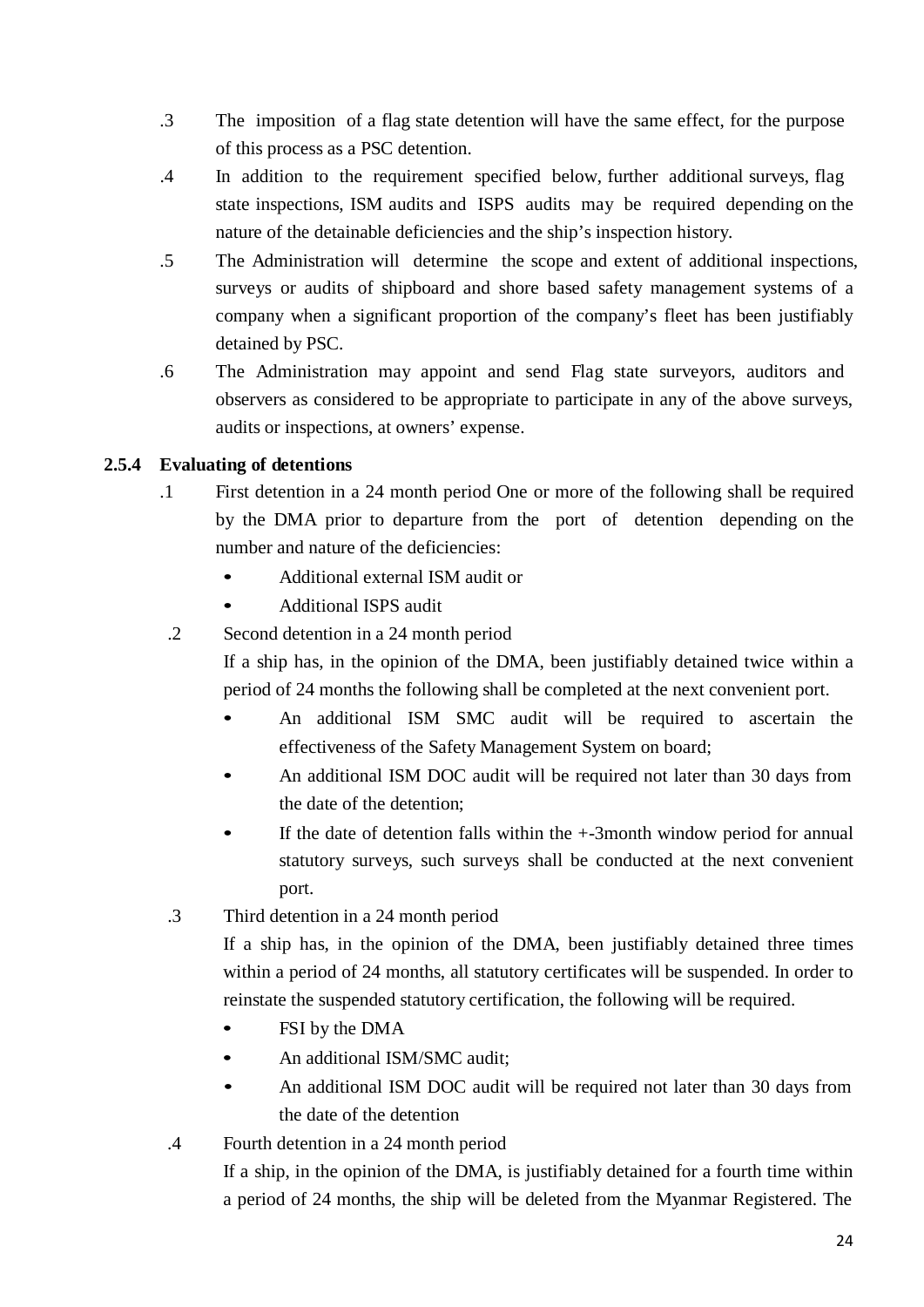.3 The imposition of a flag state detention will have the same effect, for the purpose of this process as a PSC detention.

.4 In addition to the requirement specified below, further additional surveys, flag state inspections, ISM audits and ISPS audits may be required depending on the nature of the detainable deficiencies and the ship's inspection history.

.5 The Administration will determine the scope and extent of additional inspections, surveys or audits of shipboard and shore based safety management systems of a company when a significant proportion of the company's fleet has been justifiably detained by PSC.

.6 The Administration may appoint and send Flag state surveyors, auditors and observers as considered to be appropriate to participate in any of the above surveys, audits or inspections, at owners' expense.

**2.5.4 Evaluating of detentions**

.1 First detention in a 24 month period One or more of the following shall be required by the DMA prior to departure from the port of detention depending on the number and nature of the deficiencies:

- Additional external ISM audit or
- Additional ISPS audit

.2 Second detention in a 24 month period

If a ship has, in the opinion of the DMA, been justifiably detained twice within a period of 24 months the following shall be completed at the next convenient port.

- An additional ISM SMC audit will be required to ascertain the effectiveness of the Safety Management System on board;
- An additional ISM DOC audit will be required not later than 30 days from the date of the detention;
- If the date of detention falls within the +-3month window period for annual statutory surveys, such surveys shall be conducted at the next convenient port.

.3 Third detention in a 24 month period

If a ship has, in the opinion of the DMA, been justifiably detained three times within a period of 24 months, all statutory certificates will be suspended. In order to reinstate the suspended statutory certification, the following will be required.

- FSI by the DMA
- An additional ISM/SMC audit;
- An additional ISM DOC audit will be required not later than 30 days from the date of the detention

.4 Fourth detention in a 24 month period

If a ship, in the opinion of the DMA, is justifiably detained for a fourth time within a period of 24 months, the ship will be deleted from the Myanmar Registered. The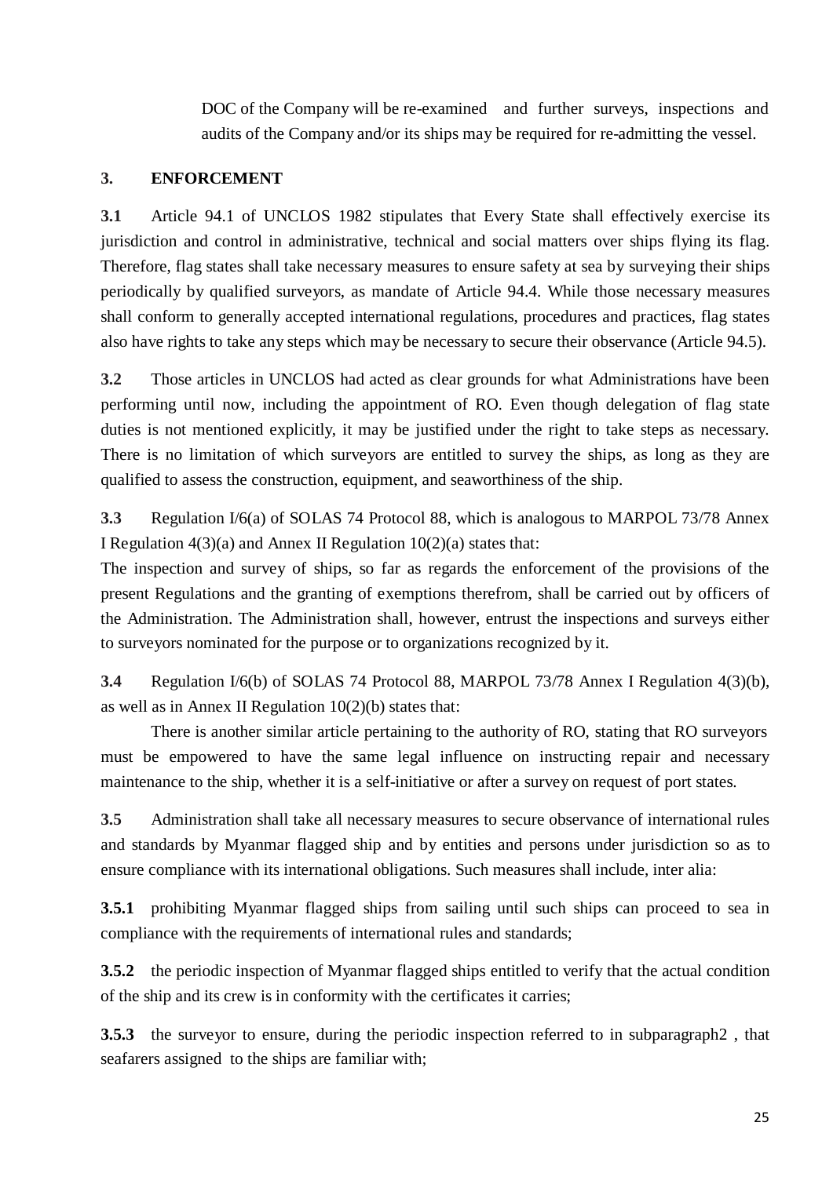DOC of the Company will be re-examined and further surveys, inspections and audits of the Company and/or its ships may be required for re-admitting the vessel.

## 3. ENFORCEMENT

**3.1** Article 94.1 of UNCLOS 1982 stipulates that Every State shall effectively exercise its jurisdiction and control in administrative, technical and social matters over ships flying its flag. Therefore, flag states shall take necessary measures to ensure safety at sea by surveying their ships periodically by qualified surveyors, as mandate of Article 94.4. While those necessary measures shall conform to generally accepted international regulations, procedures and practices, flag states also have rights to take any steps which may be necessary to secure their observance (Article 94.5).

**3.2** Those articles in UNCLOS had acted as clear grounds for what Administrations have been performing until now, including the appointment of RO. Even though delegation of flag state duties is not mentioned explicitly, it may be justified under the right to take steps as necessary. There is no limitation of which surveyors are entitled to survey the ships, as long as they are qualified to assess the construction, equipment, and seaworthiness of the ship.

**3.3** Regulation I/6(a) of SOLAS 74 Protocol 88, which is analogous to MARPOL 73/78 Annex I Regulation 4(3)(a) and Annex II Regulation 10(2)(a) states that:
The inspection and survey of ships, so far as regards the enforcement of the provisions of the present Regulations and the granting of exemptions therefrom, shall be carried out by officers of the Administration. The Administration shall, however, entrust the inspections and surveys either to surveyors nominated for the purpose or to organizations recognized by it.

**3.4** Regulation I/6(b) of SOLAS 74 Protocol 88, MARPOL 73/78 Annex I Regulation 4(3)(b), as well as in Annex II Regulation 10(2)(b) states that:

There is another similar article pertaining to the authority of RO, stating that RO surveyors must be empowered to have the same legal influence on instructing repair and necessary maintenance to the ship, whether it is a self-initiative or after a survey on request of port states.

**3.5** Administration shall take all necessary measures to secure observance of international rules and standards by Myanmar flagged ship and by entities and persons under jurisdiction so as to ensure compliance with its international obligations. Such measures shall include, inter alia:

**3.5.1** prohibiting Myanmar flagged ships from sailing until such ships can proceed to sea in compliance with the requirements of international rules and standards;

**3.5.2** the periodic inspection of Myanmar flagged ships entitled to verify that the actual condition of the ship and its crew is in conformity with the certificates it carries;

**3.5.3** the surveyor to ensure, during the periodic inspection referred to in subparagraph2 , that seafarers assigned to the ships are familiar with;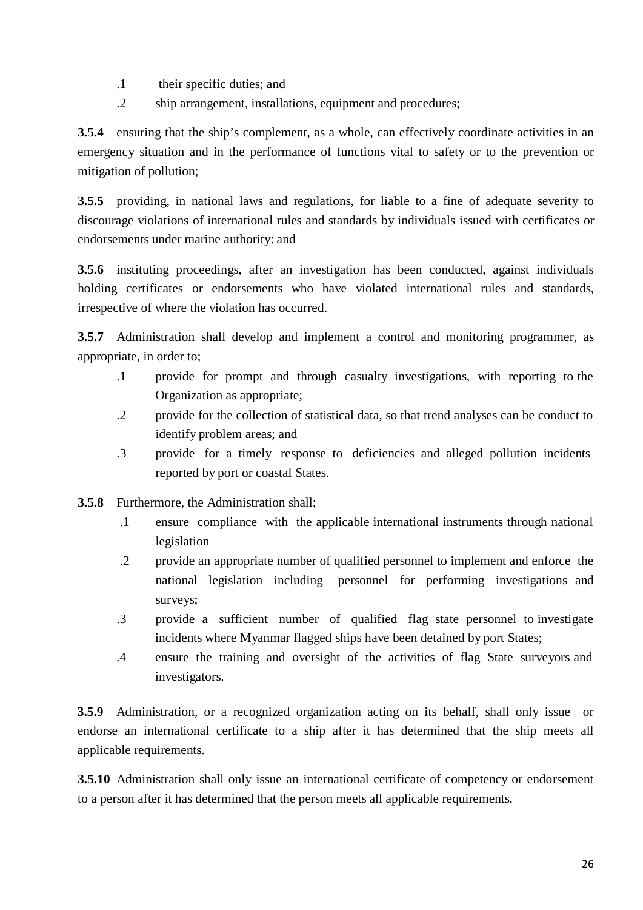.1 their specific duties; and

.2 ship arrangement, installations, equipment and procedures;

**3.5.4** ensuring that the ship's complement, as a whole, can effectively coordinate activities in an emergency situation and in the performance of functions vital to safety or to the prevention or mitigation of pollution;

**3.5.5** providing, in national laws and regulations, for liable to a fine of adequate severity to discourage violations of international rules and standards by individuals issued with certificates or endorsements under marine authority: and

**3.5.6** instituting proceedings, after an investigation has been conducted, against individuals holding certificates or endorsements who have violated international rules and standards, irrespective of where the violation has occurred.

**3.5.7** Administration shall develop and implement a control and monitoring programmer, as appropriate, in order to;

- .1 provide for prompt and through casualty investigations, with reporting to the Organization as appropriate;
- .2 provide for the collection of statistical data, so that trend analyses can be conduct to identify problem areas; and
- .3 provide for a timely response to deficiencies and alleged pollution incidents reported by port or coastal States.

**3.5.8** Furthermore, the Administration shall;

- .1 ensure compliance with the applicable international instruments through national legislation
- .2 provide an appropriate number of qualified personnel to implement and enforce the national legislation including personnel for performing investigations and surveys;
- .3 provide a sufficient number of qualified flag state personnel to investigate incidents where Myanmar flagged ships have been detained by port States;
- .4 ensure the training and oversight of the activities of flag State surveyors and investigators.

**3.5.9** Administration, or a recognized organization acting on its behalf, shall only issue or endorse an international certificate to a ship after it has determined that the ship meets all applicable requirements.

**3.5.10** Administration shall only issue an international certificate of competency or endorsement to a person after it has determined that the person meets all applicable requirements.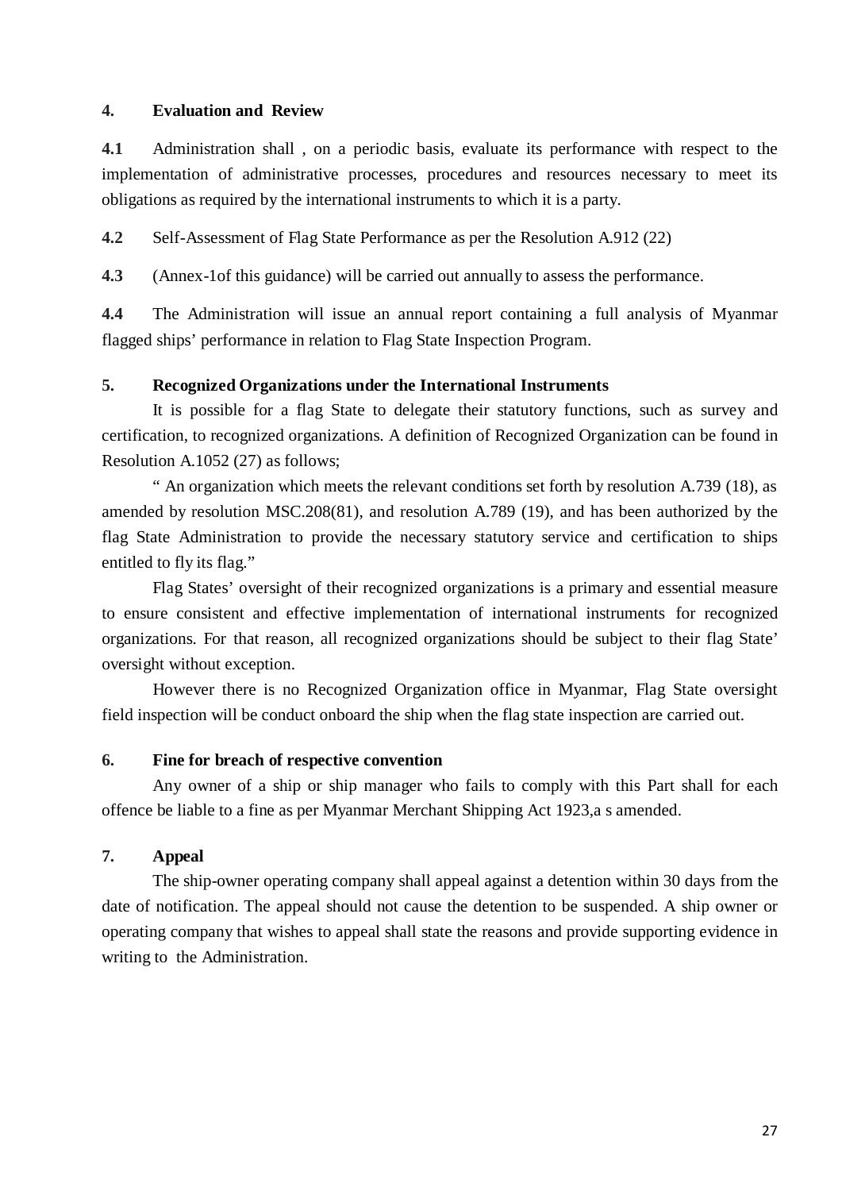## 4. Evaluation and Review

**4.1** Administration shall , on a periodic basis, evaluate its performance with respect to the implementation of administrative processes, procedures and resources necessary to meet its obligations as required by the international instruments to which it is a party.

**4.2** Self-Assessment of Flag State Performance as per the Resolution A.912 (22)

**4.3** (Annex-1of this guidance) will be carried out annually to assess the performance.

**4.4** The Administration will issue an annual report containing a full analysis of Myanmar flagged ships' performance in relation to Flag State Inspection Program.

## 5. Recognized Organizations under the International Instruments

It is possible for a flag State to delegate their statutory functions, such as survey and certification, to recognized organizations. A definition of Recognized Organization can be found in Resolution A.1052 (27) as follows;

" An organization which meets the relevant conditions set forth by resolution A.739 (18), as amended by resolution MSC.208(81), and resolution A.789 (19), and has been authorized by the flag State Administration to provide the necessary statutory service and certification to ships entitled to fly its flag."

Flag States' oversight of their recognized organizations is a primary and essential measure to ensure consistent and effective implementation of international instruments for recognized organizations. For that reason, all recognized organizations should be subject to their flag State' oversight without exception.

However there is no Recognized Organization office in Myanmar, Flag State oversight field inspection will be conduct onboard the ship when the flag state inspection are carried out.

## 6. Fine for breach of respective convention

Any owner of a ship or ship manager who fails to comply with this Part shall for each offence be liable to a fine as per Myanmar Merchant Shipping Act 1923,a s amended.

## 7. Appeal

The ship-owner operating company shall appeal against a detention within 30 days from the date of notification. The appeal should not cause the detention to be suspended. A ship owner or operating company that wishes to appeal shall state the reasons and provide supporting evidence in writing to the Administration.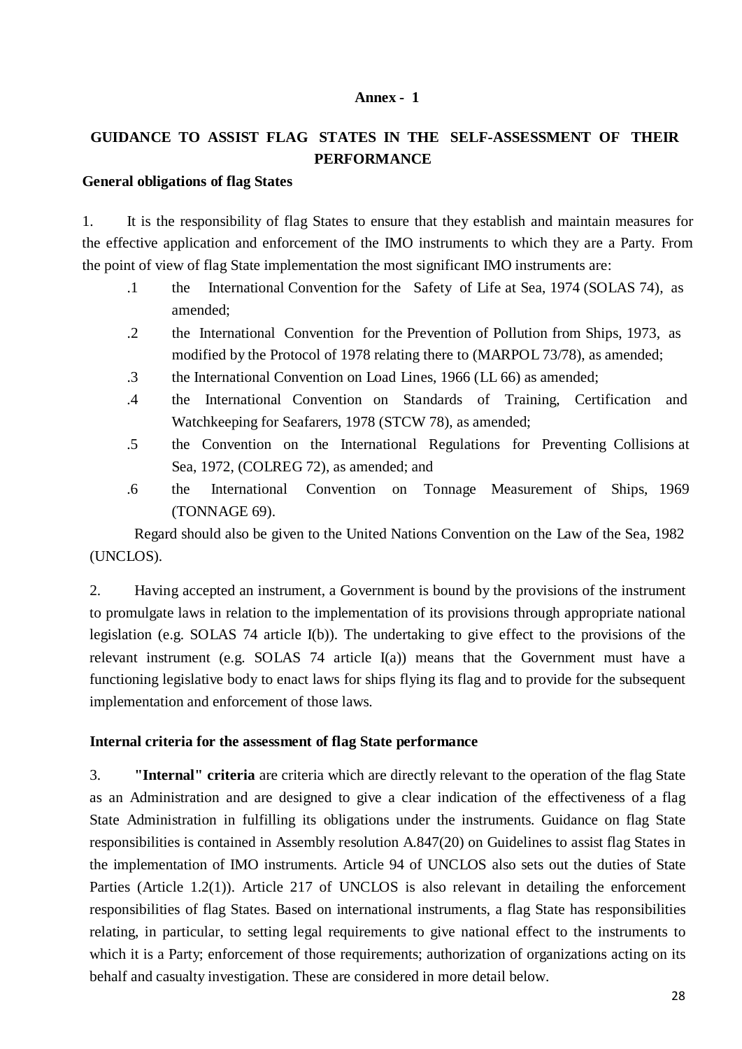**Annex - 1**

## GUIDANCE TO ASSIST FLAG STATES IN THE SELF-ASSESSMENT OF THEIR PERFORMANCE

### General obligations of flag States

1. It is the responsibility of flag States to ensure that they establish and maintain measures for the effective application and enforcement of the IMO instruments to which they are a Party. From the point of view of flag State implementation the most significant IMO instruments are:

   .1 the International Convention for the Safety of Life at Sea, 1974 (SOLAS 74), as amended;

   .2 the International Convention for the Prevention of Pollution from Ships, 1973, as modified by the Protocol of 1978 relating there to (MARPOL 73/78), as amended;

   .3 the International Convention on Load Lines, 1966 (LL 66) as amended;

   .4 the International Convention on Standards of Training, Certification and Watchkeeping for Seafarers, 1978 (STCW 78), as amended;

   .5 the Convention on the International Regulations for Preventing Collisions at Sea, 1972, (COLREG 72), as amended; and

   .6 the International Convention on Tonnage Measurement of Ships, 1969 (TONNAGE 69).

   Regard should also be given to the United Nations Convention on the Law of the Sea, 1982 (UNCLOS).

2. Having accepted an instrument, a Government is bound by the provisions of the instrument to promulgate laws in relation to the implementation of its provisions through appropriate national legislation (e.g. SOLAS 74 article I(b)). The undertaking to give effect to the provisions of the relevant instrument (e.g. SOLAS 74 article I(a)) means that the Government must have a functioning legislative body to enact laws for ships flying its flag and to provide for the subsequent implementation and enforcement of those laws.

### Internal criteria for the assessment of flag State performance

3. **"Internal" criteria** are criteria which are directly relevant to the operation of the flag State as an Administration and are designed to give a clear indication of the effectiveness of a flag State Administration in fulfilling its obligations under the instruments. Guidance on flag State responsibilities is contained in Assembly resolution A.847(20) on Guidelines to assist flag States in the implementation of IMO instruments. Article 94 of UNCLOS also sets out the duties of State Parties (Article 1.2(1)). Article 217 of UNCLOS is also relevant in detailing the enforcement responsibilities of flag States. Based on international instruments, a flag State has responsibilities relating, in particular, to setting legal requirements to give national effect to the instruments to which it is a Party; enforcement of those requirements; authorization of organizations acting on its behalf and casualty investigation. These are considered in more detail below.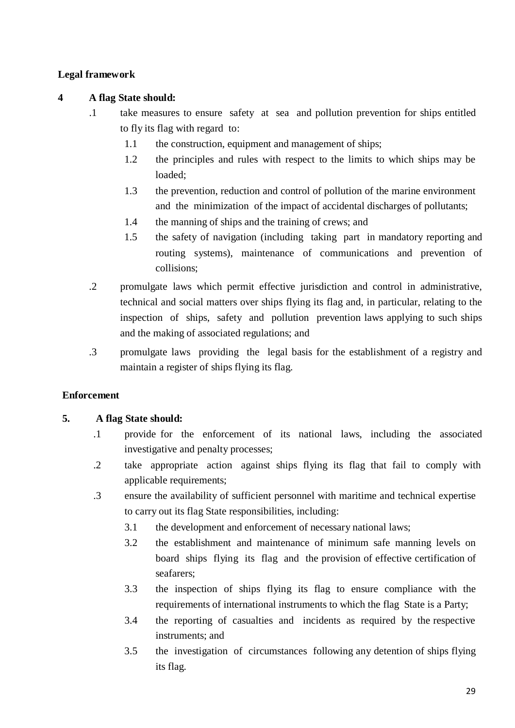**Legal framework**

**4 A flag State should:**

.1 take measures to ensure safety at sea and pollution prevention for ships entitled to fly its flag with regard to:

1.1 the construction, equipment and management of ships;

1.2 the principles and rules with respect to the limits to which ships may be loaded;

1.3 the prevention, reduction and control of pollution of the marine environment and the minimization of the impact of accidental discharges of pollutants;

1.4 the manning of ships and the training of crews; and

1.5 the safety of navigation (including taking part in mandatory reporting and routing systems), maintenance of communications and prevention of collisions;

.2 promulgate laws which permit effective jurisdiction and control in administrative, technical and social matters over ships flying its flag and, in particular, relating to the inspection of ships, safety and pollution prevention laws applying to such ships and the making of associated regulations; and

.3 promulgate laws providing the legal basis for the establishment of a registry and maintain a register of ships flying its flag.

**Enforcement**

**5. A flag State should:**

.1 provide for the enforcement of its national laws, including the associated investigative and penalty processes;

.2 take appropriate action against ships flying its flag that fail to comply with applicable requirements;

.3 ensure the availability of sufficient personnel with maritime and technical expertise to carry out its flag State responsibilities, including:

3.1 the development and enforcement of necessary national laws;

3.2 the establishment and maintenance of minimum safe manning levels on board ships flying its flag and the provision of effective certification of seafarers;

3.3 the inspection of ships flying its flag to ensure compliance with the requirements of international instruments to which the flag State is a Party;

3.4 the reporting of casualties and incidents as required by the respective instruments; and

3.5 the investigation of circumstances following any detention of ships flying its flag.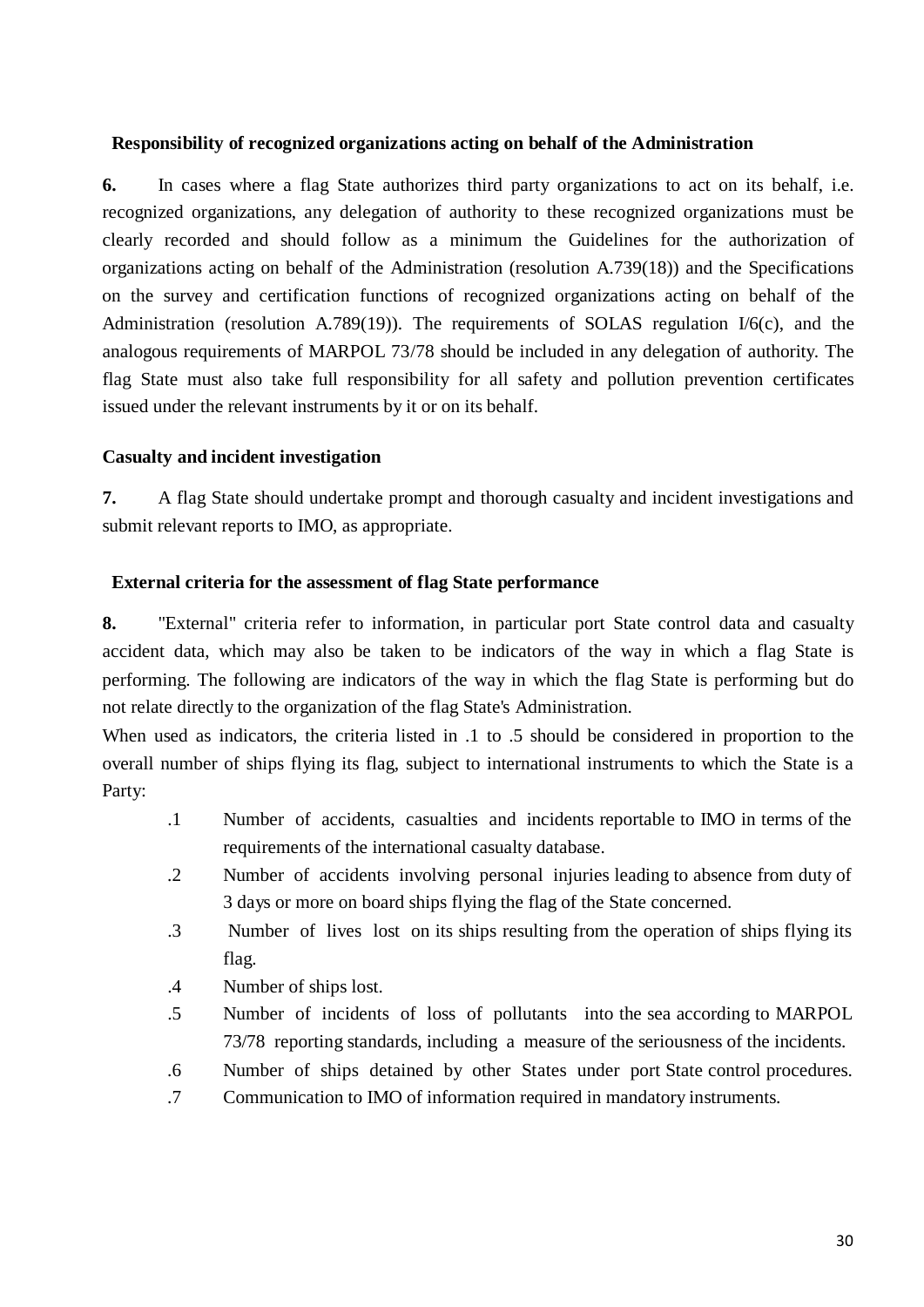### Responsibility of recognized organizations acting on behalf of the Administration

**6.** In cases where a flag State authorizes third party organizations to act on its behalf, i.e. recognized organizations, any delegation of authority to these recognized organizations must be clearly recorded and should follow as a minimum the Guidelines for the authorization of organizations acting on behalf of the Administration (resolution A.739(18)) and the Specifications on the survey and certification functions of recognized organizations acting on behalf of the Administration (resolution A.789(19)). The requirements of SOLAS regulation I/6(c), and the analogous requirements of MARPOL 73/78 should be included in any delegation of authority. The flag State must also take full responsibility for all safety and pollution prevention certificates issued under the relevant instruments by it or on its behalf.

### Casualty and incident investigation

**7.** A flag State should undertake prompt and thorough casualty and incident investigations and submit relevant reports to IMO, as appropriate.

### External criteria for the assessment of flag State performance

**8.** "External" criteria refer to information, in particular port State control data and casualty accident data, which may also be taken to be indicators of the way in which a flag State is performing. The following are indicators of the way in which the flag State is performing but do not relate directly to the organization of the flag State's Administration.

When used as indicators, the criteria listed in .1 to .5 should be considered in proportion to the overall number of ships flying its flag, subject to international instruments to which the State is a Party:

- .1 Number of accidents, casualties and incidents reportable to IMO in terms of the requirements of the international casualty database.
- .2 Number of accidents involving personal injuries leading to absence from duty of 3 days or more on board ships flying the flag of the State concerned.
- .3 Number of lives lost on its ships resulting from the operation of ships flying its flag.
- .4 Number of ships lost.
- .5 Number of incidents of loss of pollutants into the sea according to MARPOL 73/78 reporting standards, including a measure of the seriousness of the incidents.
- .6 Number of ships detained by other States under port State control procedures.
- .7 Communication to IMO of information required in mandatory instruments.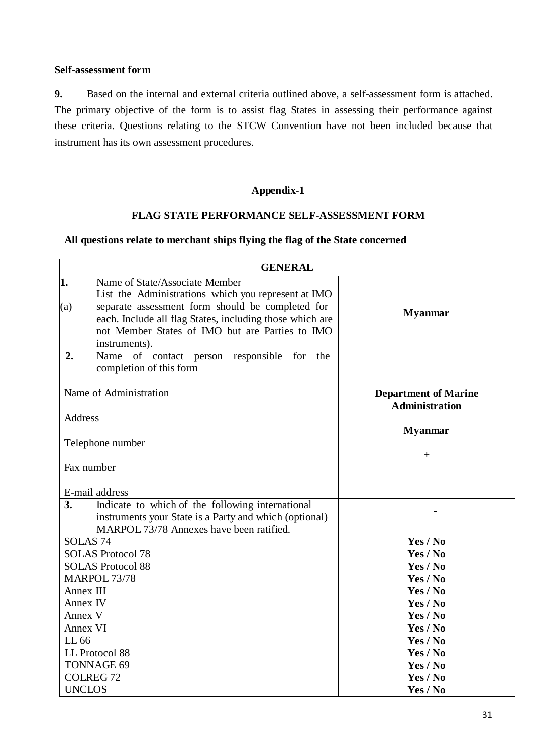**Self-assessment form**

**9.** Based on the internal and external criteria outlined above, a self-assessment form is attached. The primary objective of the form is to assist flag States in assessing their performance against these criteria. Questions relating to the STCW Convention have not been included because that instrument has its own assessment procedures.

**Appendix-1**

**FLAG STATE PERFORMANCE SELF-ASSESSMENT FORM**

**All questions relate to merchant ships flying the flag of the State concerned**

| **GENERAL** | |
|---|---|
| **1.** Name of State/Associate Member<br>(a) List the Administrations which you represent at IMO separate assessment form should be completed for each. Include all flag States, including those which are not Member States of IMO but are Parties to IMO instruments). | **Myanmar** |
| **2.** Name of contact person responsible for the completion of this form<br><br>Name of Administration<br><br>Address<br><br>Telephone number<br><br>Fax number<br><br>E-mail address | **Department of Marine Administration**<br><br>**Myanmar**<br><br>+ |
| **3.** Indicate to which of the following international instruments your State is a Party and which (optional) MARPOL 73/78 Annexes have been ratified. | - |
| SOLAS 74 | **Yes / No** |
| SOLAS Protocol 78 | **Yes / No** |
| SOLAS Protocol 88 | **Yes / No** |
| MARPOL 73/78 | **Yes / No** |
| Annex III | **Yes / No** |
| Annex IV | **Yes / No** |
| Annex V | **Yes / No** |
| Annex VI | **Yes / No** |
| LL 66 | **Yes / No** |
| LL Protocol 88 | **Yes / No** |
| TONNAGE 69 | **Yes / No** |
| COLREG 72 | **Yes / No** |
| UNCLOS | **Yes / No** |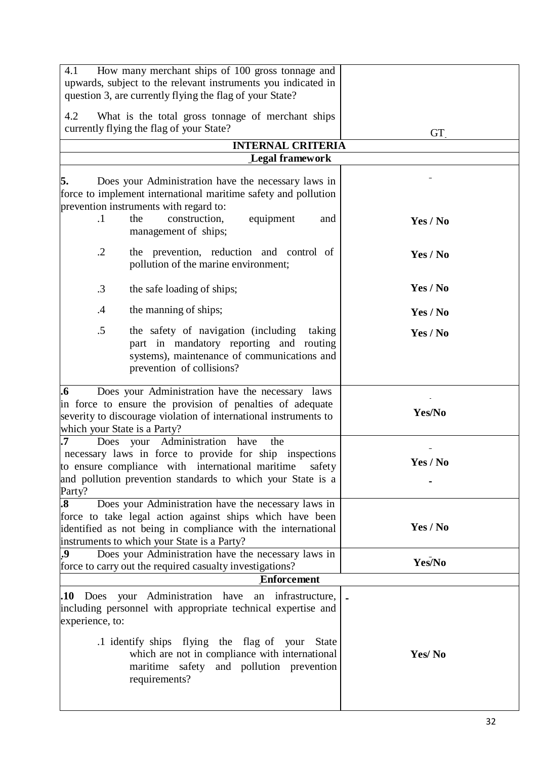| | |
|---|---|
| 4.1 How many merchant ships of 100 gross tonnage and upwards, subject to the relevant instruments you indicated in question 3, are currently flying the flag of your State?<br><br>4.2 What is the total gross tonnage of merchant ships currently flying the flag of your State? | GT |
| **INTERNAL CRITERIA** | |
| **Legal framework** | |
| **5.** Does your Administration have the necessary laws in force to implement international maritime safety and pollution prevention instruments with regard to: | |
| .1 the construction, equipment and management of ships; | **Yes / No** |
| .2 the prevention, reduction and control of pollution of the marine environment; | **Yes / No** |
| .3 the safe loading of ships; | **Yes / No** |
| .4 the manning of ships; | **Yes / No** |
| .5 the safety of navigation (including taking part in mandatory reporting and routing systems), maintenance of communications and prevention of collisions? | **Yes / No** |
| **.6** Does your Administration have the necessary laws in force to ensure the provision of penalties of adequate severity to discourage violation of international instruments to which your State is a Party? | **Yes/No** |
| **.7** Does your Administration have the necessary laws in force to provide for ship inspections to ensure compliance with international maritime safety and pollution prevention standards to which your State is a Party? | **Yes / No** |
| **.8** Does your Administration have the necessary laws in force to take legal action against ships which have been identified as not being in compliance with the international instruments to which your State is a Party? | **Yes / No** |
| **.9** Does your Administration have the necessary laws in force to carry out the required casualty investigations? | **Yes/No** |
| **Enforcement** | |
| **.10** Does your Administration have an infrastructure, including personnel with appropriate technical expertise and experience, to:<br><br>.1 identify ships flying the flag of your State which are not in compliance with international maritime safety and pollution prevention requirements? | **Yes/ No** |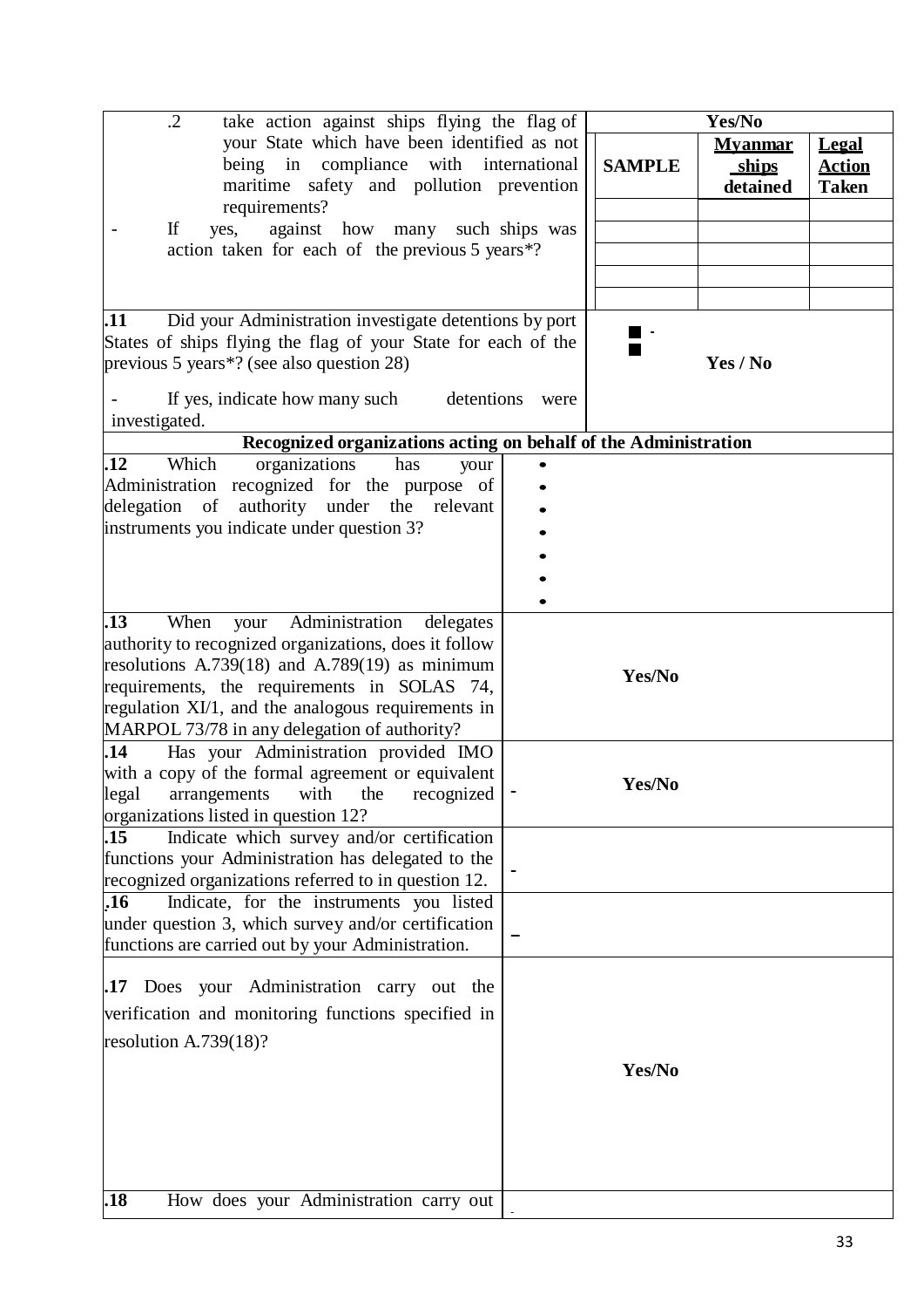| Question | Answer | | |
|---|---|---|---|
| .2 take action against ships flying the flag of your State which have been identified as not being in compliance with international maritime safety and pollution prevention requirements?<br>- If yes, against how many such ships was action taken for each of the previous 5 years*? | Yes/No | | |
| | **SAMPLE** | **Myanmar ships detained** | **Legal Action Taken** |
| | | | |
| | | | |
| | | | |
| | | | |
| | | | |
| **.11** Did your Administration investigate detentions by port States of ships flying the flag of your State for each of the previous 5 years*? (see also question 28)<br>- If yes, indicate how many such detentions were investigated. | ■ -<br>■<br>**Yes / No** | | |
| **Recognized organizations acting on behalf of the Administration** | | | |
| **.12** Which organizations has your Administration recognized for the purpose of delegation of authority under the relevant instruments you indicate under question 3? | •<br>•<br>•<br>•<br>•<br>•<br>• | | |
| **.13** When your Administration delegates authority to recognized organizations, does it follow resolutions A.739(18) and A.789(19) as minimum requirements, the requirements in SOLAS 74, regulation XI/1, and the analogous requirements in MARPOL 73/78 in any delegation of authority? | **Yes/No** | | |
| **.14** Has your Administration provided IMO with a copy of the formal agreement or equivalent legal arrangements with the recognized organizations listed in question 12? | - **Yes/No** | | |
| **.15** Indicate which survey and/or certification functions your Administration has delegated to the recognized organizations referred to in question 12. | - | | |
| **.16** Indicate, for the instruments you listed under question 3, which survey and/or certification functions are carried out by your Administration. | – | | |
| **.17** Does your Administration carry out the verification and monitoring functions specified in resolution A.739(18)? | **Yes/No** | | |
| **.18** How does your Administration carry out | - | | |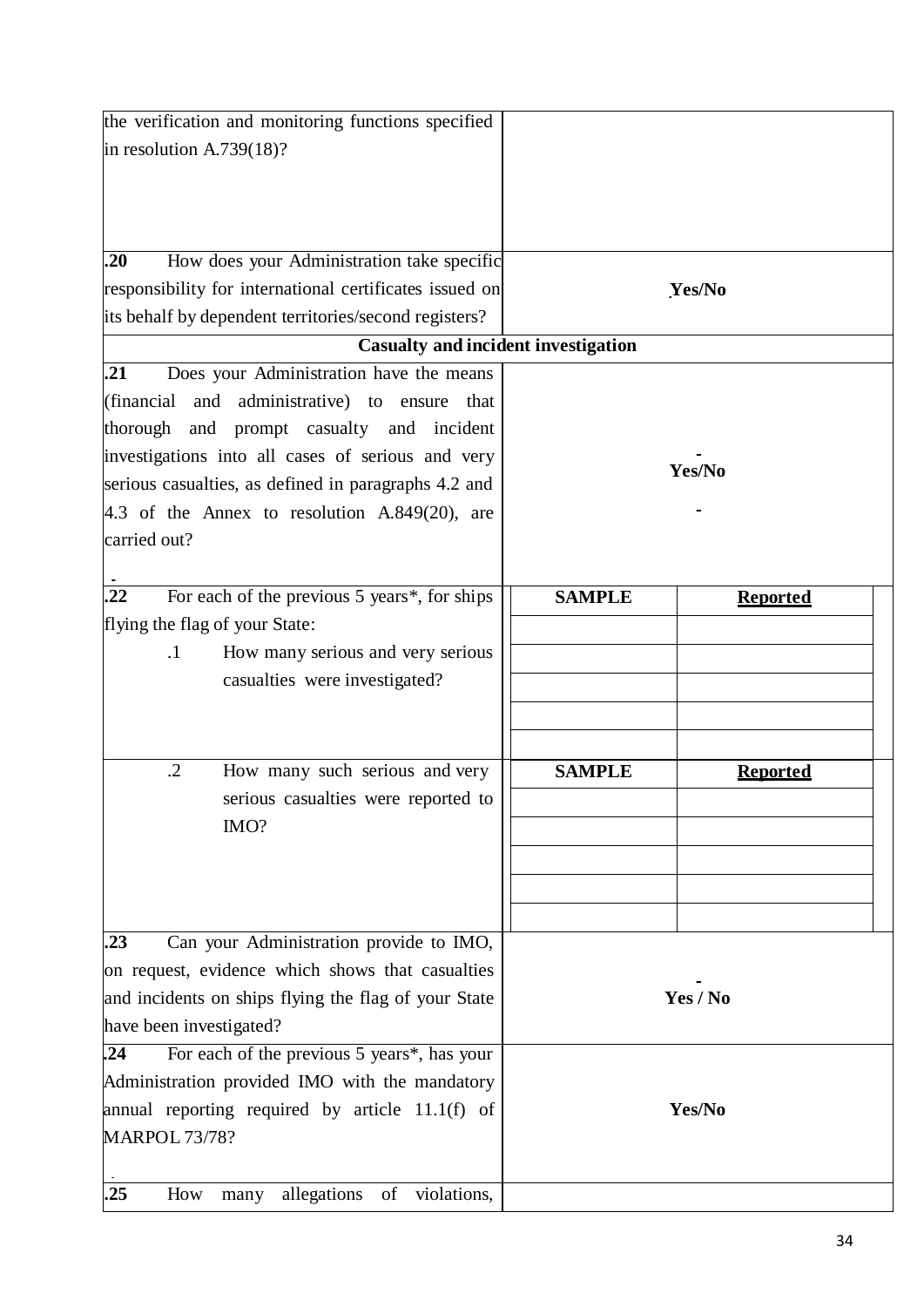| | |
|---|---|
| the verification and monitoring functions specified in resolution A.739(18)? | |
| **.20** How does your Administration take specific responsibility for international certificates issued on its behalf by dependent territories/second registers? | **Yes/No** |
| **Casualty and incident investigation** | |
| **.21** Does your Administration have the means (financial and administrative) to ensure that thorough and prompt casualty and incident investigations into all cases of serious and very serious casualties, as defined in paragraphs 4.2 and 4.3 of the Annex to resolution A.849(20), are carried out? | **Yes/No** |

| | SAMPLE | Reported |
|---|---|---|
| **.22** For each of the previous 5 years*, for ships flying the flag of your State:<br>.1 How many serious and very serious casualties were investigated? | | |
| | | |
| | | |
| | | |
| | | |
| .2 How many such serious and very serious casualties were reported to IMO? | **SAMPLE** | **Reported** |
| | | |
| | | |
| | | |
| | | |
| | | |

| | |
|---|---|
| **.23** Can your Administration provide to IMO, on request, evidence which shows that casualties and incidents on ships flying the flag of your State have been investigated? | **Yes / No** |
| **.24** For each of the previous 5 years*, has your Administration provided IMO with the mandatory annual reporting required by article 11.1(f) of MARPOL 73/78? | **Yes/No** |
| **.25** How many allegations of violations, | |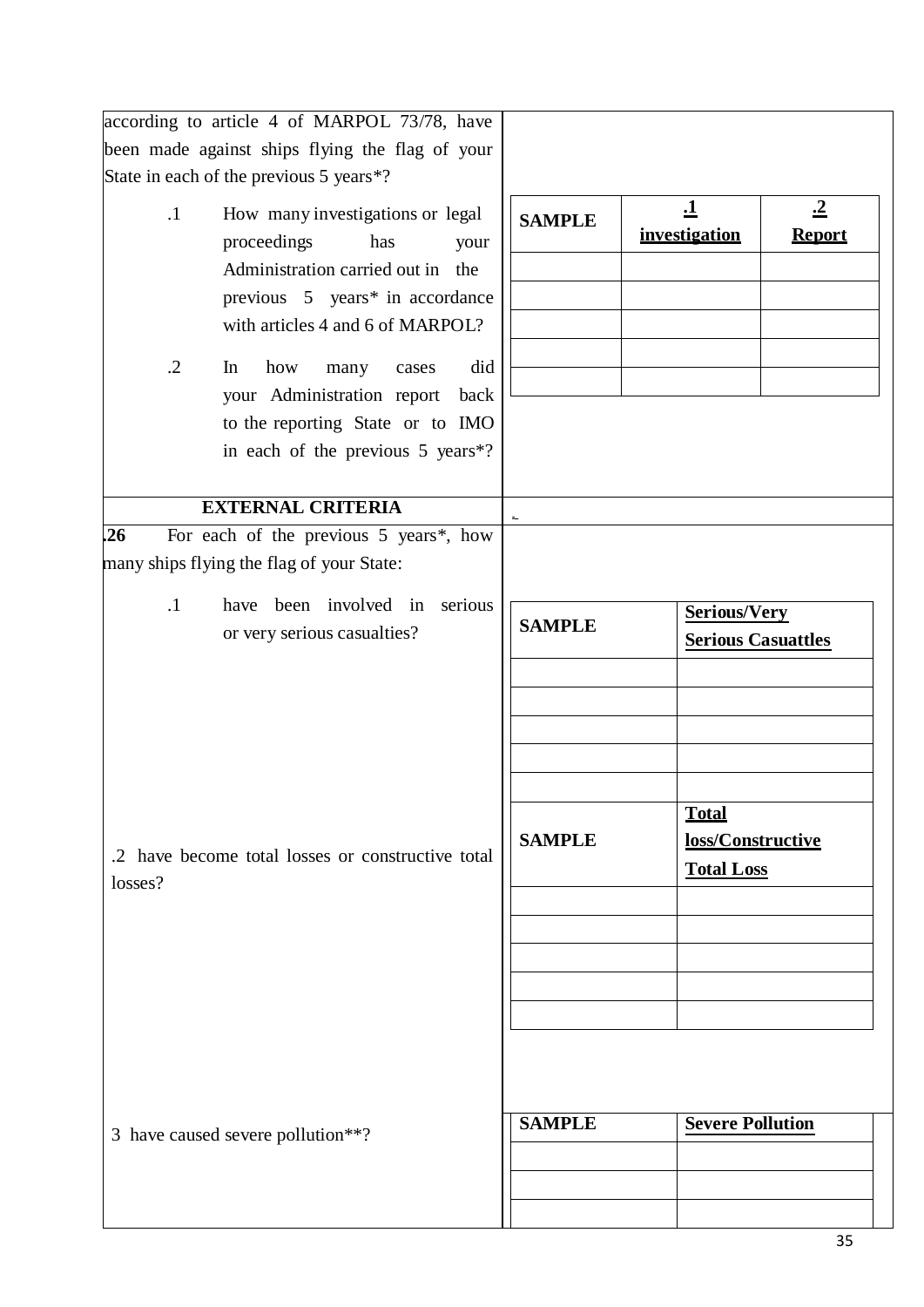according to article 4 of MARPOL 73/78, have been made against ships flying the flag of your State in each of the previous 5 years*?

.1 How many investigations or legal proceedings has your Administration carried out in the previous 5 years* in accordance with articles 4 and 6 of MARPOL?

.2 In how many cases did your Administration report back to the reporting State or to IMO in each of the previous 5 years*?

| **SAMPLE** | **.1 investigation** | **.2 Report** |
|---|---|---|
| | | |
| | | |
| | | |
| | | |
| | | |

**EXTERNAL CRITERIA**

**.26** For each of the previous 5 years*, how many ships flying the flag of your State:

.1 have been involved in serious or very serious casualties?

| **SAMPLE** | **Serious/Very Serious Casuattles** |
|---|---|
| | |
| | |
| | |
| | |
| | |

.2 have become total losses or constructive total losses?

| **SAMPLE** | **Total loss/Constructive Total Loss** |
|---|---|
| | |
| | |
| | |
| | |
| | |

3 have caused severe pollution**?

| **SAMPLE** | **Severe Pollution** |
|---|---|
| | |
| | |
| | |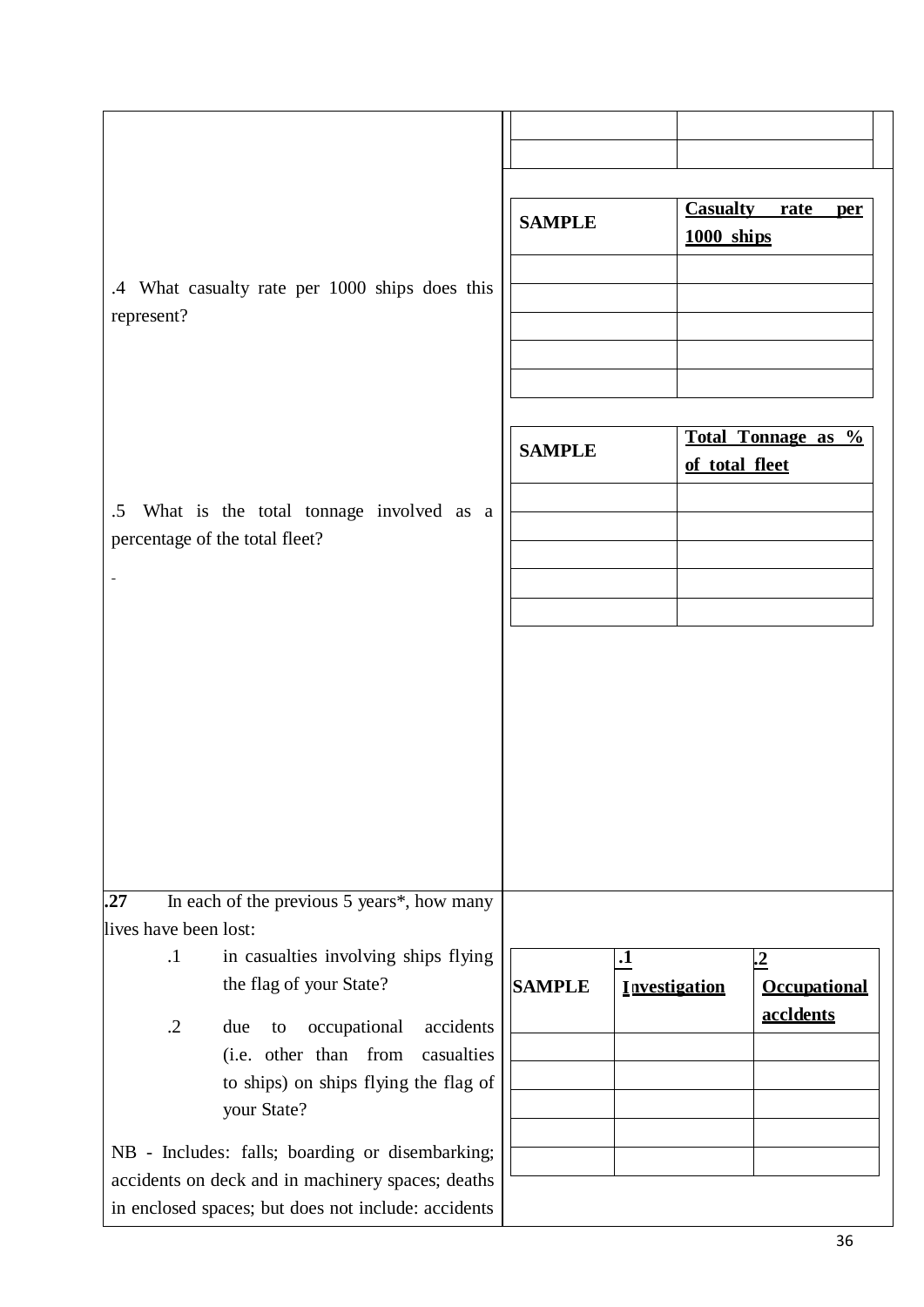| | |
|---|---|
| | |
| | |

.4 What casualty rate per 1000 ships does this represent?

| SAMPLE | **Casualty rate per 1000 ships** |
|---|---|
| | |
| | |
| | |
| | |
| | |

.5 What is the total tonnage involved as a percentage of the total fleet?

-

| SAMPLE | **Total Tonnage as % of total fleet** |
|---|---|
| | |
| | |
| | |
| | |
| | |

**.27** In each of the previous 5 years*, how many lives have been lost:

.1 in casualties involving ships flying the flag of your State?

.2 due to occupational accidents (i.e. other than from casualties to ships) on ships flying the flag of your State?

NB - Includes: falls; boarding or disembarking; accidents on deck and in machinery spaces; deaths in enclosed spaces; but does not include: accidents

| SAMPLE | **.1 Investigation** | **.2 Occupational accidents** |
|---|---|---|
| | | |
| | | |
| | | |
| | | |
| | | |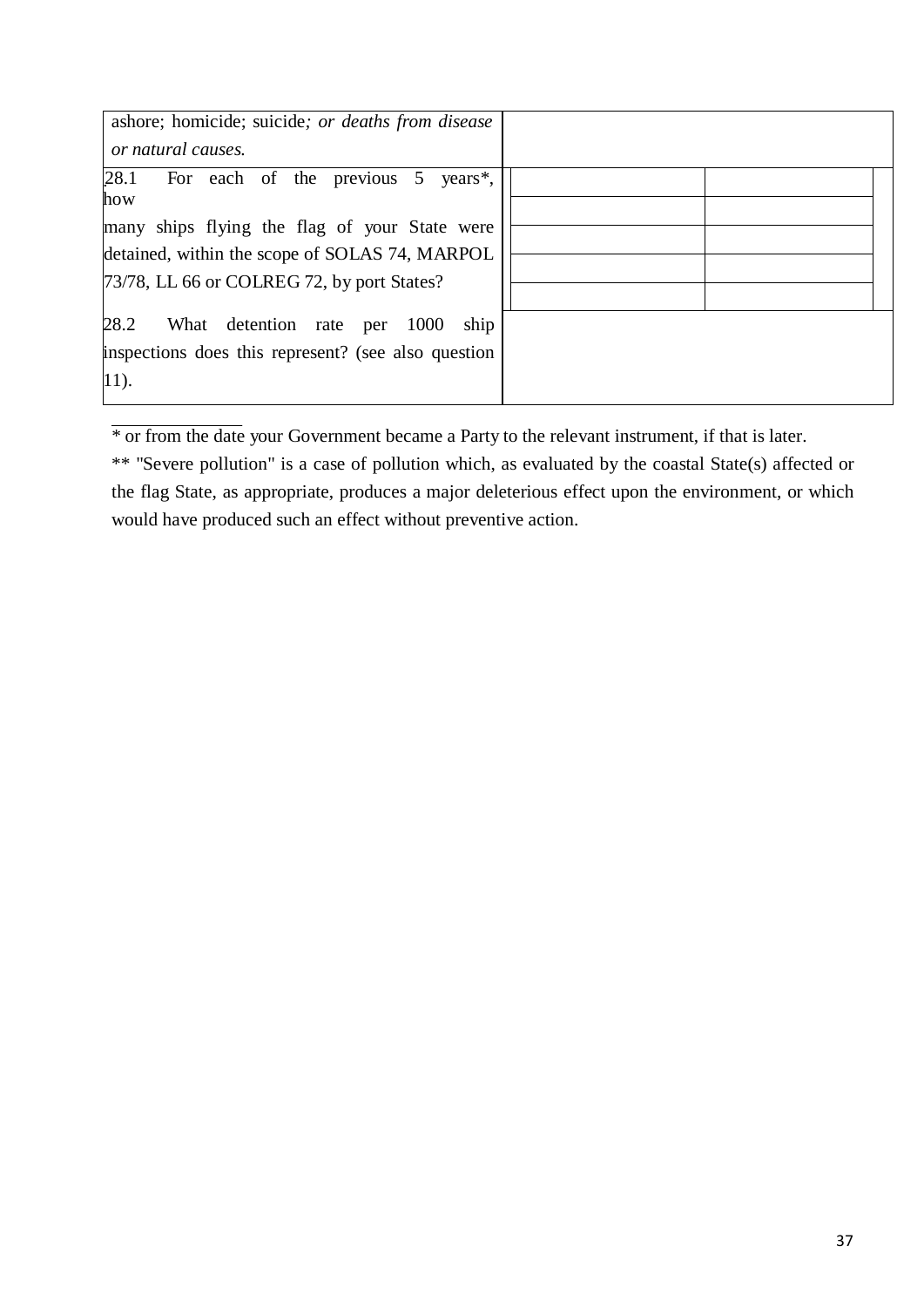| | | |
|---|---|---|
| ashore; homicide; suicide*; or deaths from disease or natural causes.* | | |
| 28.1 For each of the previous 5 years*, how many ships flying the flag of your State were detained, within the scope of SOLAS 74, MARPOL 73/78, LL 66 or COLREG 72, by port States? | | |
| | | |
| | | |
| | | |
| | | |
| 28.2 What detention rate per 1000 ship inspections does this represent? (see also question 11). | | |

\* or from the date your Government became a Party to the relevant instrument, if that is later.

\** "Severe pollution" is a case of pollution which, as evaluated by the coastal State(s) affected or the flag State, as appropriate, produces a major deleterious effect upon the environment, or which would have produced such an effect without preventive action.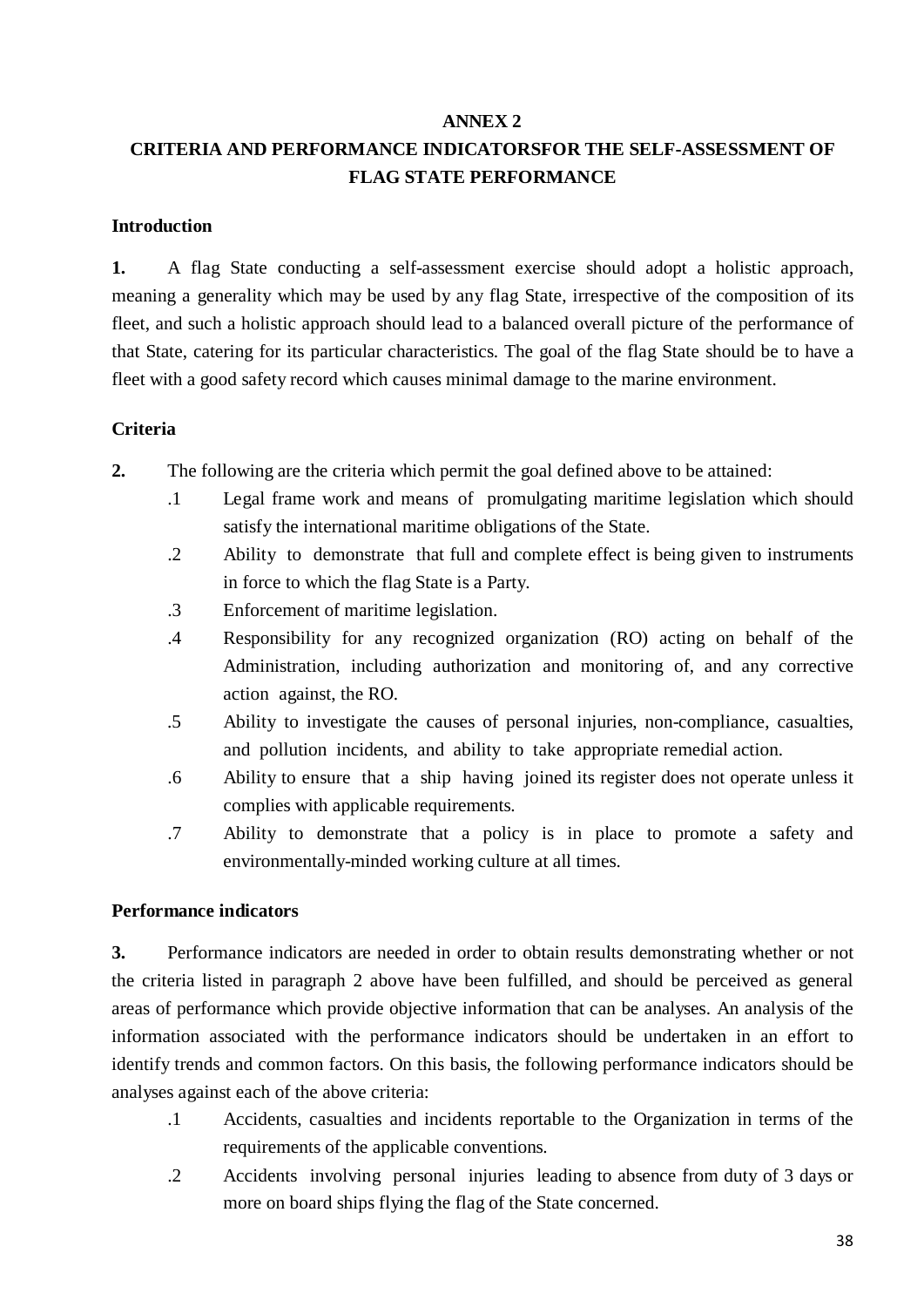## ANNEX 2

## CRITERIA AND PERFORMANCE INDICATORSFOR THE SELF-ASSESSMENT OF FLAG STATE PERFORMANCE

### Introduction

**1.** A flag State conducting a self-assessment exercise should adopt a holistic approach, meaning a generality which may be used by any flag State, irrespective of the composition of its fleet, and such a holistic approach should lead to a balanced overall picture of the performance of that State, catering for its particular characteristics. The goal of the flag State should be to have a fleet with a good safety record which causes minimal damage to the marine environment.

### Criteria

**2.** The following are the criteria which permit the goal defined above to be attained:

.1 Legal frame work and means of promulgating maritime legislation which should satisfy the international maritime obligations of the State.

.2 Ability to demonstrate that full and complete effect is being given to instruments in force to which the flag State is a Party.

.3 Enforcement of maritime legislation.

.4 Responsibility for any recognized organization (RO) acting on behalf of the Administration, including authorization and monitoring of, and any corrective action against, the RO.

.5 Ability to investigate the causes of personal injuries, non-compliance, casualties, and pollution incidents, and ability to take appropriate remedial action.

.6 Ability to ensure that a ship having joined its register does not operate unless it complies with applicable requirements.

.7 Ability to demonstrate that a policy is in place to promote a safety and environmentally-minded working culture at all times.

### Performance indicators

**3.** Performance indicators are needed in order to obtain results demonstrating whether or not the criteria listed in paragraph 2 above have been fulfilled, and should be perceived as general areas of performance which provide objective information that can be analyses. An analysis of the information associated with the performance indicators should be undertaken in an effort to identify trends and common factors. On this basis, the following performance indicators should be analyses against each of the above criteria:

.1 Accidents, casualties and incidents reportable to the Organization in terms of the requirements of the applicable conventions.

.2 Accidents involving personal injuries leading to absence from duty of 3 days or more on board ships flying the flag of the State concerned.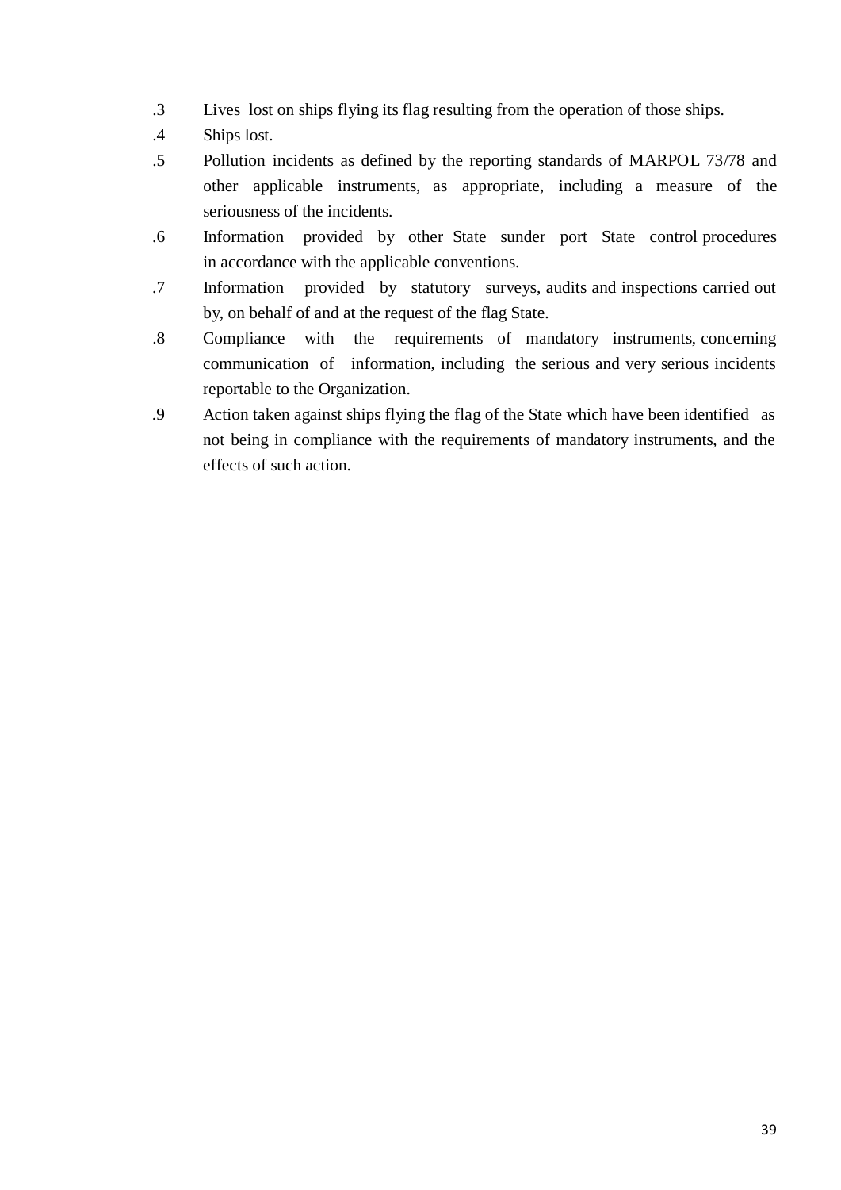.3 Lives lost on ships flying its flag resulting from the operation of those ships.

.4 Ships lost.

.5 Pollution incidents as defined by the reporting standards of MARPOL 73/78 and other applicable instruments, as appropriate, including a measure of the seriousness of the incidents.

.6 Information provided by other State sunder port State control procedures in accordance with the applicable conventions.

.7 Information provided by statutory surveys, audits and inspections carried out by, on behalf of and at the request of the flag State.

.8 Compliance with the requirements of mandatory instruments, concerning communication of information, including the serious and very serious incidents reportable to the Organization.

.9 Action taken against ships flying the flag of the State which have been identified as not being in compliance with the requirements of mandatory instruments, and the effects of such action.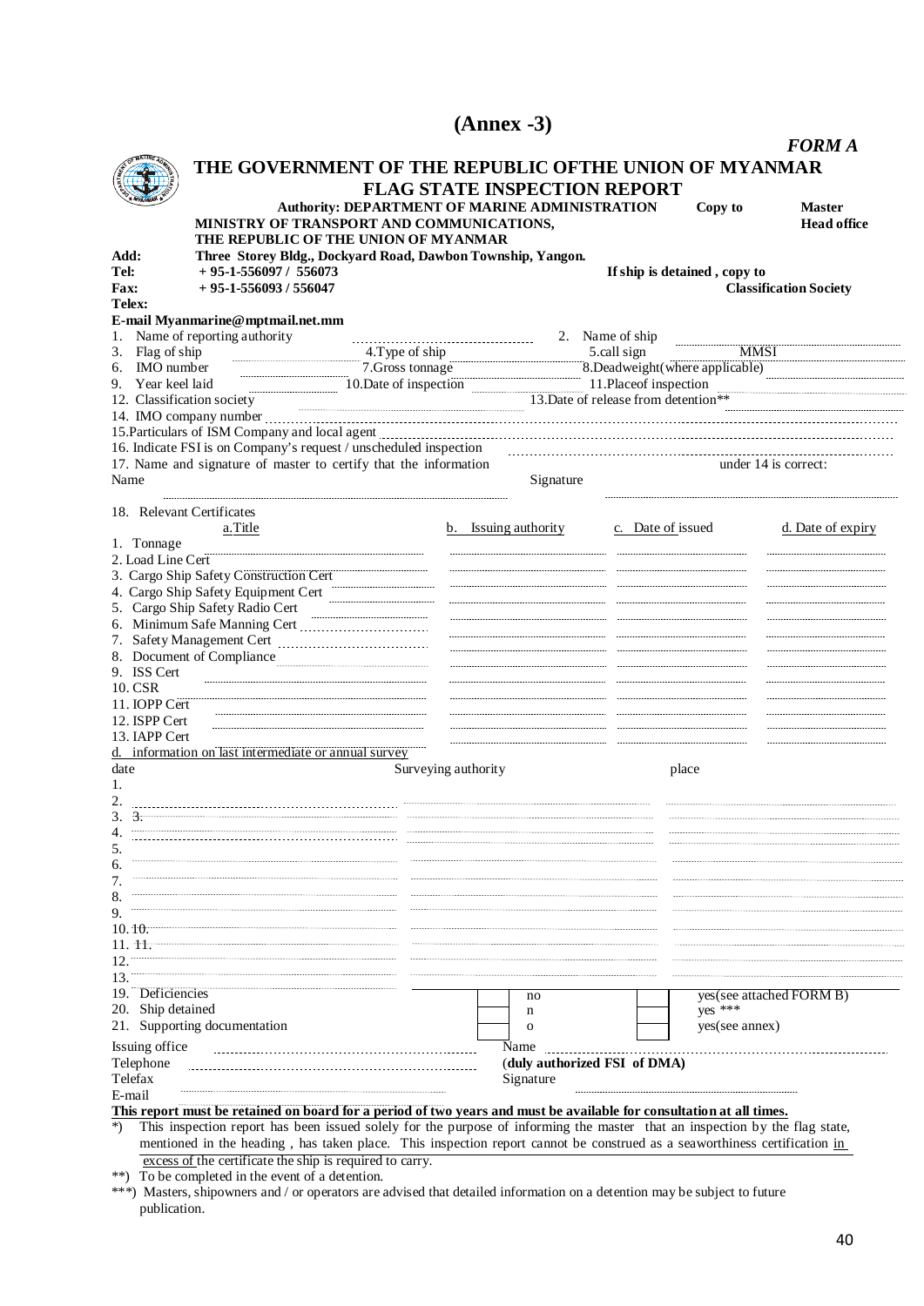# (Annex -3)

*FORM A*

## THE GOVERNMENT OF THE REPUBLIC OFTHE UNION OF MYANMAR

### FLAG STATE INSPECTION REPORT

**Authority: DEPARTMENT OF MARINE ADMINISTRATION** **Copy to** **Master** **Head office**

**MINISTRY OF TRANSPORT AND COMMUNICATIONS,**
**THE REPUBLIC OF THE UNION OF MYANMAR**

**Add:** **Three Storey Bldg., Dockyard Road, Dawbon Township, Yangon.**
**Tel:** **+ 95-1-556097 / 556073** **If ship is detained , copy to**
**Fax:** **+ 95-1-556093 / 556047** **Classification Society**
**Telex:**
**E-mail Myanmarine@mptmail.net.mm**

1. Name of reporting authority ............ 2. Name of ship ............
3. Flag of ship ............ 4.Type of ship ............ 5.call sign ............ MMSI ............
6. IMO number ............ 7.Gross tonnage ............ 8.Deadweight(where applicable) ............
9. Year keel laid ............ 10.Date of inspection ............ 11.Placeof inspection ............
12. Classification society ............ 13.Date of release from detention** ............
14. IMO company number ............
15.Particulars of ISM Company and local agent ............
16. Indicate FSI is on Company's request / unscheduled inspection ............
17. Name and signature of master to certify that the information ............ under 14 is correct:

Name ............ Signature ............

18. Relevant Certificates

| a.Title | b. Issuing authority | c. Date of issued | d. Date of expiry |
|---|---|---|---|
| 1. Tonnage | | | |
| 2. Load Line Cert | | | |
| 3. Cargo Ship Safety Construction Cert | | | |
| 4. Cargo Ship Safety Equipment Cert | | | |
| 5. Cargo Ship Safety Radio Cert | | | |
| 6. Minimum Safe Manning Cert | | | |
| 7. Safety Management Cert | | | |
| 8. Document of Compliance | | | |
| 9. ISS Cert | | | |
| 10. CSR | | | |
| 11. IOPP Cert | | | |
| 12. ISPP Cert | | | |
| 13. IAPP Cert | | | |

d. information on last intermediate or annual survey

| date | Surveying authority | place |
|---|---|---|
| 1. | | |
| 2. | | |
| 3. 3. | | |
| 4. | | |
| 5. | | |
| 6. | | |
| 7. | | |
| 8. | | |
| 9. | | |
| 10. 10. | | |
| 11. 11. | | |
| 12. | | |
| 13. | | |

| | | | | |
|---|---|---|---|---|
| 19. Deficiencies | ☐ | no | ☐ | yes(see attached FORM B) |
| 20. Ship detained | ☐ | n | ☐ | yes *** |
| 21. Supporting documentation | ☐ | o | ☐ | yes(see annex) |

Issuing office ............ Name ............
Telephone ............ (**duly authorized FSI of DMA**)
Telefax ............ Signature ............
E-mail ............

**This report must be retained on board for a period of two years and must be available for consultation at all times.**

*) This inspection report has been issued solely for the purpose of informing the master that an inspection by the flag state, mentioned in the heading , has taken place. This inspection report cannot be construed as a seaworthiness certification in excess of the certificate the ship is required to carry.

**) To be completed in the event of a detention.

***) Masters, shipowners and / or operators are advised that detailed information on a detention may be subject to future publication.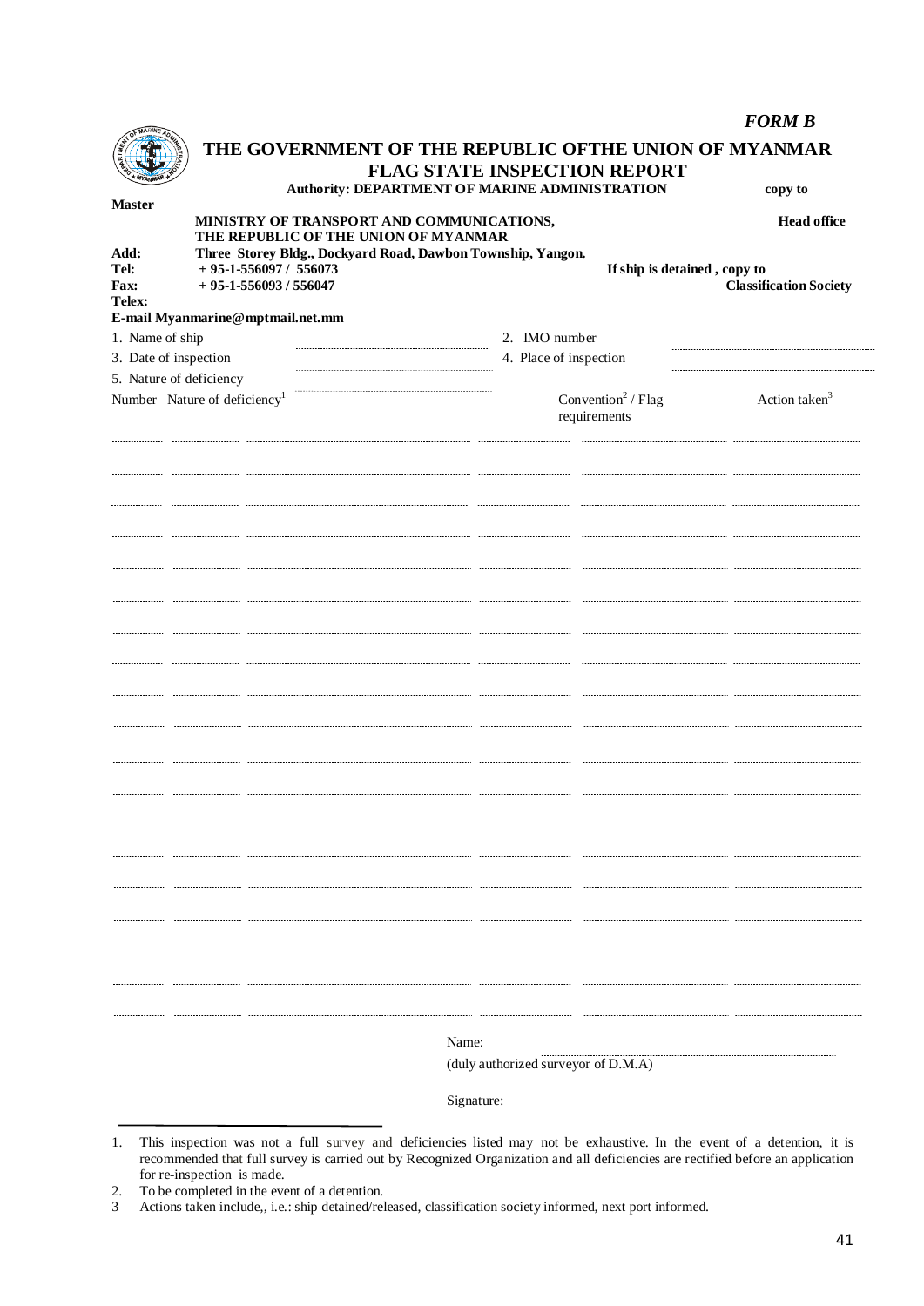*FORM B*

# THE GOVERNMENT OF THE REPUBLIC OFTHE UNION OF MYANMAR

## FLAG STATE INSPECTION REPORT

**Authority: DEPARTMENT OF MARINE ADMINISTRATION** **copy to**

**Master**

**MINISTRY OF TRANSPORT AND COMMUNICATIONS,**
**THE REPUBLIC OF THE UNION OF MYANMAR** **Head office**

**Add:** **Three Storey Bldg., Dockyard Road, Dawbon Township, Yangon.**
**Tel:** **+ 95-1-556097 / 556073** **If ship is detained , copy to**
**Fax:** **+ 95-1-556093 / 556047** **Classification Society**
**Telex:**
**E-mail Myanmarine@mptmail.net.mm**

1. Name of ship ........................ 2. IMO number ........................
3. Date of inspection ........................ 4. Place of inspection ........................
5. Nature of deficiency ........................

| Number | Nature of deficiency[1] | | | Convention[2] / Flag requirements | Action taken[3] |
|---|---|---|---|---|---|
| | | | | | |
| | | | | | |
| | | | | | |
| | | | | | |
| | | | | | |
| | | | | | |
| | | | | | |
| | | | | | |
| | | | | | |
| | | | | | |
| | | | | | |
| | | | | | |
| | | | | | |
| | | | | | |
| | | | | | |
| | | | | | |
| | | | | | |
| | | | | | |
| | | | | | |

Name: ........................
(duly authorized surveyor of D.M.A)

Signature: ........................

1. This inspection was not a full survey and deficiencies listed may not be exhaustive. In the event of a detention, it is recommended that full survey is carried out by Recognized Organization and all deficiencies are rectified before an application for re-inspection is made.
2. To be completed in the event of a detention.
3 Actions taken include,, i.e.: ship detained/released, classification society informed, next port informed.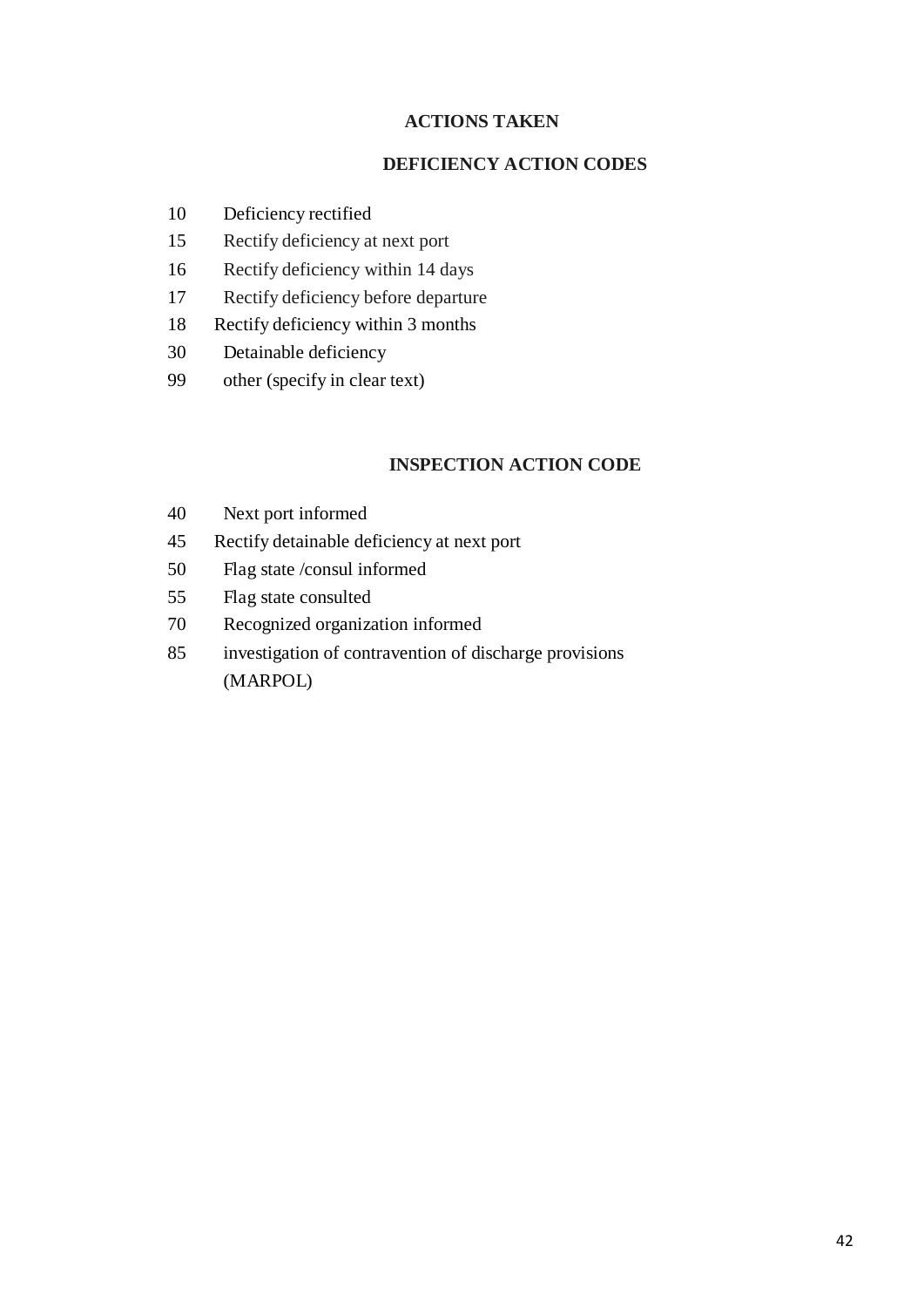## ACTIONS TAKEN

### DEFICIENCY ACTION CODES

10 Deficiency rectified

15 Rectify deficiency at next port

16 Rectify deficiency within 14 days

17 Rectify deficiency before departure

18 Rectify deficiency within 3 months

30 Detainable deficiency

99 other (specify in clear text)

### INSPECTION ACTION CODE

40 Next port informed

45 Rectify detainable deficiency at next port

50 Flag state /consul informed

55 Flag state consulted

70 Recognized organization informed

85 investigation of contravention of discharge provisions (MARPOL)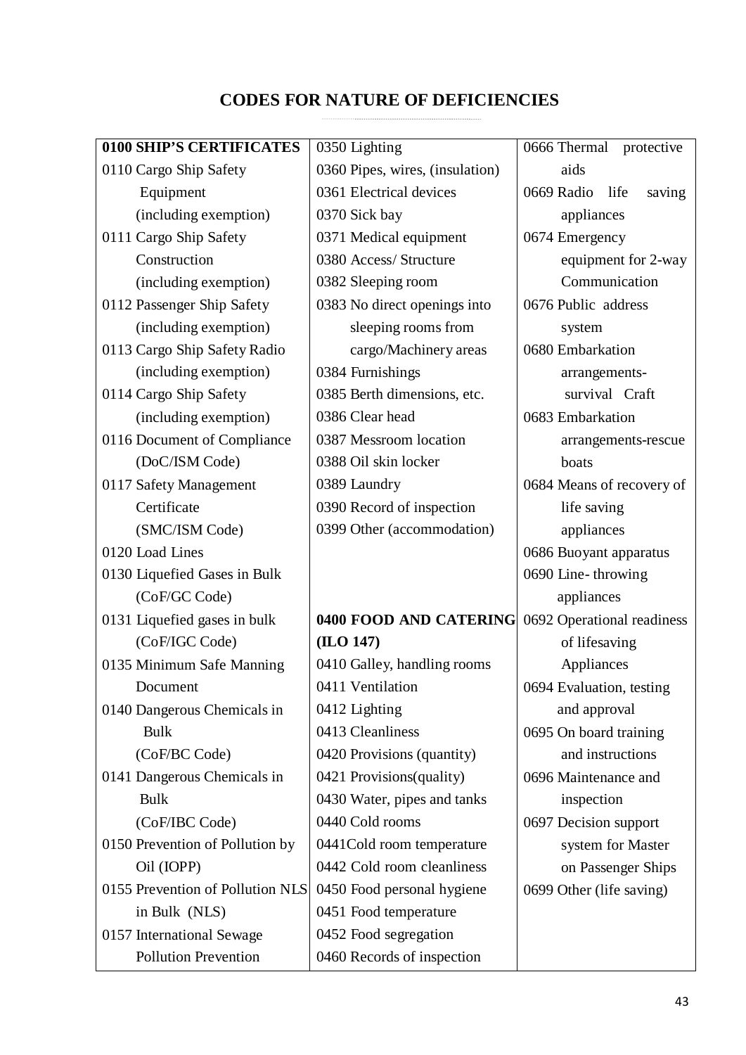# CODES FOR NATURE OF DEFICIENCIES

| | | |
|---|---|---|
| **0100 SHIP'S CERTIFICATES** | 0350 Lighting | 0666 Thermal protective aids |
| 0110 Cargo Ship Safety Equipment (including exemption) | 0360 Pipes, wires, (insulation) | 0669 Radio life saving appliances |
| 0111 Cargo Ship Safety Construction (including exemption) | 0361 Electrical devices | 0674 Emergency equipment for 2-way Communication |
| 0112 Passenger Ship Safety (including exemption) | 0370 Sick bay | 0676 Public address system |
| 0113 Cargo Ship Safety Radio (including exemption) | 0371 Medical equipment | 0680 Embarkation arrangements-survival Craft |
| 0114 Cargo Ship Safety (including exemption) | 0380 Access/ Structure | 0683 Embarkation arrangements-rescue boats |
| 0116 Document of Compliance (DoC/ISM Code) | 0382 Sleeping room | 0684 Means of recovery of life saving appliances |
| 0117 Safety Management Certificate (SMC/ISM Code) | 0383 No direct openings into sleeping rooms from cargo/Machinery areas | 0686 Buoyant apparatus |
| 0120 Load Lines | 0384 Furnishings | 0690 Line- throwing appliances |
| 0130 Liquefied Gases in Bulk (CoF/GC Code) | 0385 Berth dimensions, etc. | 0692 Operational readiness of lifesaving Appliances |
| 0131 Liquefied gases in bulk (CoF/IGC Code) | 0386 Clear head | 0694 Evaluation, testing and approval |
| 0135 Minimum Safe Manning Document | 0387 Messroom location | 0695 On board training and instructions |
| 0140 Dangerous Chemicals in Bulk (CoF/BC Code) | 0388 Oil skin locker | 0696 Maintenance and inspection |
| 0141 Dangerous Chemicals in Bulk (CoF/IBC Code) | 0389 Laundry | 0697 Decision support system for Master on Passenger Ships |
| 0150 Prevention of Pollution by Oil (IOPP) | 0390 Record of inspection | 0699 Other (life saving) |
| 0155 Prevention of Pollution NLS in Bulk (NLS) | 0399 Other (accommodation) | |
| 0157 International Sewage Pollution Prevention | **0400 FOOD AND CATERING (ILO 147)** | |
| | 0410 Galley, handling rooms | |
| | 0411 Ventilation | |
| | 0412 Lighting | |
| | 0413 Cleanliness | |
| | 0420 Provisions (quantity) | |
| | 0421 Provisions(quality) | |
| | 0430 Water, pipes and tanks | |
| | 0440 Cold rooms | |
| | 0441Cold room temperature | |
| | 0442 Cold room cleanliness | |
| | 0450 Food personal hygiene | |
| | 0451 Food temperature | |
| | 0452 Food segregation | |
| | 0460 Records of inspection | |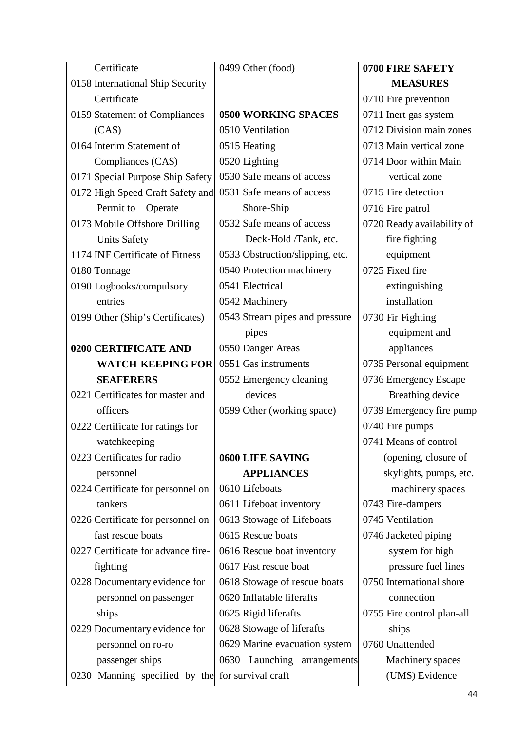Certificate

0158 International Ship Security Certificate

0159 Statement of Compliances (CAS)

0164 Interim Statement of Compliances (CAS)

0171 Special Purpose Ship Safety

0172 High Speed Craft Safety and Permit to Operate

0173 Mobile Offshore Drilling Units Safety

1174 INF Certificate of Fitness

0180 Tonnage

0190 Logbooks/compulsory entries

0199 Other (Ship's Certificates)

**0200 CERTIFICATE AND WATCH-KEEPING FOR SEAFERERS**

0221 Certificates for master and officers

0222 Certificate for ratings for watchkeeping

0223 Certificates for radio personnel

0224 Certificate for personnel on tankers

0226 Certificate for personnel on fast rescue boats

0227 Certificate for advance fire-fighting

0228 Documentary evidence for personnel on passenger ships

0229 Documentary evidence for personnel on ro-ro passenger ships

0230 Manning specified by the

0499 Other (food)

**0500 WORKING SPACES**

0510 Ventilation

0515 Heating

0520 Lighting

0530 Safe means of access

0531 Safe means of access Shore-Ship

0532 Safe means of access Deck-Hold /Tank, etc.

0533 Obstruction/slipping, etc.

0540 Protection machinery

0541 Electrical

0542 Machinery

0543 Stream pipes and pressure pipes

0550 Danger Areas

0551 Gas instruments

0552 Emergency cleaning devices

0599 Other (working space)

**0600 LIFE SAVING APPLIANCES**

0610 Lifeboats

0611 Lifeboat inventory

0613 Stowage of Lifeboats

0615 Rescue boats

0616 Rescue boat inventory

0617 Fast rescue boat

0618 Stowage of rescue boats

0620 Inflatable liferafts

0625 Rigid liferafts

0628 Stowage of liferafts

0629 Marine evacuation system

0630 Launching arrangements for survival craft

**0700 FIRE SAFETY MEASURES**

0710 Fire prevention

0711 Inert gas system

0712 Division main zones

0713 Main vertical zone

0714 Door within Main vertical zone

0715 Fire detection

0716 Fire patrol

0720 Ready availability of fire fighting equipment

0725 Fixed fire extinguishing installation

0730 Fir Fighting equipment and appliances

0735 Personal equipment

0736 Emergency Escape Breathing device

0739 Emergency fire pump

0740 Fire pumps

0741 Means of control (opening, closure of skylights, pumps, etc. machinery spaces

0743 Fire-dampers

0745 Ventilation

0746 Jacketed piping system for high pressure fuel lines

0750 International shore connection

0755 Fire control plan-all ships

0760 Unattended Machinery spaces (UMS) Evidence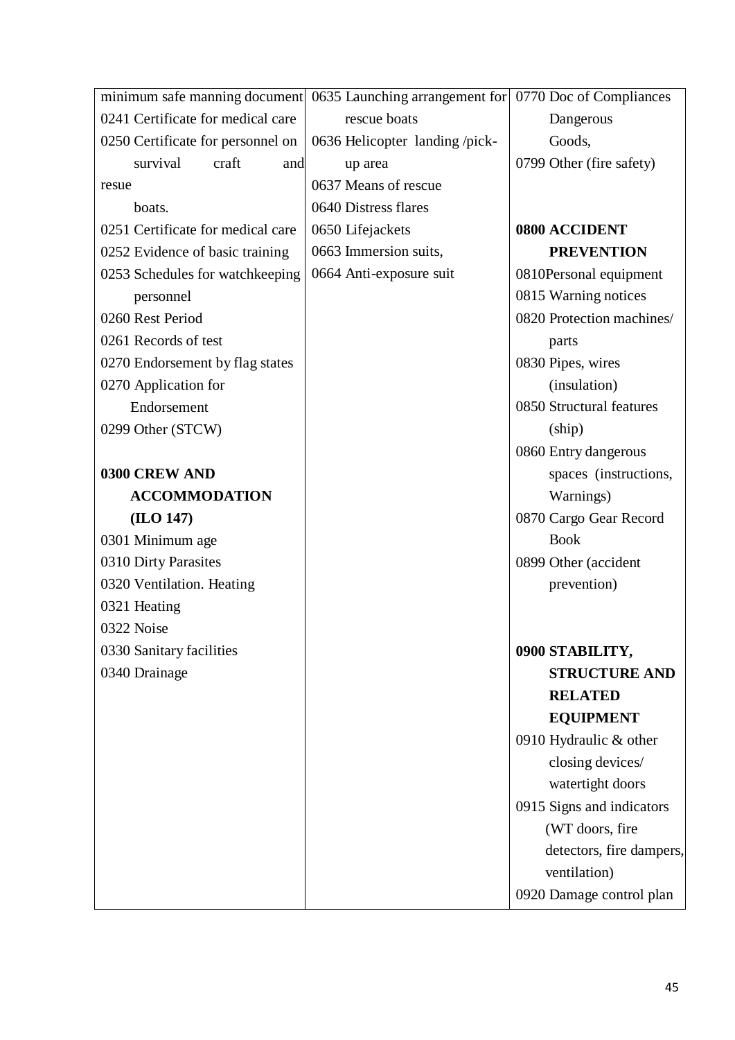| | | |
|---|---|---|
| minimum safe manning document<br>0241 Certificate for medical care<br>0250 Certificate for personnel on survival craft and resue boats.<br>0251 Certificate for medical care<br>0252 Evidence of basic training<br>0253 Schedules for watchkeeping personnel<br>0260 Rest Period<br>0261 Records of test<br>0270 Endorsement by flag states<br>0270 Application for Endorsement<br>0299 Other (STCW)<br><br>**0300 CREW AND ACCOMMODATION (ILO 147)**<br>0301 Minimum age<br>0310 Dirty Parasites<br>0320 Ventilation. Heating<br>0321 Heating<br>0322 Noise<br>0330 Sanitary facilities<br>0340 Drainage | 0635 Launching arrangement for rescue boats<br>0636 Helicopter landing /pick-up area<br>0637 Means of rescue<br>0640 Distress flares<br>0650 Lifejackets<br>0663 Immersion suits,<br>0664 Anti-exposure suit | 0770 Doc of Compliances Dangerous Goods,<br>0799 Other (fire safety)<br><br>**0800 ACCIDENT PREVENTION**<br>0810Personal equipment<br>0815 Warning notices<br>0820 Protection machines/ parts<br>0830 Pipes, wires (insulation)<br>0850 Structural features (ship)<br>0860 Entry dangerous spaces (instructions, Warnings)<br>0870 Cargo Gear Record Book<br>0899 Other (accident prevention)<br><br>**0900 STABILITY, STRUCTURE AND RELATED EQUIPMENT**<br>0910 Hydraulic & other closing devices/ watertight doors<br>0915 Signs and indicators (WT doors, fire detectors, fire dampers, ventilation)<br>0920 Damage control plan |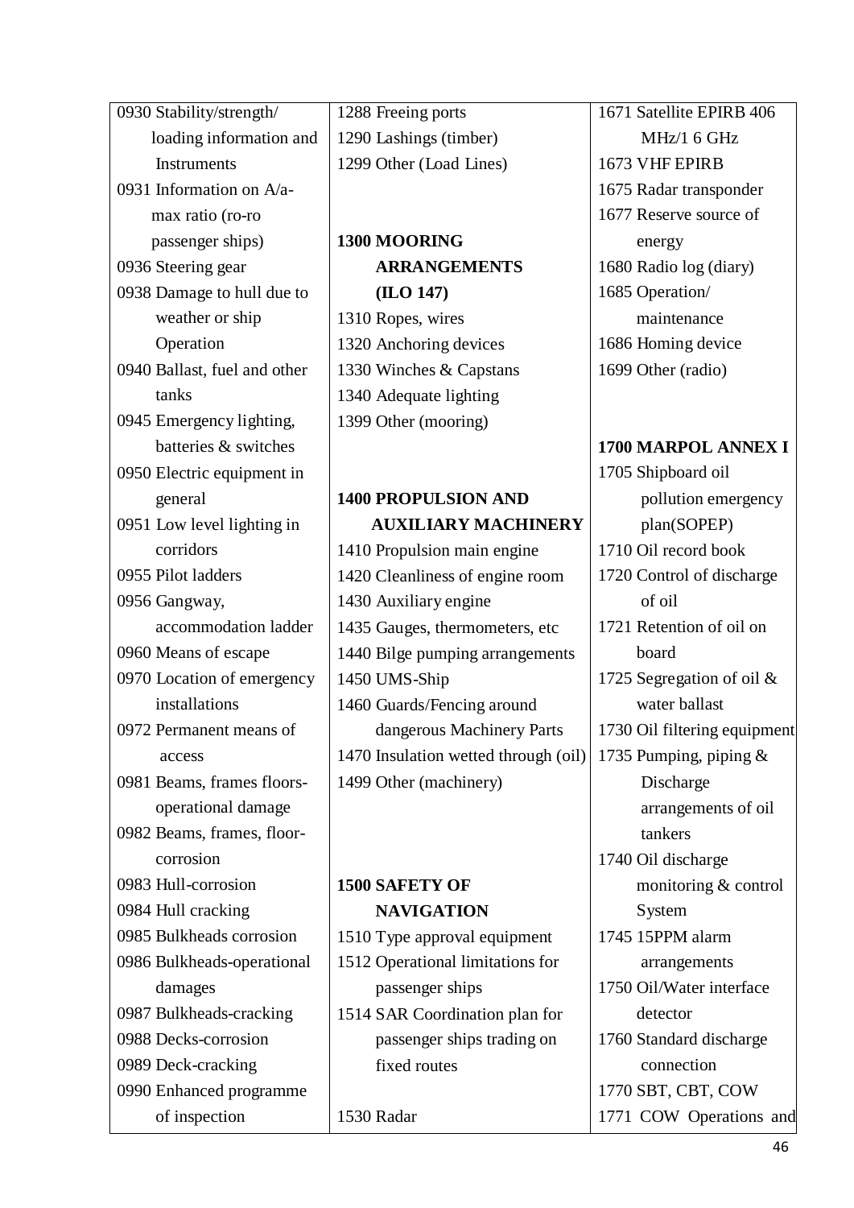| | | |
|---|---|---|
| 0930 Stability/strength/ loading information and Instruments | 1288 Freeing ports | 1671 Satellite EPIRB 406 MHz/1 6 GHz |
| 0931 Information on A/a-max ratio (ro-ro passenger ships) | 1290 Lashings (timber) | 1673 VHF EPIRB |
| 0936 Steering gear | 1299 Other (Load Lines) | 1675 Radar transponder |
| 0938 Damage to hull due to weather or ship Operation | | 1677 Reserve source of energy |
| 0940 Ballast, fuel and other tanks | **1300 MOORING ARRANGEMENTS (ILO 147)** | 1680 Radio log (diary) |
| 0945 Emergency lighting, batteries & switches | 1310 Ropes, wires | 1685 Operation/ maintenance |
| 0950 Electric equipment in general | 1320 Anchoring devices | 1686 Homing device |
| 0951 Low level lighting in corridors | 1330 Winches & Capstans | 1699 Other (radio) |
| 0955 Pilot ladders | 1340 Adequate lighting | |
| 0956 Gangway, accommodation ladder | 1399 Other (mooring) | **1700 MARPOL ANNEX I** |
| 0960 Means of escape | | 1705 Shipboard oil pollution emergency plan(SOPEP) |
| 0970 Location of emergency installations | **1400 PROPULSION AND AUXILIARY MACHINERY** | 1710 Oil record book |
| 0972 Permanent means of access | 1410 Propulsion main engine | 1720 Control of discharge of oil |
| 0981 Beams, frames floors-operational damage | 1420 Cleanliness of engine room | 1721 Retention of oil on board |
| 0982 Beams, frames, floor-corrosion | 1430 Auxiliary engine | 1725 Segregation of oil & water ballast |
| 0983 Hull-corrosion | 1435 Gauges, thermometers, etc | 1730 Oil filtering equipment |
| 0984 Hull cracking | 1440 Bilge pumping arrangements | 1735 Pumping, piping & Discharge arrangements of oil tankers |
| 0985 Bulkheads corrosion | 1450 UMS-Ship | 1740 Oil discharge monitoring & control System |
| 0986 Bulkheads-operational damages | 1460 Guards/Fencing around dangerous Machinery Parts | 1745 15PPM alarm arrangements |
| 0987 Bulkheads-cracking | 1470 Insulation wetted through (oil) | 1750 Oil/Water interface detector |
| 0988 Decks-corrosion | 1499 Other (machinery) | 1760 Standard discharge connection |
| 0989 Deck-cracking | **1500 SAFETY OF NAVIGATION** | 1770 SBT, CBT, COW |
| 0990 Enhanced programme of inspection | 1510 Type approval equipment | 1771 COW Operations and |
| | 1512 Operational limitations for passenger ships | |
| | 1514 SAR Coordination plan for passenger ships trading on fixed routes | |
| | 1530 Radar | |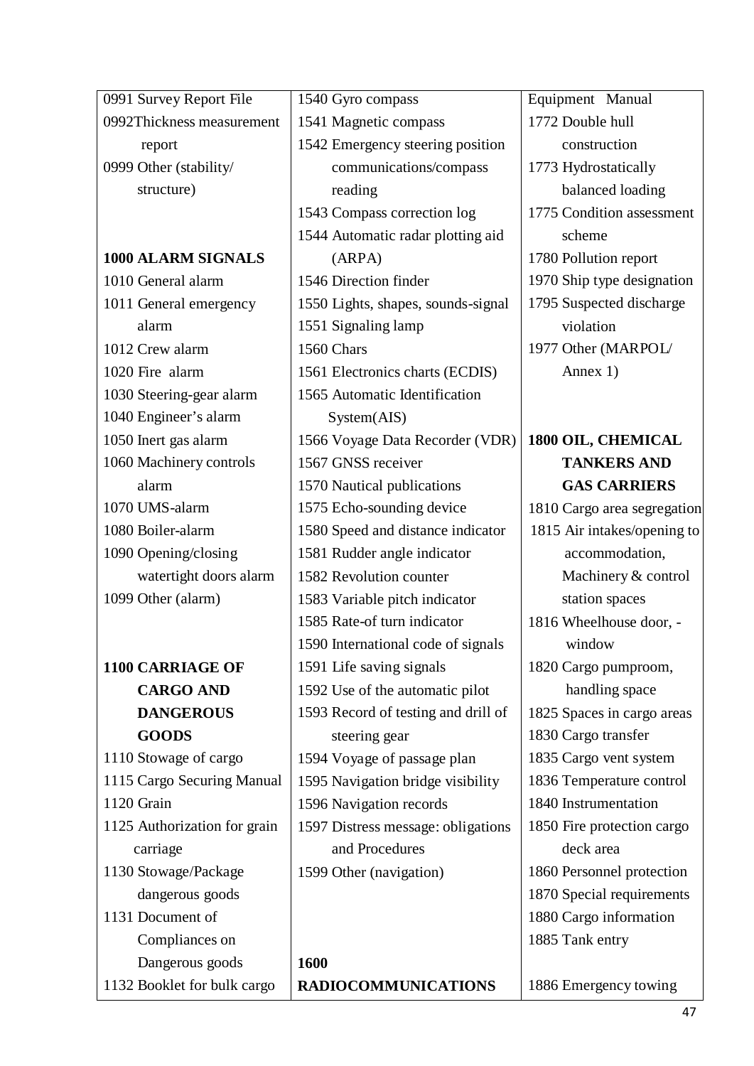0991 Survey Report File
0992Thickness measurement report
0999 Other (stability/ structure)

**1000 ALARM SIGNALS**
1010 General alarm
1011 General emergency alarm
1012 Crew alarm
1020 Fire alarm
1030 Steering-gear alarm
1040 Engineer's alarm
1050 Inert gas alarm
1060 Machinery controls alarm
1070 UMS-alarm
1080 Boiler-alarm
1090 Opening/closing watertight doors alarm
1099 Other (alarm)

**1100 CARRIAGE OF CARGO AND DANGEROUS GOODS**
1110 Stowage of cargo
1115 Cargo Securing Manual
1120 Grain
1125 Authorization for grain carriage
1130 Stowage/Package dangerous goods
1131 Document of Compliances on Dangerous goods
1132 Booklet for bulk cargo

1540 Gyro compass
1541 Magnetic compass
1542 Emergency steering position communications/compass reading
1543 Compass correction log
1544 Automatic radar plotting aid (ARPA)
1546 Direction finder
1550 Lights, shapes, sounds-signal
1551 Signaling lamp
1560 Chars
1561 Electronics charts (ECDIS)
1565 Automatic Identification System(AIS)
1566 Voyage Data Recorder (VDR)
1567 GNSS receiver
1570 Nautical publications
1575 Echo-sounding device
1580 Speed and distance indicator
1581 Rudder angle indicator
1582 Revolution counter
1583 Variable pitch indicator
1585 Rate-of turn indicator
1590 International code of signals
1591 Life saving signals
1592 Use of the automatic pilot
1593 Record of testing and drill of steering gear
1594 Voyage of passage plan
1595 Navigation bridge visibility
1596 Navigation records
1597 Distress message: obligations and Procedures
1599 Other (navigation)

**1600 RADIOCOMMUNICATIONS**

Equipment Manual
1772 Double hull construction
1773 Hydrostatically balanced loading
1775 Condition assessment scheme
1780 Pollution report
1970 Ship type designation
1795 Suspected discharge violation
1977 Other (MARPOL/ Annex 1)

**1800 OIL, CHEMICAL TANKERS AND GAS CARRIERS**
1810 Cargo area segregation
1815 Air intakes/opening to accommodation, Machinery & control station spaces
1816 Wheelhouse door, -window
1820 Cargo pumproom, handling space
1825 Spaces in cargo areas
1830 Cargo transfer
1835 Cargo vent system
1836 Temperature control
1840 Instrumentation
1850 Fire protection cargo deck area
1860 Personnel protection
1870 Special requirements
1880 Cargo information
1885 Tank entry

1886 Emergency towing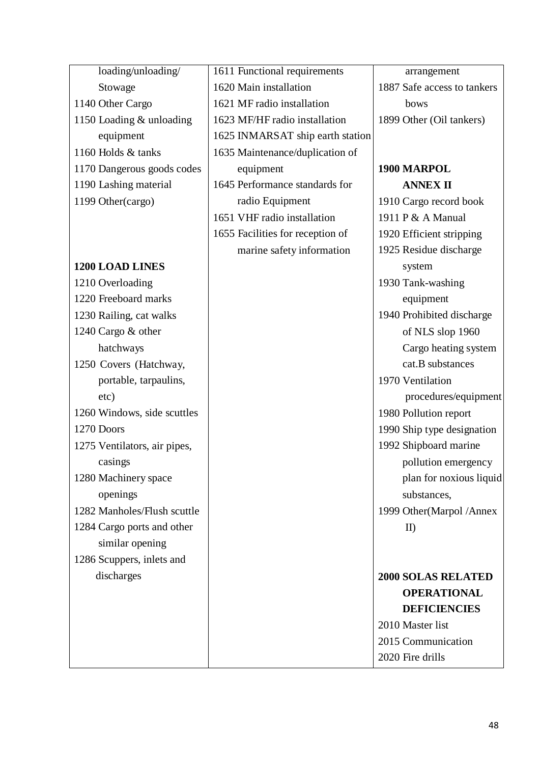| | | |
|---|---|---|
| loading/unloading/ Stowage<br>1140 Other Cargo<br>1150 Loading & unloading equipment<br>1160 Holds & tanks<br>1170 Dangerous goods codes<br>1190 Lashing material<br>1199 Other(cargo)<br><br>**1200 LOAD LINES**<br>1210 Overloading<br>1220 Freeboard marks<br>1230 Railing, cat walks<br>1240 Cargo & other hatchways<br>1250 Covers (Hatchway, portable, tarpaulins, etc)<br>1260 Windows, side scuttles<br>1270 Doors<br>1275 Ventilators, air pipes, casings<br>1280 Machinery space openings<br>1282 Manholes/Flush scuttle<br>1284 Cargo ports and other similar opening<br>1286 Scuppers, inlets and discharges | 1611 Functional requirements<br>1620 Main installation<br>1621 MF radio installation<br>1623 MF/HF radio installation<br>1625 INMARSAT ship earth station<br>1635 Maintenance/duplication of equipment<br>1645 Performance standards for radio Equipment<br>1651 VHF radio installation<br>1655 Facilities for reception of marine safety information | arrangement<br>1887 Safe access to tankers bows<br>1899 Other (Oil tankers)<br><br>**1900 MARPOL ANNEX II**<br>1910 Cargo record book<br>1911 P & A Manual<br>1920 Efficient stripping<br>1925 Residue discharge system<br>1930 Tank-washing equipment<br>1940 Prohibited discharge of NLS slop 1960 Cargo heating system cat.B substances<br>1970 Ventilation procedures/equipment<br>1980 Pollution report<br>1990 Ship type designation<br>1992 Shipboard marine pollution emergency plan for noxious liquid substances,<br>1999 Other(Marpol /Annex II)<br><br>**2000 SOLAS RELATED OPERATIONAL DEFICIENCIES**<br>2010 Master list<br>2015 Communication<br>2020 Fire drills |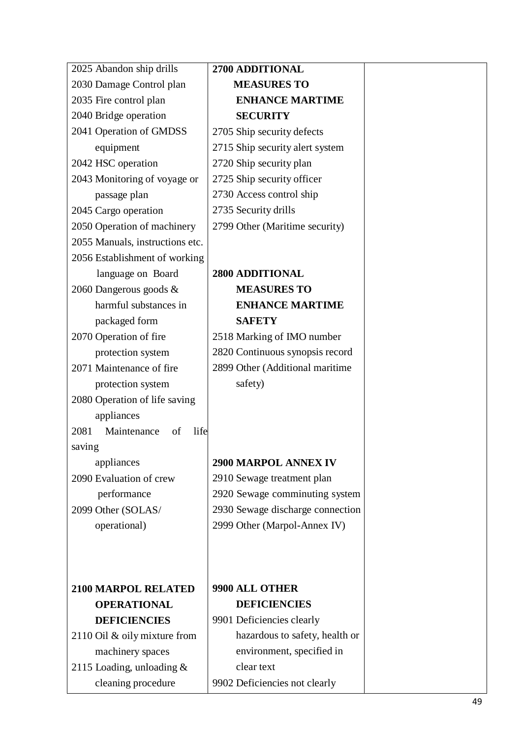| | | |
|---|---|---|
| 2025 Abandon ship drills<br>2030 Damage Control plan<br>2035 Fire control plan<br>2040 Bridge operation<br>2041 Operation of GMDSS equipment<br>2042 HSC operation<br>2043 Monitoring of voyage or passage plan<br>2045 Cargo operation<br>2050 Operation of machinery<br>2055 Manuals, instructions etc.<br>2056 Establishment of working language on Board<br>2060 Dangerous goods & harmful substances in packaged form<br>2070 Operation of fire protection system<br>2071 Maintenance of fire protection system<br>2080 Operation of life saving appliances<br>2081 Maintenance of life saving appliances<br>2090 Evaluation of crew performance<br>2099 Other (SOLAS/ operational)<br><br>**2100 MARPOL RELATED OPERATIONAL DEFICIENCIES**<br>2110 Oil & oily mixture from machinery spaces<br>2115 Loading, unloading & cleaning procedure | **2700 ADDITIONAL MEASURES TO ENHANCE MARTIME SECURITY**<br>2705 Ship security defects<br>2715 Ship security alert system<br>2720 Ship security plan<br>2725 Ship security officer<br>2730 Access control ship<br>2735 Security drills<br>2799 Other (Maritime security)<br><br>**2800 ADDITIONAL MEASURES TO ENHANCE MARTIME SAFETY**<br>2518 Marking of IMO number<br>2820 Continuous synopsis record<br>2899 Other (Additional maritime safety)<br><br>**2900 MARPOL ANNEX IV**<br>2910 Sewage treatment plan<br>2920 Sewage comminuting system<br>2930 Sewage discharge connection<br>2999 Other (Marpol-Annex IV)<br><br>**9900 ALL OTHER DEFICIENCIES**<br>9901 Deficiencies clearly hazardous to safety, health or environment, specified in clear text<br>9902 Deficiencies not clearly | |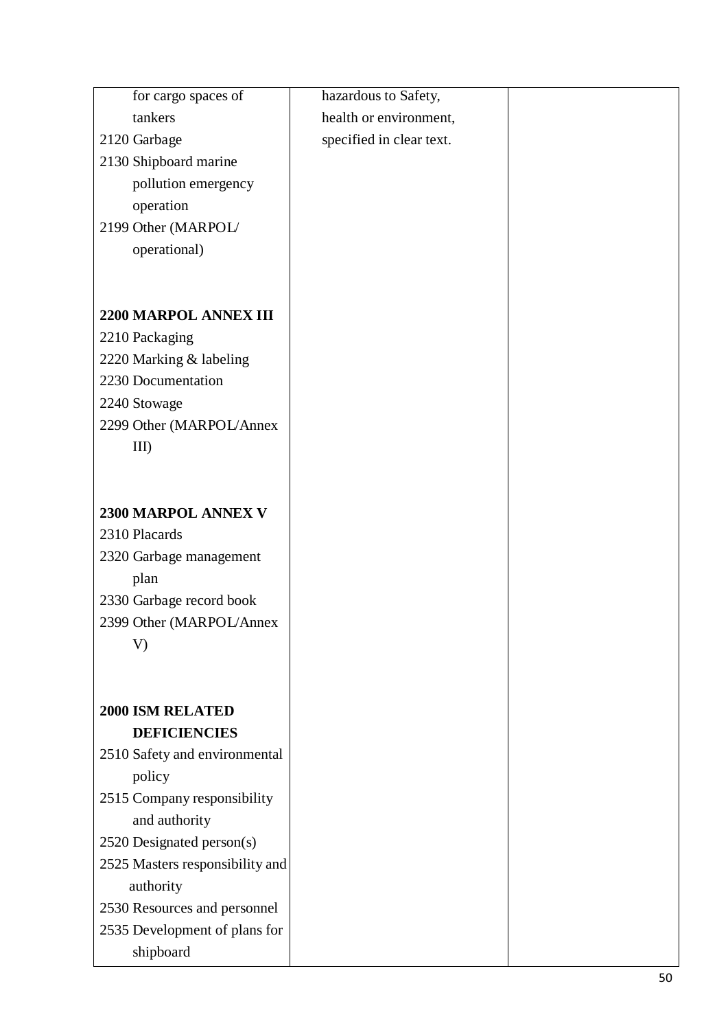| | | |
|---|---|---|
| for cargo spaces of tankers<br>2120 Garbage<br>2130 Shipboard marine pollution emergency operation<br>2199 Other (MARPOL/ operational)<br><br>**2200 MARPOL ANNEX III**<br>2210 Packaging<br>2220 Marking & labeling<br>2230 Documentation<br>2240 Stowage<br>2299 Other (MARPOL/Annex III)<br><br>**2300 MARPOL ANNEX V**<br>2310 Placards<br>2320 Garbage management plan<br>2330 Garbage record book<br>2399 Other (MARPOL/Annex V)<br><br>**2000 ISM RELATED DEFICIENCIES**<br>2510 Safety and environmental policy<br>2515 Company responsibility and authority<br>2520 Designated person(s)<br>2525 Masters responsibility and authority<br>2530 Resources and personnel<br>2535 Development of plans for shipboard | hazardous to Safety, health or environment, specified in clear text. | |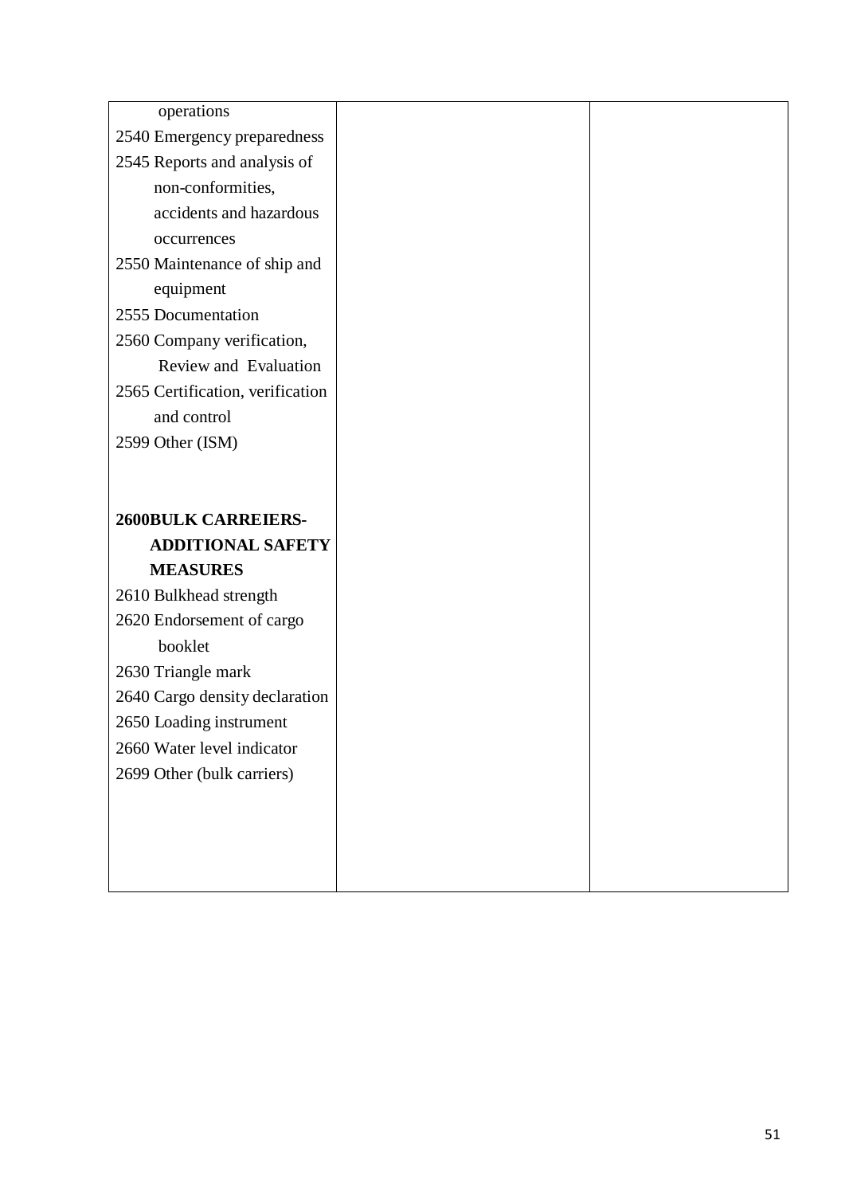| | | |
|---|---|---|
| operations<br>2540 Emergency preparedness<br>2545 Reports and analysis of non-conformities, accidents and hazardous occurrences<br>2550 Maintenance of ship and equipment<br>2555 Documentation<br>2560 Company verification, Review and Evaluation<br>2565 Certification, verification and control<br>2599 Other (ISM)<br><br>**2600BULK CARREIERS-ADDITIONAL SAFETY MEASURES**<br>2610 Bulkhead strength<br>2620 Endorsement of cargo booklet<br>2630 Triangle mark<br>2640 Cargo density declaration<br>2650 Loading instrument<br>2660 Water level indicator<br>2699 Other (bulk carriers) | | |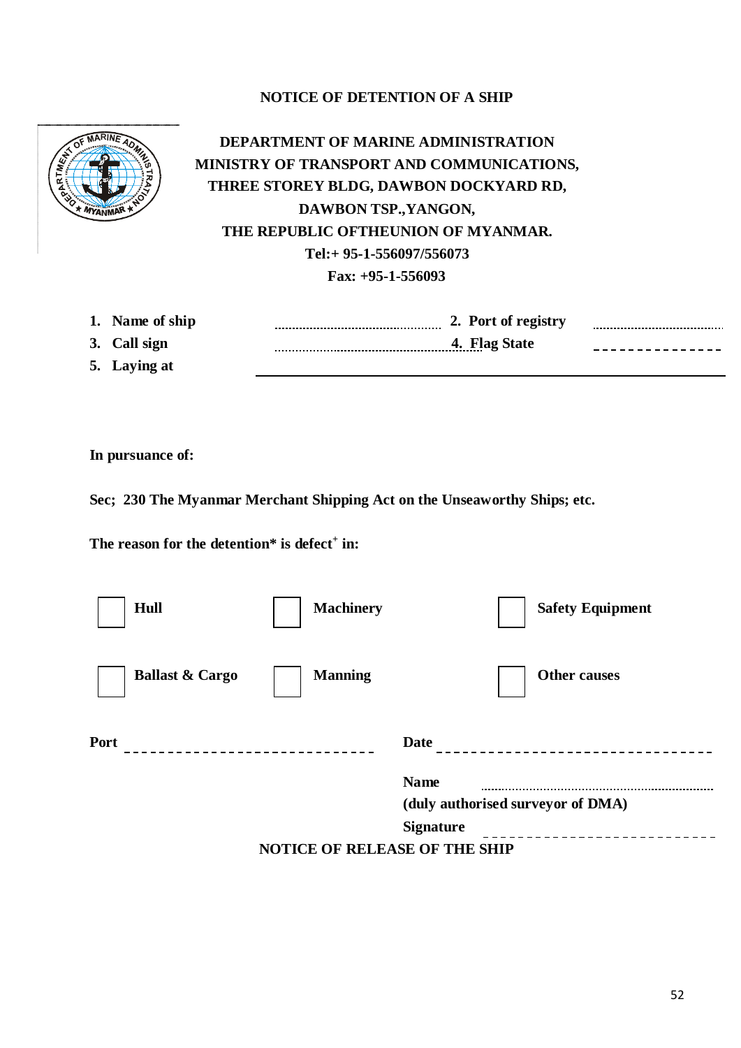## NOTICE OF DETENTION OF A SHIP

**DEPARTMENT OF MARINE ADMINISTRATION**
**MINISTRY OF TRANSPORT AND COMMUNICATIONS,**
**THREE STOREY BLDG, DAWBON DOCKYARD RD,**
**DAWBON TSP.,YANGON,**
**THE REPUBLIC OFTHEUNION OF MYANMAR.**
**Tel:+ 95-1-556097/556073**
**Fax: +95-1-556093**

**1. Name of ship** .............................................. **2. Port of registry** ..........................................

**3. Call sign** .............................................. **4. Flag State** - - - - - - - - - - - - - -

**5. Laying at** ______________________________________________

**In pursuance of:**

**Sec; 230 The Myanmar Merchant Shipping Act on the Unseaworthy Ships; etc.**

**The reason for the detention* is defect[+] in:**

☐ **Hull** ☐ **Machinery** ☐ **Safety Equipment**

☐ **Ballast & Cargo** ☐ **Manning** ☐ **Other causes**

**Port** - - - - - - - - - - - - - - - - - - - - - - - - - - - - **Date** - - - - - - - - - - - - - - - - - - - - - - - - - - - - - -

**Name** ..................................................................
**(duly authorised surveyor of DMA)**
**Signature** - - - - - - - - - - - - - - - - - - - - - - - - - -

## NOTICE OF RELEASE OF THE SHIP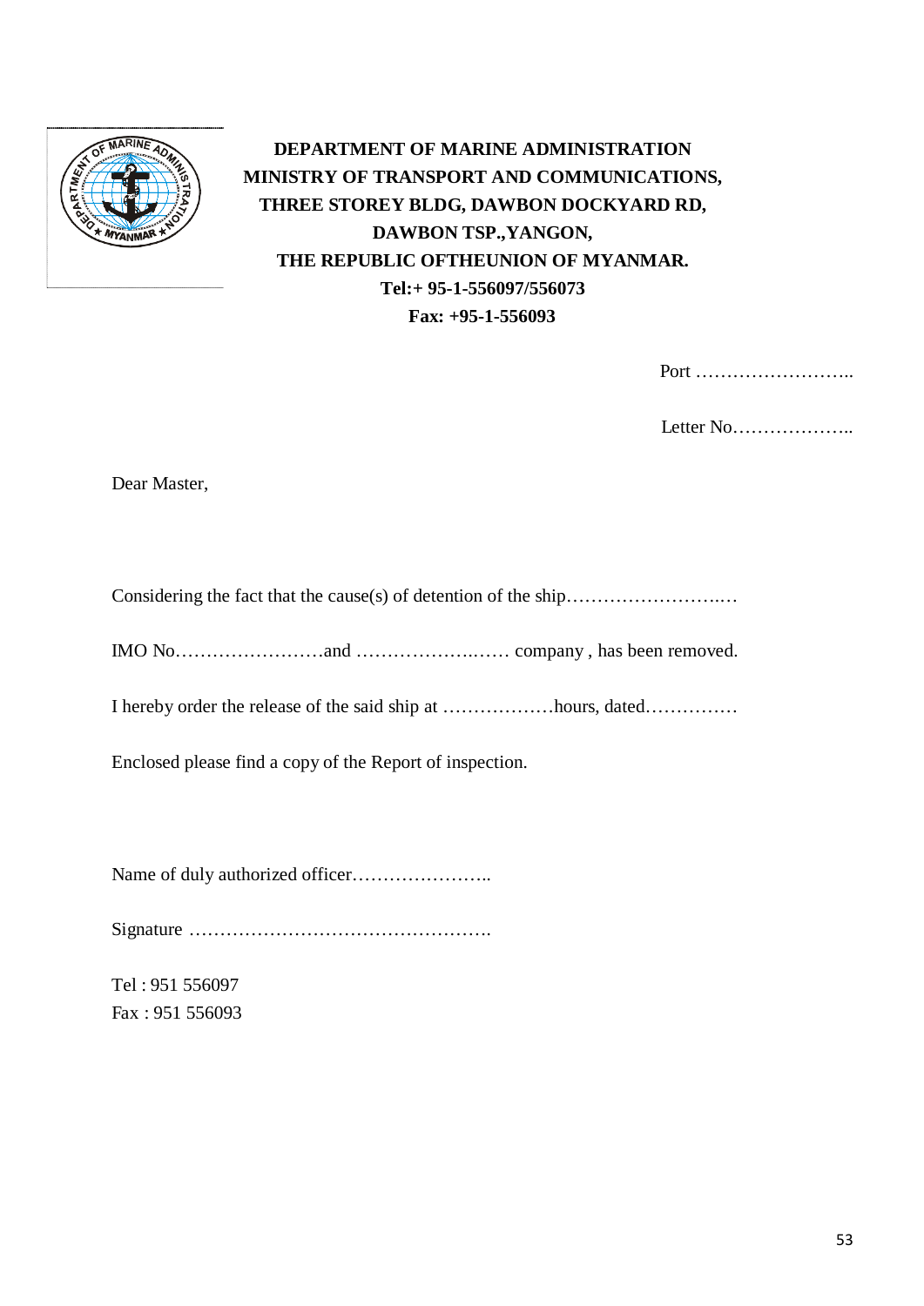**DEPARTMENT OF MARINE ADMINISTRATION**
**MINISTRY OF TRANSPORT AND COMMUNICATIONS,**
**THREE STOREY BLDG, DAWBON DOCKYARD RD,**
**DAWBON TSP.,YANGON,**
**THE REPUBLIC OFTHEUNION OF MYANMAR.**
**Tel:+ 95-1-556097/556073**
**Fax: +95-1-556093**

Port ……………………..

Letter No………………..

Dear Master,

Considering the fact that the cause(s) of detention of the ship……………………..…

IMO No……………………and ………………..…… company , has been removed.

I hereby order the release of the said ship at ………………hours, dated……………

Enclosed please find a copy of the Report of inspection.

Name of duly authorized officer…………………..

Signature ………………………………………….

Tel : 951 556097
Fax : 951 556093